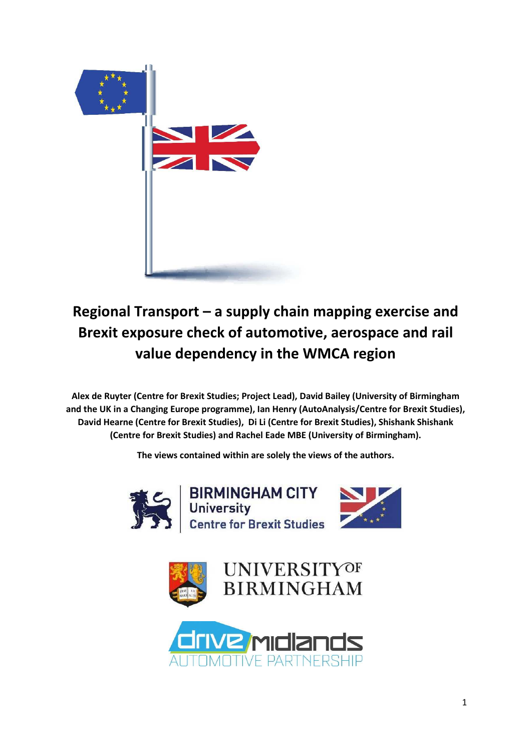# Regional Transport – a supply chain mapping exercise and Brexit exposure check of automotive, aerospace and rail value dependency in the WMCA region

**Alex de Ruyter (Centre for Brexit Studies; Project Lead), David Bailey (University of Birmingham and the UK in a Changing Europe programme), Ian Henry (AutoAnalysis/Centre for Brexit Studies), David Hearne (Centre for Brexit Studies), Di Li (Centre for Brexit Studies), Shishank Shishank (Centre for Brexit Studies) and Rachel Eade MBE (University of Birmingham).**

**The views contained within are solely the views of the authors.**

BIRMINGHAM CITY University Centre for Brexit Studies

UNIVERSITY OF BIRMINGHAM

drive midlands AUTOMOTIVE PARTNERSHIP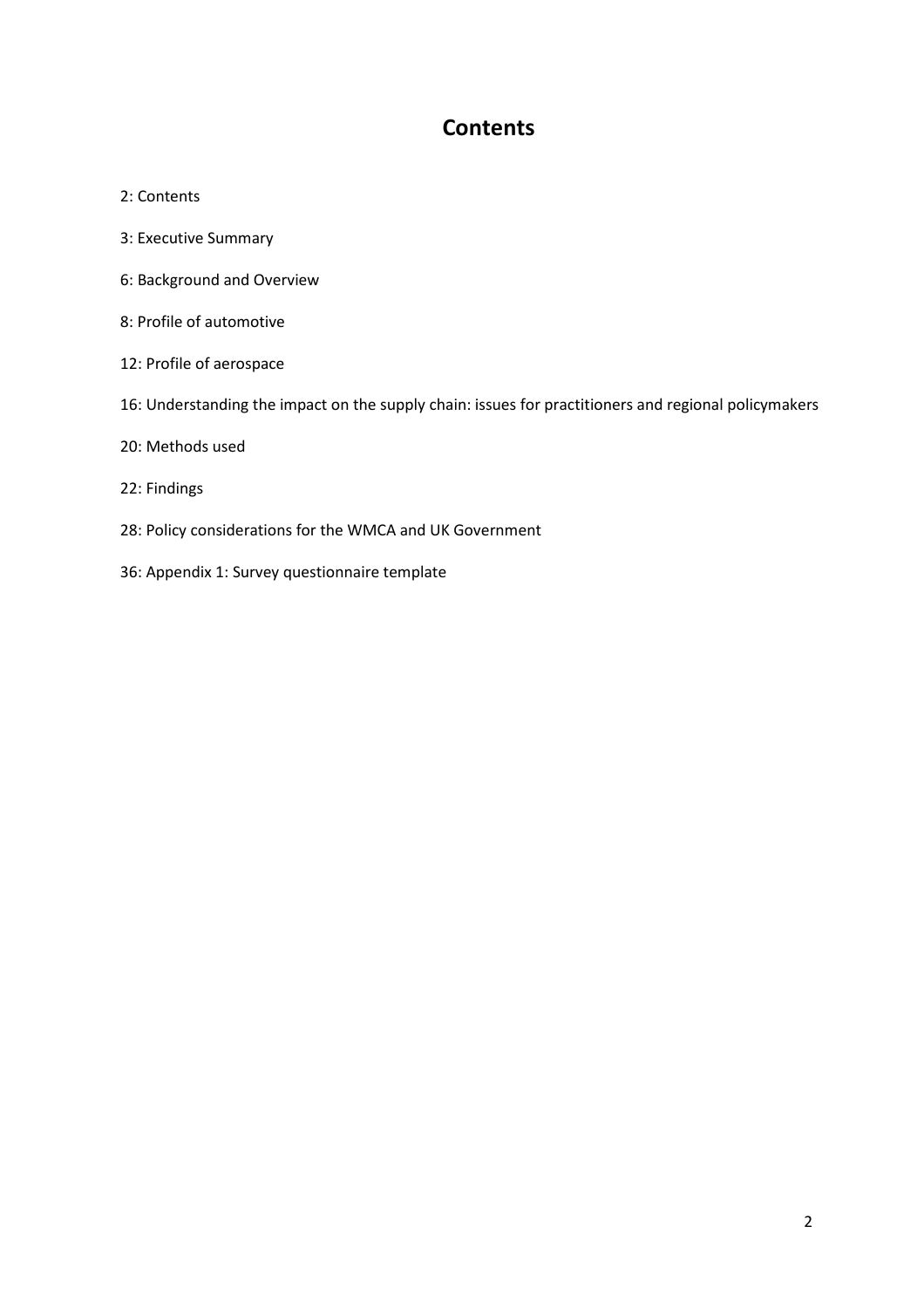# Contents

2: Contents

3: Executive Summary

6: Background and Overview

8: Profile of automotive

12: Profile of aerospace

16: Understanding the impact on the supply chain: issues for practitioners and regional policymakers

20: Methods used

22: Findings

28: Policy considerations for the WMCA and UK Government

36: Appendix 1: Survey questionnaire template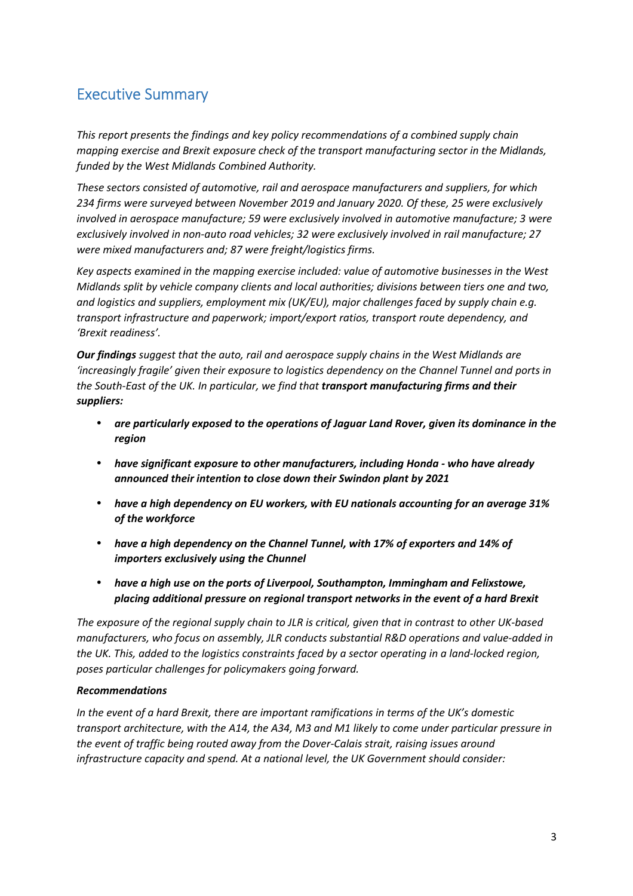## Executive Summary

*This report presents the findings and key policy recommendations of a combined supply chain mapping exercise and Brexit exposure check of the transport manufacturing sector in the Midlands, funded by the West Midlands Combined Authority.*

*These sectors consisted of automotive, rail and aerospace manufacturers and suppliers, for which 234 firms were surveyed between November 2019 and January 2020. Of these, 25 were exclusively involved in aerospace manufacture; 59 were exclusively involved in automotive manufacture; 3 were exclusively involved in non-auto road vehicles; 32 were exclusively involved in rail manufacture; 27 were mixed manufacturers and; 87 were freight/logistics firms.*

*Key aspects examined in the mapping exercise included: value of automotive businesses in the West Midlands split by vehicle company clients and local authorities; divisions between tiers one and two, and logistics and suppliers, employment mix (UK/EU), major challenges faced by supply chain e.g. transport infrastructure and paperwork; import/export ratios, transport route dependency, and 'Brexit readiness'.*

***Our findings*** *suggest that the auto, rail and aerospace supply chains in the West Midlands are 'increasingly fragile' given their exposure to logistics dependency on the Channel Tunnel and ports in the South-East of the UK. In particular, we find that* ***transport manufacturing firms and their suppliers:***

- ***are particularly exposed to the operations of Jaguar Land Rover, given its dominance in the region***
- ***have significant exposure to other manufacturers, including Honda - who have already announced their intention to close down their Swindon plant by 2021***
- ***have a high dependency on EU workers, with EU nationals accounting for an average 31% of the workforce***
- ***have a high dependency on the Channel Tunnel, with 17% of exporters and 14% of importers exclusively using the Chunnel***
- ***have a high use on the ports of Liverpool, Southampton, Immingham and Felixstowe, placing additional pressure on regional transport networks in the event of a hard Brexit***

*The exposure of the regional supply chain to JLR is critical, given that in contrast to other UK-based manufacturers, who focus on assembly, JLR conducts substantial R&D operations and value-added in the UK. This, added to the logistics constraints faced by a sector operating in a land-locked region, poses particular challenges for policymakers going forward.*

***Recommendations***

*In the event of a hard Brexit, there are important ramifications in terms of the UK's domestic transport architecture, with the A14, the A34, M3 and M1 likely to come under particular pressure in the event of traffic being routed away from the Dover-Calais strait, raising issues around infrastructure capacity and spend. At a national level, the UK Government should consider:*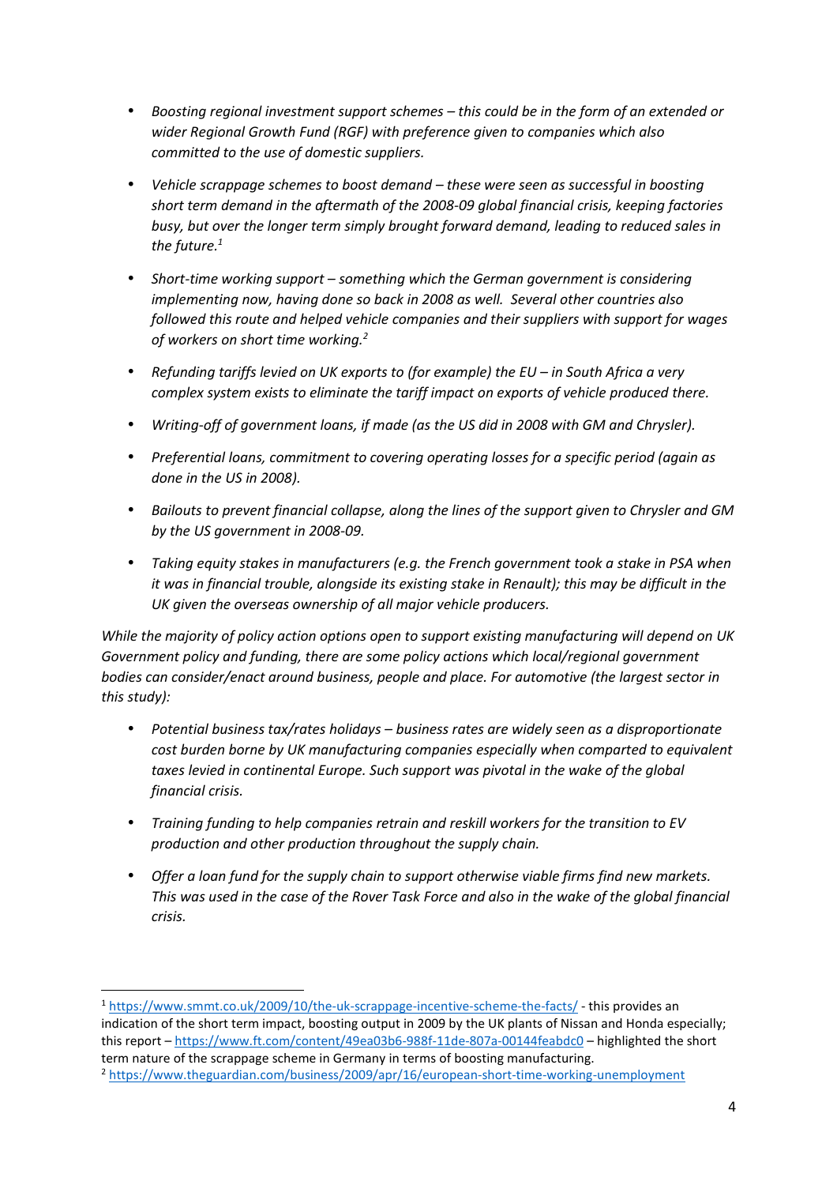- *Boosting regional investment support schemes – this could be in the form of an extended or wider Regional Growth Fund (RGF) with preference given to companies which also committed to the use of domestic suppliers.*

- *Vehicle scrappage schemes to boost demand – these were seen as successful in boosting short term demand in the aftermath of the 2008-09 global financial crisis, keeping factories busy, but over the longer term simply brought forward demand, leading to reduced sales in the future.*[1]

- *Short-time working support – something which the German government is considering implementing now, having done so back in 2008 as well. Several other countries also followed this route and helped vehicle companies and their suppliers with support for wages of workers on short time working.*[2]

- *Refunding tariffs levied on UK exports to (for example) the EU – in South Africa a very complex system exists to eliminate the tariff impact on exports of vehicle produced there.*

- *Writing-off of government loans, if made (as the US did in 2008 with GM and Chrysler).*

- *Preferential loans, commitment to covering operating losses for a specific period (again as done in the US in 2008).*

- *Bailouts to prevent financial collapse, along the lines of the support given to Chrysler and GM by the US government in 2008-09.*

- *Taking equity stakes in manufacturers (e.g. the French government took a stake in PSA when it was in financial trouble, alongside its existing stake in Renault); this may be difficult in the UK given the overseas ownership of all major vehicle producers.*

*While the majority of policy action options open to support existing manufacturing will depend on UK Government policy and funding, there are some policy actions which local/regional government bodies can consider/enact around business, people and place. For automotive (the largest sector in this study):*

- *Potential business tax/rates holidays – business rates are widely seen as a disproportionate cost burden borne by UK manufacturing companies especially when compared to equivalent taxes levied in continental Europe. Such support was pivotal in the wake of the global financial crisis.*

- *Training funding to help companies retrain and reskill workers for the transition to EV production and other production throughout the supply chain.*

- *Offer a loan fund for the supply chain to support otherwise viable firms find new markets. This was used in the case of the Rover Task Force and also in the wake of the global financial crisis.*

---

[1] https://www.smmt.co.uk/2009/10/the-uk-scrappage-incentive-scheme-the-facts/ - this provides an indication of the short term impact, boosting output in 2009 by the UK plants of Nissan and Honda especially; this report – https://www.ft.com/content/49ea03b6-988f-11de-807a-00144feabdc0 – highlighted the short term nature of the scrappage scheme in Germany in terms of boosting manufacturing.

[2] https://www.theguardian.com/business/2009/apr/16/european-short-time-working-unemployment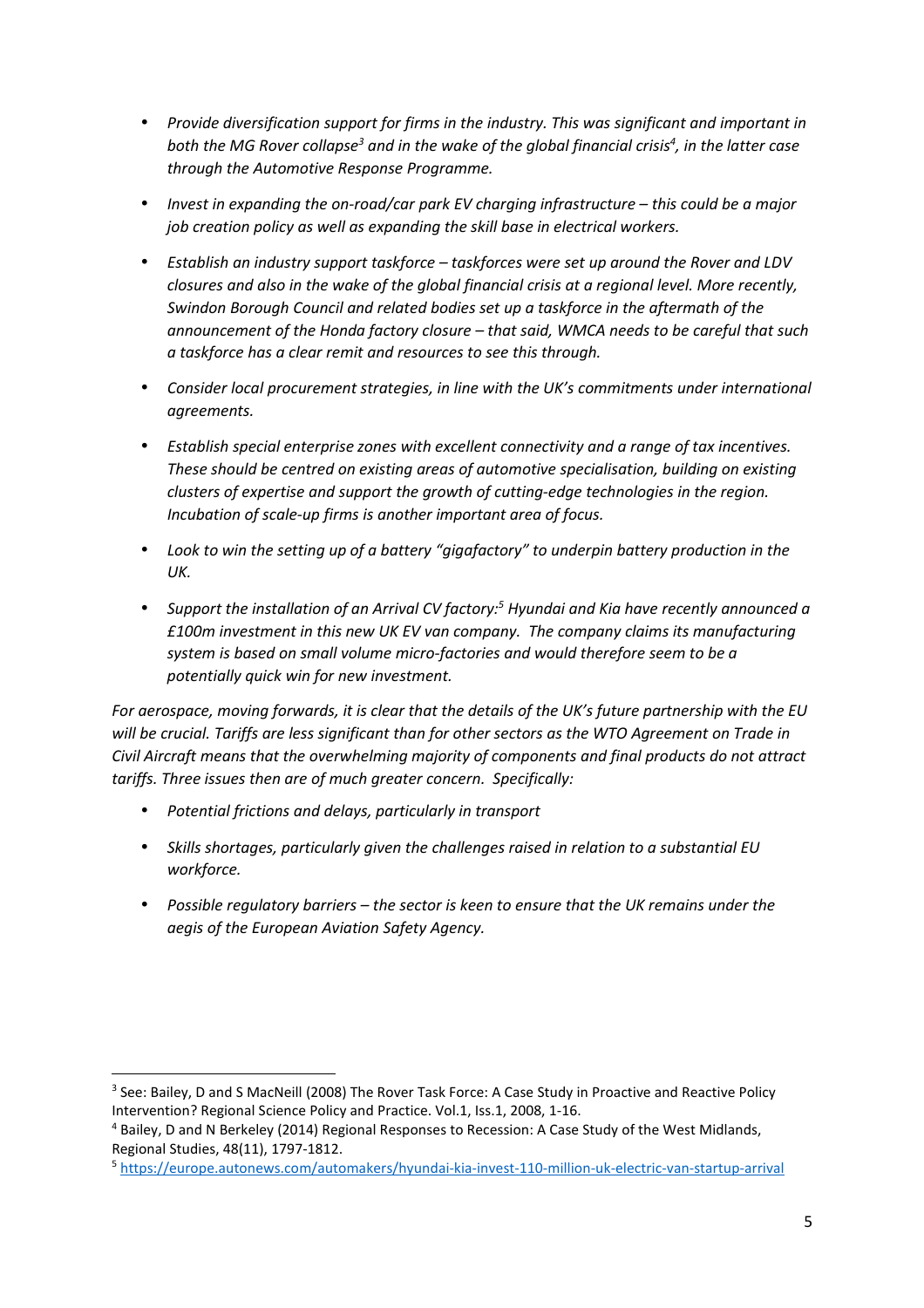- *Provide diversification support for firms in the industry. This was significant and important in both the MG Rover collapse*[3] *and in the wake of the global financial crisis*[4]*, in the latter case through the Automotive Response Programme.*

- *Invest in expanding the on-road/car park EV charging infrastructure – this could be a major job creation policy as well as expanding the skill base in electrical workers.*

- *Establish an industry support taskforce – taskforces were set up around the Rover and LDV closures and also in the wake of the global financial crisis at a regional level. More recently, Swindon Borough Council and related bodies set up a taskforce in the aftermath of the announcement of the Honda factory closure – that said, WMCA needs to be careful that such a taskforce has a clear remit and resources to see this through.*

- *Consider local procurement strategies, in line with the UK's commitments under international agreements.*

- *Establish special enterprise zones with excellent connectivity and a range of tax incentives. These should be centred on existing areas of automotive specialisation, building on existing clusters of expertise and support the growth of cutting-edge technologies in the region. Incubation of scale-up firms is another important area of focus.*

- *Look to win the setting up of a battery "gigafactory" to underpin battery production in the UK.*

- *Support the installation of an Arrival CV factory:*[5] *Hyundai and Kia have recently announced a £100m investment in this new UK EV van company. The company claims its manufacturing system is based on small volume micro-factories and would therefore seem to be a potentially quick win for new investment.*

*For aerospace, moving forwards, it is clear that the details of the UK's future partnership with the EU will be crucial. Tariffs are less significant than for other sectors as the WTO Agreement on Trade in Civil Aircraft means that the overwhelming majority of components and final products do not attract tariffs. Three issues then are of much greater concern. Specifically:*

- *Potential frictions and delays, particularly in transport*

- *Skills shortages, particularly given the challenges raised in relation to a substantial EU workforce.*

- *Possible regulatory barriers – the sector is keen to ensure that the UK remains under the aegis of the European Aviation Safety Agency.*

---

[3] See: Bailey, D and S MacNeill (2008) The Rover Task Force: A Case Study in Proactive and Reactive Policy Intervention? Regional Science Policy and Practice. Vol.1, Iss.1, 2008, 1-16.

[4] Bailey, D and N Berkeley (2014) Regional Responses to Recession: A Case Study of the West Midlands, Regional Studies, 48(11), 1797-1812.

[5] https://europe.autonews.com/automakers/hyundai-kia-invest-110-million-uk-electric-van-startup-arrival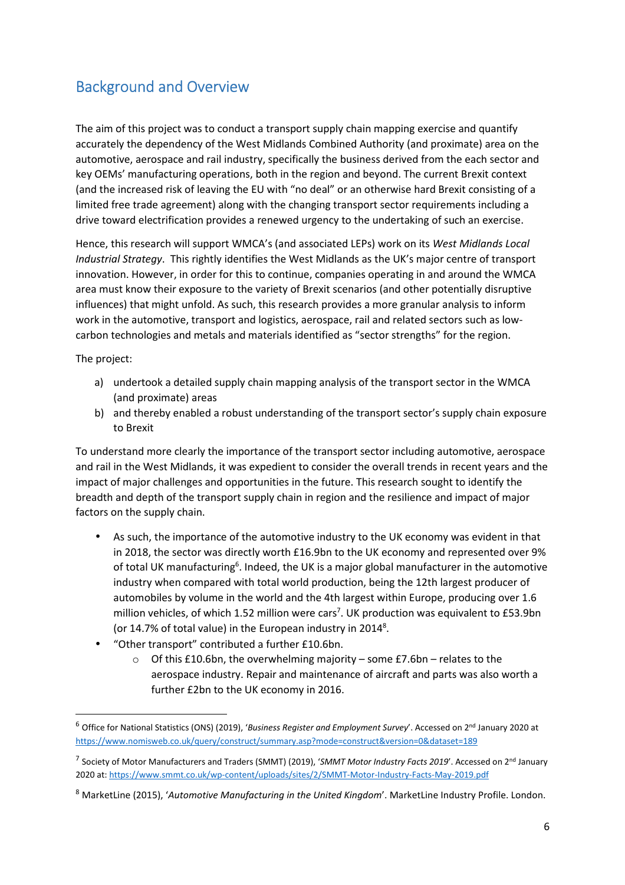## Background and Overview

The aim of this project was to conduct a transport supply chain mapping exercise and quantify accurately the dependency of the West Midlands Combined Authority (and proximate) area on the automotive, aerospace and rail industry, specifically the business derived from the each sector and key OEMs' manufacturing operations, both in the region and beyond. The current Brexit context (and the increased risk of leaving the EU with "no deal" or an otherwise hard Brexit consisting of a limited free trade agreement) along with the changing transport sector requirements including a drive toward electrification provides a renewed urgency to the undertaking of such an exercise.

Hence, this research will support WMCA's (and associated LEPs) work on its *West Midlands Local Industrial Strategy*. This rightly identifies the West Midlands as the UK's major centre of transport innovation. However, in order for this to continue, companies operating in and around the WMCA area must know their exposure to the variety of Brexit scenarios (and other potentially disruptive influences) that might unfold. As such, this research provides a more granular analysis to inform work in the automotive, transport and logistics, aerospace, rail and related sectors such as low-carbon technologies and metals and materials identified as "sector strengths" for the region.

The project:

a) undertook a detailed supply chain mapping analysis of the transport sector in the WMCA (and proximate) areas
b) and thereby enabled a robust understanding of the transport sector's supply chain exposure to Brexit

To understand more clearly the importance of the transport sector including automotive, aerospace and rail in the West Midlands, it was expedient to consider the overall trends in recent years and the impact of major challenges and opportunities in the future. This research sought to identify the breadth and depth of the transport supply chain in region and the resilience and impact of major factors on the supply chain.

- As such, the importance of the automotive industry to the UK economy was evident in that in 2018, the sector was directly worth £16.9bn to the UK economy and represented over 9% of total UK manufacturing[6]. Indeed, the UK is a major global manufacturer in the automotive industry when compared with total world production, being the 12th largest producer of automobiles by volume in the world and the 4th largest within Europe, producing over 1.6 million vehicles, of which 1.52 million were cars[7]. UK production was equivalent to £53.9bn (or 14.7% of total value) in the European industry in 2014[8].
- "Other transport" contributed a further £10.6bn.
    - Of this £10.6bn, the overwhelming majority – some £7.6bn – relates to the aerospace industry. Repair and maintenance of aircraft and parts was also worth a further £2bn to the UK economy in 2016.

---

[6] Office for National Statistics (ONS) (2019), '*Business Register and Employment Survey*'. Accessed on 2nd January 2020 at https://www.nomisweb.co.uk/query/construct/summary.asp?mode=construct&version=0&dataset=189

[7] Society of Motor Manufacturers and Traders (SMMT) (2019), '*SMMT Motor Industry Facts 2019*'. Accessed on 2nd January 2020 at: https://www.smmt.co.uk/wp-content/uploads/sites/2/SMMT-Motor-Industry-Facts-May-2019.pdf

[8] MarketLine (2015), '*Automotive Manufacturing in the United Kingdom*'. MarketLine Industry Profile. London.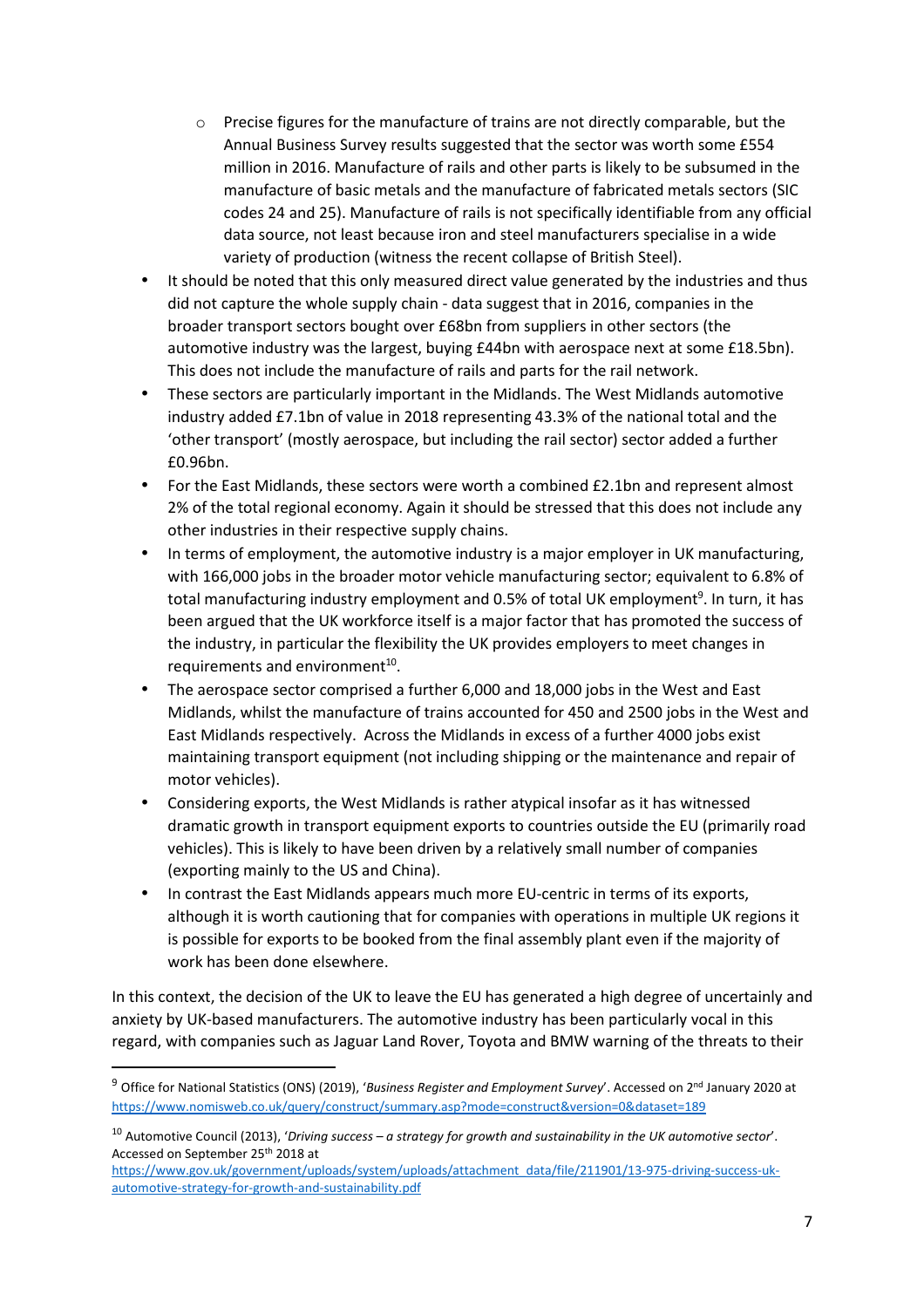- Precise figures for the manufacture of trains are not directly comparable, but the Annual Business Survey results suggested that the sector was worth some £554 million in 2016. Manufacture of rails and other parts is likely to be subsumed in the manufacture of basic metals and the manufacture of fabricated metals sectors (SIC codes 24 and 25). Manufacture of rails is not specifically identifiable from any official data source, not least because iron and steel manufacturers specialise in a wide variety of production (witness the recent collapse of British Steel).
- It should be noted that this only measured direct value generated by the industries and thus did not capture the whole supply chain - data suggest that in 2016, companies in the broader transport sectors bought over £68bn from suppliers in other sectors (the automotive industry was the largest, buying £44bn with aerospace next at some £18.5bn). This does not include the manufacture of rails and parts for the rail network.
- These sectors are particularly important in the Midlands. The West Midlands automotive industry added £7.1bn of value in 2018 representing 43.3% of the national total and the 'other transport' (mostly aerospace, but including the rail sector) sector added a further £0.96bn.
- For the East Midlands, these sectors were worth a combined £2.1bn and represent almost 2% of the total regional economy. Again it should be stressed that this does not include any other industries in their respective supply chains.
- In terms of employment, the automotive industry is a major employer in UK manufacturing, with 166,000 jobs in the broader motor vehicle manufacturing sector; equivalent to 6.8% of total manufacturing industry employment and 0.5% of total UK employment[9]. In turn, it has been argued that the UK workforce itself is a major factor that has promoted the success of the industry, in particular the flexibility the UK provides employers to meet changes in requirements and environment[10].
- The aerospace sector comprised a further 6,000 and 18,000 jobs in the West and East Midlands, whilst the manufacture of trains accounted for 450 and 2500 jobs in the West and East Midlands respectively. Across the Midlands in excess of a further 4000 jobs exist maintaining transport equipment (not including shipping or the maintenance and repair of motor vehicles).
- Considering exports, the West Midlands is rather atypical insofar as it has witnessed dramatic growth in transport equipment exports to countries outside the EU (primarily road vehicles). This is likely to have been driven by a relatively small number of companies (exporting mainly to the US and China).
- In contrast the East Midlands appears much more EU-centric in terms of its exports, although it is worth cautioning that for companies with operations in multiple UK regions it is possible for exports to be booked from the final assembly plant even if the majority of work has been done elsewhere.

In this context, the decision of the UK to leave the EU has generated a high degree of uncertainly and anxiety by UK-based manufacturers. The automotive industry has been particularly vocal in this regard, with companies such as Jaguar Land Rover, Toyota and BMW warning of the threats to their

---

[9] Office for National Statistics (ONS) (2019), '*Business Register and Employment Survey*'. Accessed on 2nd January 2020 at https://www.nomisweb.co.uk/query/construct/summary.asp?mode=construct&version=0&dataset=189

[10] Automotive Council (2013), '*Driving success – a strategy for growth and sustainability in the UK automotive sector*'. Accessed on September 25th 2018 at https://www.gov.uk/government/uploads/system/uploads/attachment_data/file/211901/13-975-driving-success-uk-automotive-strategy-for-growth-and-sustainability.pdf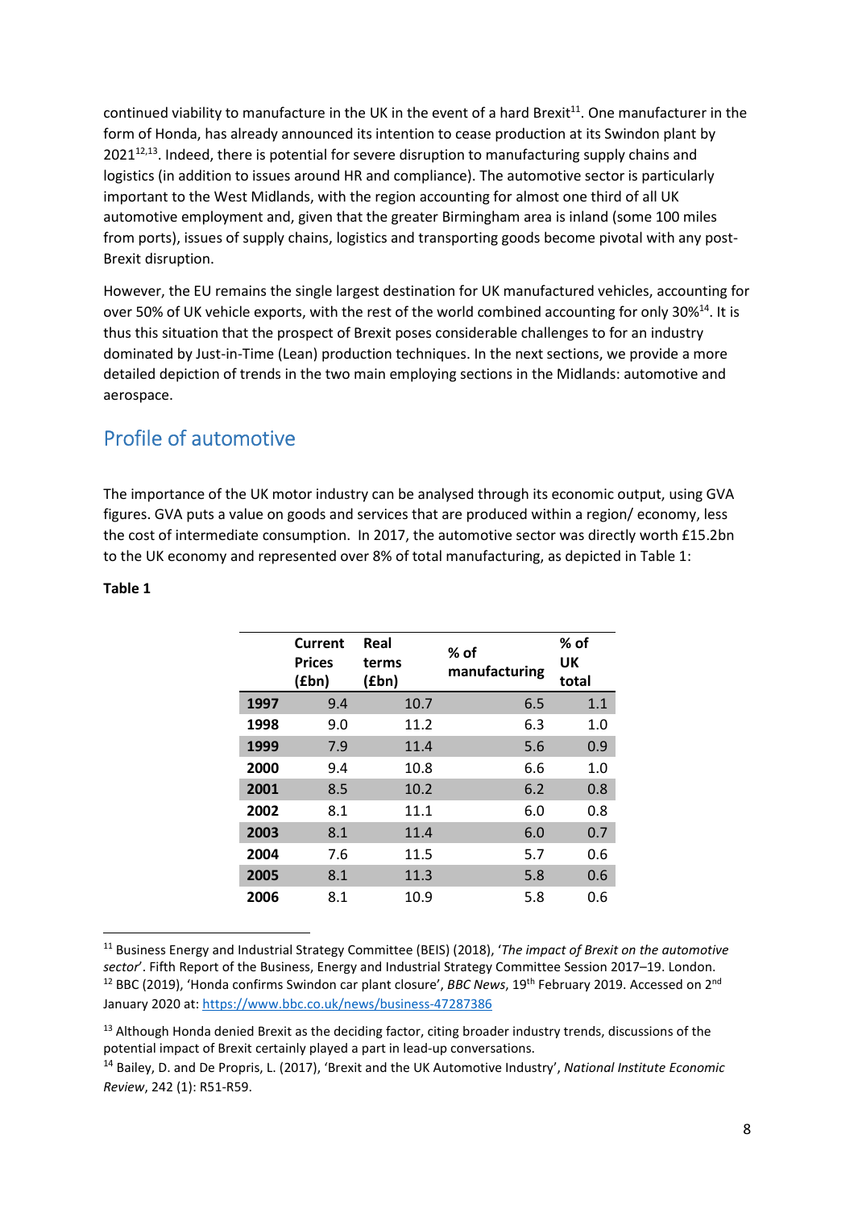continued viability to manufacture in the UK in the event of a hard Brexit[11]. One manufacturer in the form of Honda, has already announced its intention to cease production at its Swindon plant by 2021[12,13]. Indeed, there is potential for severe disruption to manufacturing supply chains and logistics (in addition to issues around HR and compliance). The automotive sector is particularly important to the West Midlands, with the region accounting for almost one third of all UK automotive employment and, given that the greater Birmingham area is inland (some 100 miles from ports), issues of supply chains, logistics and transporting goods become pivotal with any post-Brexit disruption.

However, the EU remains the single largest destination for UK manufactured vehicles, accounting for over 50% of UK vehicle exports, with the rest of the world combined accounting for only 30%[14]. It is thus this situation that the prospect of Brexit poses considerable challenges to for an industry dominated by Just-in-Time (Lean) production techniques. In the next sections, we provide a more detailed depiction of trends in the two main employing sections in the Midlands: automotive and aerospace.

## Profile of automotive

The importance of the UK motor industry can be analysed through its economic output, using GVA figures. GVA puts a value on goods and services that are produced within a region/ economy, less the cost of intermediate consumption. In 2017, the automotive sector was directly worth £15.2bn to the UK economy and represented over 8% of total manufacturing, as depicted in Table 1:

**Table 1**

| | Current Prices (£bn) | Real terms (£bn) | % of manufacturing | % of UK total |
|---|---|---|---|---|
| **1997** | 9.4 | 10.7 | 6.5 | 1.1 |
| **1998** | 9.0 | 11.2 | 6.3 | 1.0 |
| **1999** | 7.9 | 11.4 | 5.6 | 0.9 |
| **2000** | 9.4 | 10.8 | 6.6 | 1.0 |
| **2001** | 8.5 | 10.2 | 6.2 | 0.8 |
| **2002** | 8.1 | 11.1 | 6.0 | 0.8 |
| **2003** | 8.1 | 11.4 | 6.0 | 0.7 |
| **2004** | 7.6 | 11.5 | 5.7 | 0.6 |
| **2005** | 8.1 | 11.3 | 5.8 | 0.6 |
| **2006** | 8.1 | 10.9 | 5.8 | 0.6 |

[11] Business Energy and Industrial Strategy Committee (BEIS) (2018), '*The impact of Brexit on the automotive sector*'. Fifth Report of the Business, Energy and Industrial Strategy Committee Session 2017–19. London.

[12] BBC (2019), 'Honda confirms Swindon car plant closure', *BBC News*, 19th February 2019. Accessed on 2nd January 2020 at: https://www.bbc.co.uk/news/business-47287386

[13] Although Honda denied Brexit as the deciding factor, citing broader industry trends, discussions of the potential impact of Brexit certainly played a part in lead-up conversations.

[14] Bailey, D. and De Propris, L. (2017), 'Brexit and the UK Automotive Industry', *National Institute Economic Review*, 242 (1): R51-R59.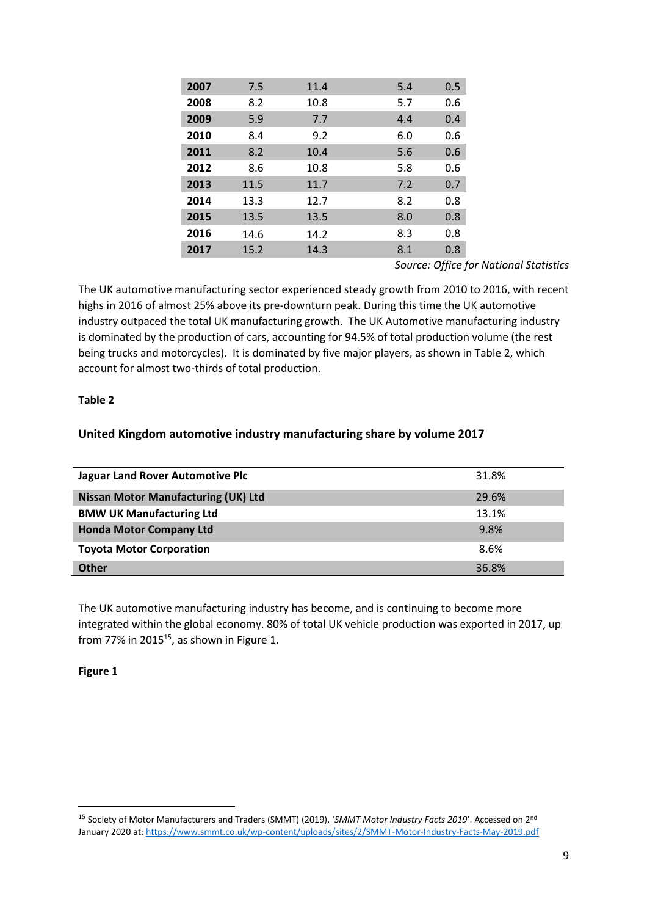| | | | | |
|---|---|---|---|---|
| **2007** | 7.5 | 11.4 | 5.4 | 0.5 |
| **2008** | 8.2 | 10.8 | 5.7 | 0.6 |
| **2009** | 5.9 | 7.7 | 4.4 | 0.4 |
| **2010** | 8.4 | 9.2 | 6.0 | 0.6 |
| **2011** | 8.2 | 10.4 | 5.6 | 0.6 |
| **2012** | 8.6 | 10.8 | 5.8 | 0.6 |
| **2013** | 11.5 | 11.7 | 7.2 | 0.7 |
| **2014** | 13.3 | 12.7 | 8.2 | 0.8 |
| **2015** | 13.5 | 13.5 | 8.0 | 0.8 |
| **2016** | 14.6 | 14.2 | 8.3 | 0.8 |
| **2017** | 15.2 | 14.3 | 8.1 | 0.8 |

*Source: Office for National Statistics*

The UK automotive manufacturing sector experienced steady growth from 2010 to 2016, with recent highs in 2016 of almost 25% above its pre-downturn peak. During this time the UK automotive industry outpaced the total UK manufacturing growth. The UK Automotive manufacturing industry is dominated by the production of cars, accounting for 94.5% of total production volume (the rest being trucks and motorcycles). It is dominated by five major players, as shown in Table 2, which account for almost two-thirds of total production.

**Table 2**

**United Kingdom automotive industry manufacturing share by volume 2017**

| | |
|---|---|
| **Jaguar Land Rover Automotive Plc** | 31.8% |
| **Nissan Motor Manufacturing (UK) Ltd** | 29.6% |
| **BMW UK Manufacturing Ltd** | 13.1% |
| **Honda Motor Company Ltd** | 9.8% |
| **Toyota Motor Corporation** | 8.6% |
| **Other** | 36.8% |

The UK automotive manufacturing industry has become, and is continuing to become more integrated within the global economy. 80% of total UK vehicle production was exported in 2017, up from 77% in 2015[15], as shown in Figure 1.

**Figure 1**

[15] Society of Motor Manufacturers and Traders (SMMT) (2019), '*SMMT Motor Industry Facts 2019*'. Accessed on 2nd January 2020 at: https://www.smmt.co.uk/wp-content/uploads/sites/2/SMMT-Motor-Industry-Facts-May-2019.pdf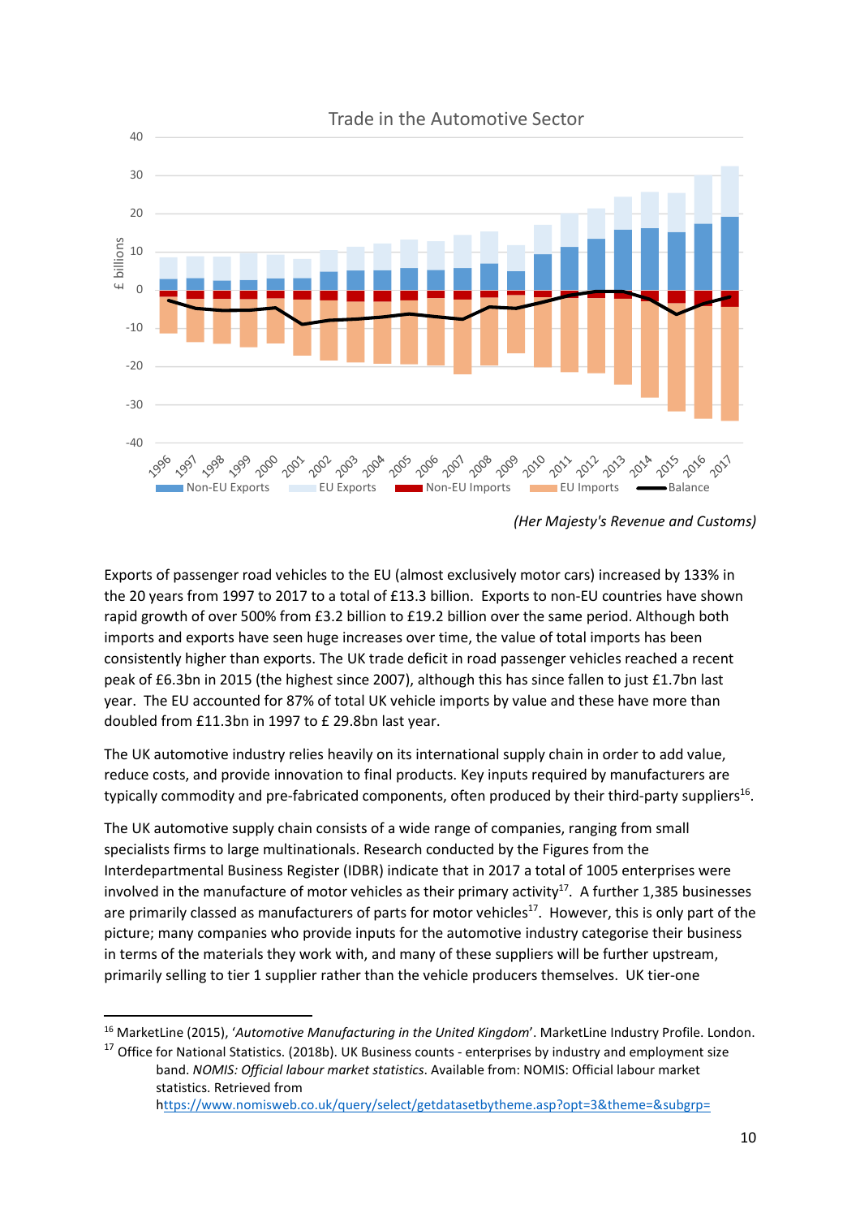Trade in the Automotive Sector

*(Her Majesty's Revenue and Customs)*

Exports of passenger road vehicles to the EU (almost exclusively motor cars) increased by 133% in the 20 years from 1997 to 2017 to a total of £13.3 billion. Exports to non-EU countries have shown rapid growth of over 500% from £3.2 billion to £19.2 billion over the same period. Although both imports and exports have seen huge increases over time, the value of total imports has been consistently higher than exports. The UK trade deficit in road passenger vehicles reached a recent peak of £6.3bn in 2015 (the highest since 2007), although this has since fallen to just £1.7bn last year. The EU accounted for 87% of total UK vehicle imports by value and these have more than doubled from £11.3bn in 1997 to £ 29.8bn last year.

The UK automotive industry relies heavily on its international supply chain in order to add value, reduce costs, and provide innovation to final products. Key inputs required by manufacturers are typically commodity and pre-fabricated components, often produced by their third-party suppliers[16].

The UK automotive supply chain consists of a wide range of companies, ranging from small specialists firms to large multinationals. Research conducted by the Figures from the Interdepartmental Business Register (IDBR) indicate that in 2017 a total of 1005 enterprises were involved in the manufacture of motor vehicles as their primary activity[17]. A further 1,385 businesses are primarily classed as manufacturers of parts for motor vehicles[17]. However, this is only part of the picture; many companies who provide inputs for the automotive industry categorise their business in terms of the materials they work with, and many of these suppliers will be further upstream, primarily selling to tier 1 supplier rather than the vehicle producers themselves. UK tier-one

---

[16] MarketLine (2015), '*Automotive Manufacturing in the United Kingdom*'. MarketLine Industry Profile. London.

[17] Office for National Statistics. (2018b). UK Business counts - enterprises by industry and employment size band. *NOMIS: Official labour market statistics*. Available from: NOMIS: Official labour market statistics. Retrieved from https://www.nomisweb.co.uk/query/select/getdatasetbytheme.asp?opt=3&theme=&subgrp=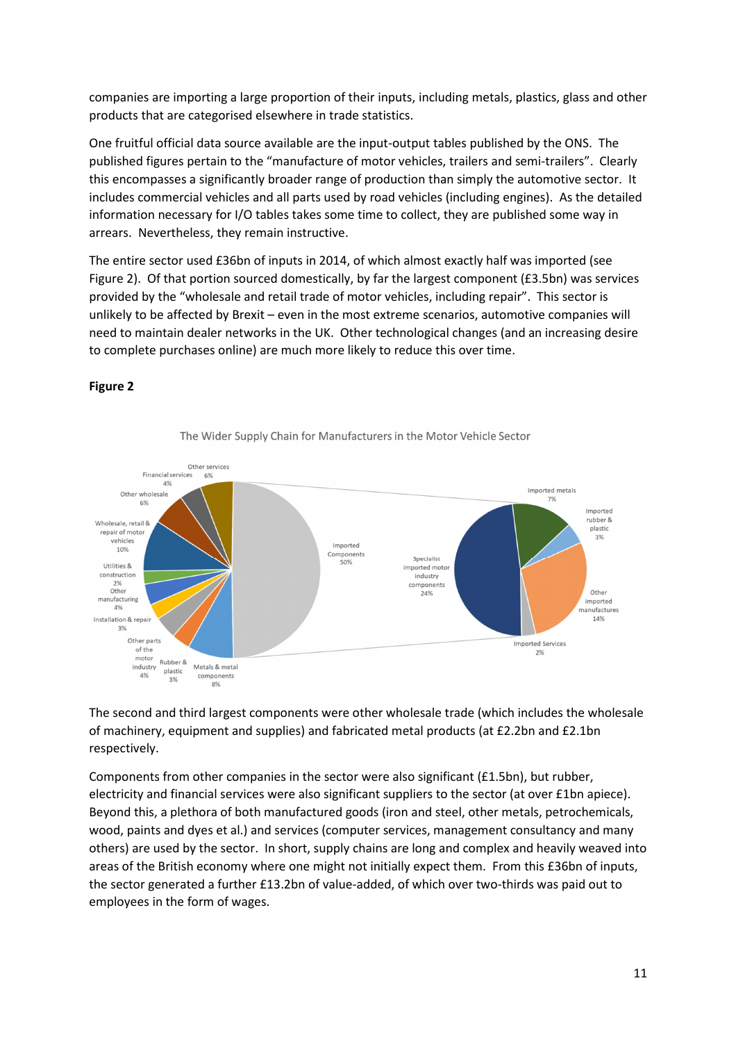companies are importing a large proportion of their inputs, including metals, plastics, glass and other products that are categorised elsewhere in trade statistics.

One fruitful official data source available are the input-output tables published by the ONS. The published figures pertain to the "manufacture of motor vehicles, trailers and semi-trailers". Clearly this encompasses a significantly broader range of production than simply the automotive sector. It includes commercial vehicles and all parts used by road vehicles (including engines). As the detailed information necessary for I/O tables takes some time to collect, they are published some way in arrears. Nevertheless, they remain instructive.

The entire sector used £36bn of inputs in 2014, of which almost exactly half was imported (see Figure 2). Of that portion sourced domestically, by far the largest component (£3.5bn) was services provided by the "wholesale and retail trade of motor vehicles, including repair". This sector is unlikely to be affected by Brexit – even in the most extreme scenarios, automotive companies will need to maintain dealer networks in the UK. Other technological changes (and an increasing desire to complete purchases online) are much more likely to reduce this over time.

**Figure 2**

The Wider Supply Chain for Manufacturers in the Motor Vehicle Sector

| Domestic inputs | Share |
| --- | --- |
| Other services | 6% |
| Financial services | 4% |
| Other wholesale | 6% |
| Wholesale, retail & repair of motor vehicles | 10% |
| Utilities & construction | 2% |
| Other manufacturing | 4% |
| Installation & repair | 3% |
| Other parts of the motor industry | 4% |
| Rubber & plastic | 3% |
| Metals & metal components | 8% |
| Imported Components | 50% |

| Imported Components breakdown | Share |
| --- | --- |
| Imported metals | 7% |
| Imported rubber & plastic | 3% |
| Other imported manufactures | 14% |
| Imported Services | 2% |
| Specialist imported motor industry components | 24% |

The second and third largest components were other wholesale trade (which includes the wholesale of machinery, equipment and supplies) and fabricated metal products (at £2.2bn and £2.1bn respectively.

Components from other companies in the sector were also significant (£1.5bn), but rubber, electricity and financial services were also significant suppliers to the sector (at over £1bn apiece). Beyond this, a plethora of both manufactured goods (iron and steel, other metals, petrochemicals, wood, paints and dyes et al.) and services (computer services, management consultancy and many others) are used by the sector. In short, supply chains are long and complex and heavily weaved into areas of the British economy where one might not initially expect them. From this £36bn of inputs, the sector generated a further £13.2bn of value-added, of which over two-thirds was paid out to employees in the form of wages.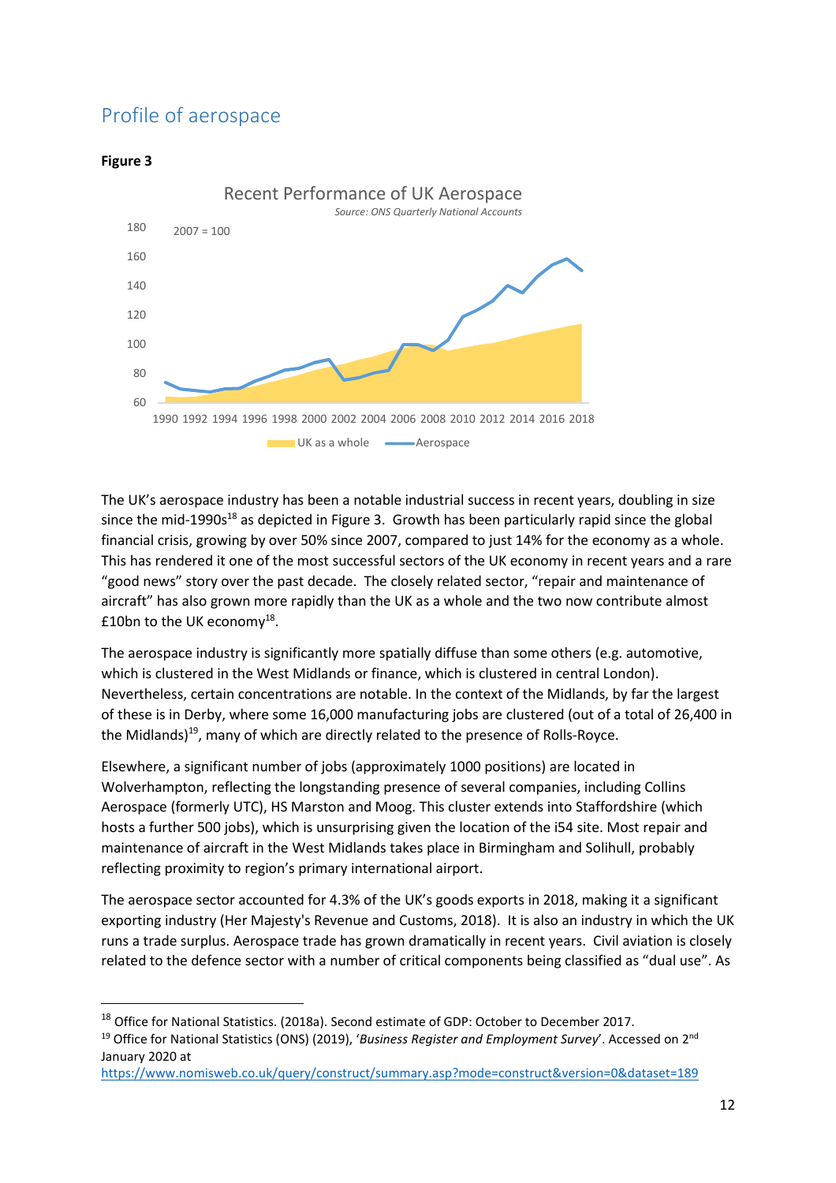## Profile of aerospace

**Figure 3**

The UK's aerospace industry has been a notable industrial success in recent years, doubling in size since the mid-1990s[18] as depicted in Figure 3. Growth has been particularly rapid since the global financial crisis, growing by over 50% since 2007, compared to just 14% for the economy as a whole. This has rendered it one of the most successful sectors of the UK economy in recent years and a rare "good news" story over the past decade. The closely related sector, "repair and maintenance of aircraft" has also grown more rapidly than the UK as a whole and the two now contribute almost £10bn to the UK economy[18].

The aerospace industry is significantly more spatially diffuse than some others (e.g. automotive, which is clustered in the West Midlands or finance, which is clustered in central London). Nevertheless, certain concentrations are notable. In the context of the Midlands, by far the largest of these is in Derby, where some 16,000 manufacturing jobs are clustered (out of a total of 26,400 in the Midlands)[19], many of which are directly related to the presence of Rolls-Royce.

Elsewhere, a significant number of jobs (approximately 1000 positions) are located in Wolverhampton, reflecting the longstanding presence of several companies, including Collins Aerospace (formerly UTC), HS Marston and Moog. This cluster extends into Staffordshire (which hosts a further 500 jobs), which is unsurprising given the location of the i54 site. Most repair and maintenance of aircraft in the West Midlands takes place in Birmingham and Solihull, probably reflecting proximity to region's primary international airport.

The aerospace sector accounted for 4.3% of the UK's goods exports in 2018, making it a significant exporting industry (Her Majesty's Revenue and Customs, 2018). It is also an industry in which the UK runs a trade surplus. Aerospace trade has grown dramatically in recent years. Civil aviation is closely related to the defence sector with a number of critical components being classified as "dual use". As

---

[18] Office for National Statistics. (2018a). Second estimate of GDP: October to December 2017.

[19] Office for National Statistics (ONS) (2019), '*Business Register and Employment Survey*'. Accessed on 2nd January 2020 at https://www.nomisweb.co.uk/query/construct/summary.asp?mode=construct&version=0&dataset=189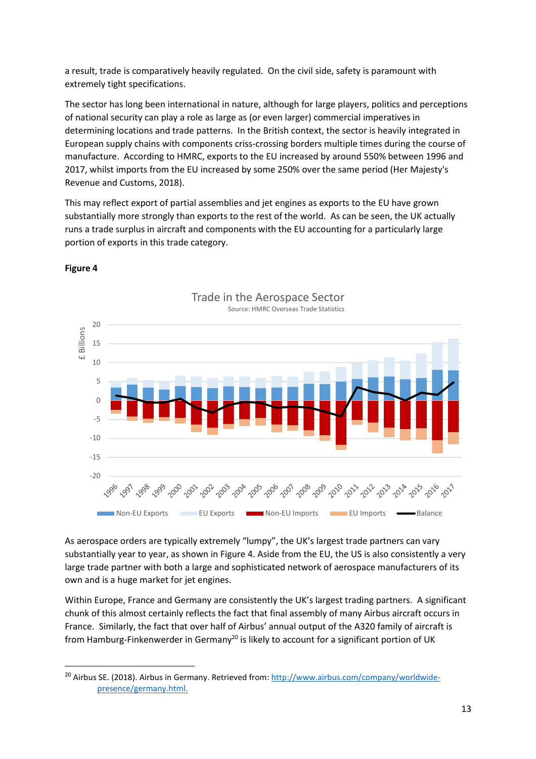a result, trade is comparatively heavily regulated. On the civil side, safety is paramount with extremely tight specifications.

The sector has long been international in nature, although for large players, politics and perceptions of national security can play a role as large as (or even larger) commercial imperatives in determining locations and trade patterns. In the British context, the sector is heavily integrated in European supply chains with components criss-crossing borders multiple times during the course of manufacture. According to HMRC, exports to the EU increased by around 550% between 1996 and 2017, whilst imports from the EU increased by some 250% over the same period (Her Majesty's Revenue and Customs, 2018).

This may reflect export of partial assemblies and jet engines as exports to the EU have grown substantially more strongly than exports to the rest of the world. As can be seen, the UK actually runs a trade surplus in aircraft and components with the EU accounting for a particularly large portion of exports in this trade category.

**Figure 4**

Trade in the Aerospace Sector
Source: HMRC Overseas Trade Statistics

As aerospace orders are typically extremely "lumpy", the UK's largest trade partners can vary substantially year to year, as shown in Figure 4. Aside from the EU, the US is also consistently a very large trade partner with both a large and sophisticated network of aerospace manufacturers of its own and is a huge market for jet engines.

Within Europe, France and Germany are consistently the UK's largest trading partners. A significant chunk of this almost certainly reflects the fact that final assembly of many Airbus aircraft occurs in France. Similarly, the fact that over half of Airbus' annual output of the A320 family of aircraft is from Hamburg-Finkenwerder in Germany[20] is likely to account for a significant portion of UK

---

[20] Airbus SE. (2018). Airbus in Germany. Retrieved from: http://www.airbus.com/company/worldwide-presence/germany.html.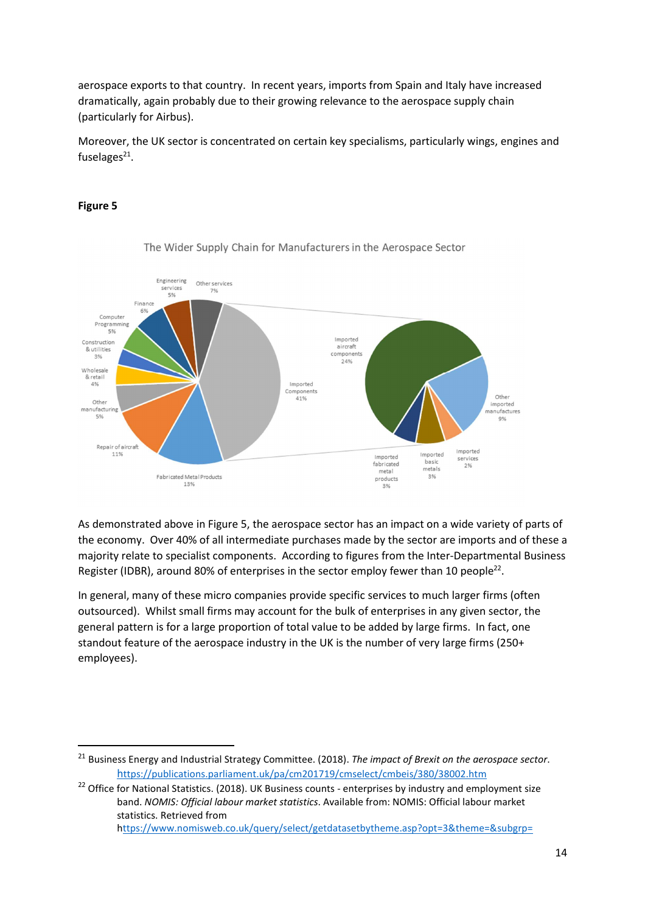aerospace exports to that country. In recent years, imports from Spain and Italy have increased dramatically, again probably due to their growing relevance to the aerospace supply chain (particularly for Airbus).

Moreover, the UK sector is concentrated on certain key specialisms, particularly wings, engines and fuselages[21].

**Figure 5**

The Wider Supply Chain for Manufacturers in the Aerospace Sector

As demonstrated above in Figure 5, the aerospace sector has an impact on a wide variety of parts of the economy. Over 40% of all intermediate purchases made by the sector are imports and of these a majority relate to specialist components. According to figures from the Inter-Departmental Business Register (IDBR), around 80% of enterprises in the sector employ fewer than 10 people[22].

In general, many of these micro companies provide specific services to much larger firms (often outsourced). Whilst small firms may account for the bulk of enterprises in any given sector, the general pattern is for a large proportion of total value to be added by large firms. In fact, one standout feature of the aerospace industry in the UK is the number of very large firms (250+ employees).

[21] Business Energy and Industrial Strategy Committee. (2018). *The impact of Brexit on the aerospace sector*. https://publications.parliament.uk/pa/cm201719/cmselect/cmbeis/380/38002.htm

[22] Office for National Statistics. (2018). UK Business counts - enterprises by industry and employment size band. *NOMIS: Official labour market statistics*. Available from: NOMIS: Official labour market statistics. Retrieved from https://www.nomisweb.co.uk/query/select/getdatasetbytheme.asp?opt=3&theme=&subgrp=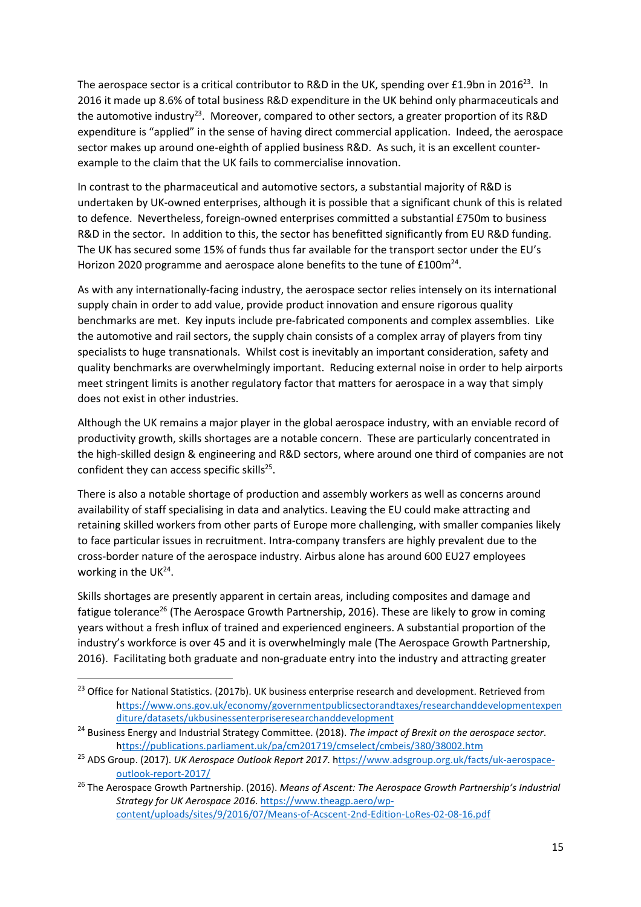The aerospace sector is a critical contributor to R&D in the UK, spending over £1.9bn in 2016[23]. In 2016 it made up 8.6% of total business R&D expenditure in the UK behind only pharmaceuticals and the automotive industry[23]. Moreover, compared to other sectors, a greater proportion of its R&D expenditure is "applied" in the sense of having direct commercial application. Indeed, the aerospace sector makes up around one-eighth of applied business R&D. As such, it is an excellent counter-example to the claim that the UK fails to commercialise innovation.

In contrast to the pharmaceutical and automotive sectors, a substantial majority of R&D is undertaken by UK-owned enterprises, although it is possible that a significant chunk of this is related to defence. Nevertheless, foreign-owned enterprises committed a substantial £750m to business R&D in the sector. In addition to this, the sector has benefitted significantly from EU R&D funding. The UK has secured some 15% of funds thus far available for the transport sector under the EU's Horizon 2020 programme and aerospace alone benefits to the tune of £100m[24].

As with any internationally-facing industry, the aerospace sector relies intensely on its international supply chain in order to add value, provide product innovation and ensure rigorous quality benchmarks are met. Key inputs include pre-fabricated components and complex assemblies. Like the automotive and rail sectors, the supply chain consists of a complex array of players from tiny specialists to huge transnationals. Whilst cost is inevitably an important consideration, safety and quality benchmarks are overwhelmingly important. Reducing external noise in order to help airports meet stringent limits is another regulatory factor that matters for aerospace in a way that simply does not exist in other industries.

Although the UK remains a major player in the global aerospace industry, with an enviable record of productivity growth, skills shortages are a notable concern. These are particularly concentrated in the high-skilled design & engineering and R&D sectors, where around one third of companies are not confident they can access specific skills[25].

There is also a notable shortage of production and assembly workers as well as concerns around availability of staff specialising in data and analytics. Leaving the EU could make attracting and retaining skilled workers from other parts of Europe more challenging, with smaller companies likely to face particular issues in recruitment. Intra-company transfers are highly prevalent due to the cross-border nature of the aerospace industry. Airbus alone has around 600 EU27 employees working in the UK[24].

Skills shortages are presently apparent in certain areas, including composites and damage and fatigue tolerance[26] (The Aerospace Growth Partnership, 2016). These are likely to grow in coming years without a fresh influx of trained and experienced engineers. A substantial proportion of the industry's workforce is over 45 and it is overwhelmingly male (The Aerospace Growth Partnership, 2016). Facilitating both graduate and non-graduate entry into the industry and attracting greater

---

[23] Office for National Statistics. (2017b). UK business enterprise research and development. Retrieved from https://www.ons.gov.uk/economy/governmentpublicsectorandtaxes/researchanddevelopmentexpenditure/datasets/ukbusinessenterpriseresearchanddevelopment

[24] Business Energy and Industrial Strategy Committee. (2018). *The impact of Brexit on the aerospace sector*. https://publications.parliament.uk/pa/cm201719/cmselect/cmbeis/380/38002.htm

[25] ADS Group. (2017). *UK Aerospace Outlook Report 2017*. https://www.adsgroup.org.uk/facts/uk-aerospace-outlook-report-2017/

[26] The Aerospace Growth Partnership. (2016). *Means of Ascent: The Aerospace Growth Partnership's Industrial Strategy for UK Aerospace 2016*. https://www.theagp.aero/wp-content/uploads/sites/9/2016/07/Means-of-Acscent-2nd-Edition-LoRes-02-08-16.pdf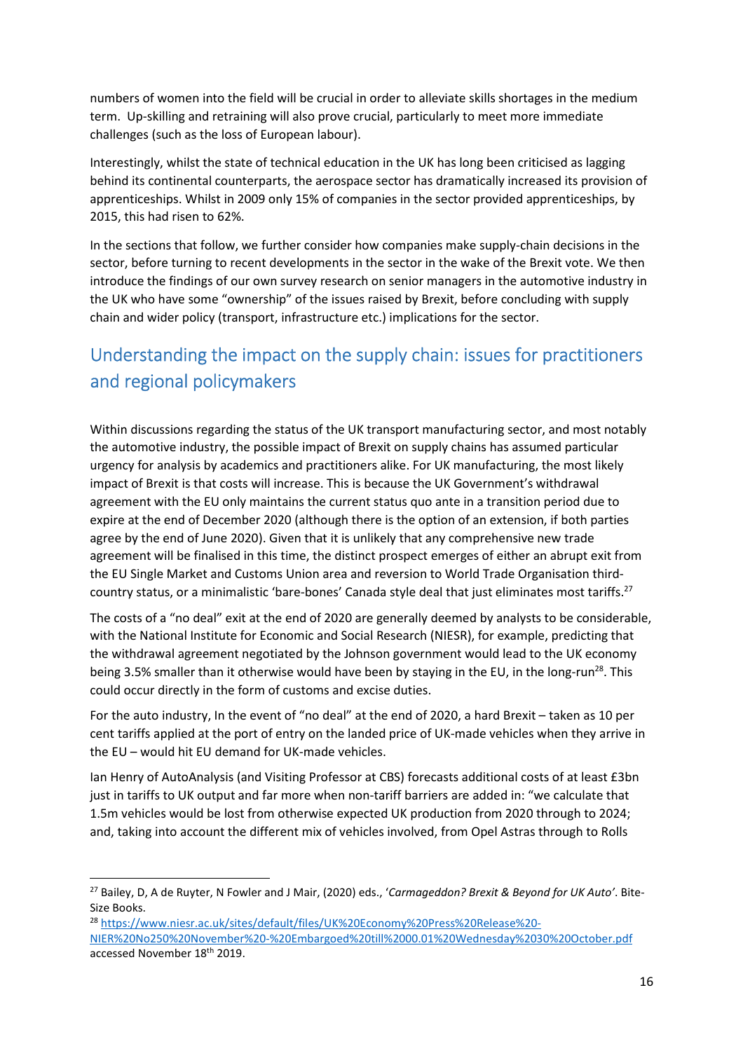numbers of women into the field will be crucial in order to alleviate skills shortages in the medium term. Up-skilling and retraining will also prove crucial, particularly to meet more immediate challenges (such as the loss of European labour).

Interestingly, whilst the state of technical education in the UK has long been criticised as lagging behind its continental counterparts, the aerospace sector has dramatically increased its provision of apprenticeships. Whilst in 2009 only 15% of companies in the sector provided apprenticeships, by 2015, this had risen to 62%.

In the sections that follow, we further consider how companies make supply-chain decisions in the sector, before turning to recent developments in the sector in the wake of the Brexit vote. We then introduce the findings of our own survey research on senior managers in the automotive industry in the UK who have some "ownership" of the issues raised by Brexit, before concluding with supply chain and wider policy (transport, infrastructure etc.) implications for the sector.

## Understanding the impact on the supply chain: issues for practitioners and regional policymakers

Within discussions regarding the status of the UK transport manufacturing sector, and most notably the automotive industry, the possible impact of Brexit on supply chains has assumed particular urgency for analysis by academics and practitioners alike. For UK manufacturing, the most likely impact of Brexit is that costs will increase. This is because the UK Government's withdrawal agreement with the EU only maintains the current status quo ante in a transition period due to expire at the end of December 2020 (although there is the option of an extension, if both parties agree by the end of June 2020). Given that it is unlikely that any comprehensive new trade agreement will be finalised in this time, the distinct prospect emerges of either an abrupt exit from the EU Single Market and Customs Union area and reversion to World Trade Organisation third-country status, or a minimalistic 'bare-bones' Canada style deal that just eliminates most tariffs.[27]

The costs of a "no deal" exit at the end of 2020 are generally deemed by analysts to be considerable, with the National Institute for Economic and Social Research (NIESR), for example, predicting that the withdrawal agreement negotiated by the Johnson government would lead to the UK economy being 3.5% smaller than it otherwise would have been by staying in the EU, in the long-run[28]. This could occur directly in the form of customs and excise duties.

For the auto industry, In the event of "no deal" at the end of 2020, a hard Brexit – taken as 10 per cent tariffs applied at the port of entry on the landed price of UK-made vehicles when they arrive in the EU – would hit EU demand for UK-made vehicles.

Ian Henry of AutoAnalysis (and Visiting Professor at CBS) forecasts additional costs of at least £3bn just in tariffs to UK output and far more when non-tariff barriers are added in: "we calculate that 1.5m vehicles would be lost from otherwise expected UK production from 2020 through to 2024; and, taking into account the different mix of vehicles involved, from Opel Astras through to Rolls

---

[27] Bailey, D, A de Ruyter, N Fowler and J Mair, (2020) eds., '*Carmageddon? Brexit & Beyond for UK Auto*'. Bite-Size Books.

[28] https://www.niesr.ac.uk/sites/default/files/UK%20Economy%20Press%20Release%20-NIER%20No250%20November%20-%20Embargoed%20till%2000.01%20Wednesday%2030%20October.pdf accessed November 18th 2019.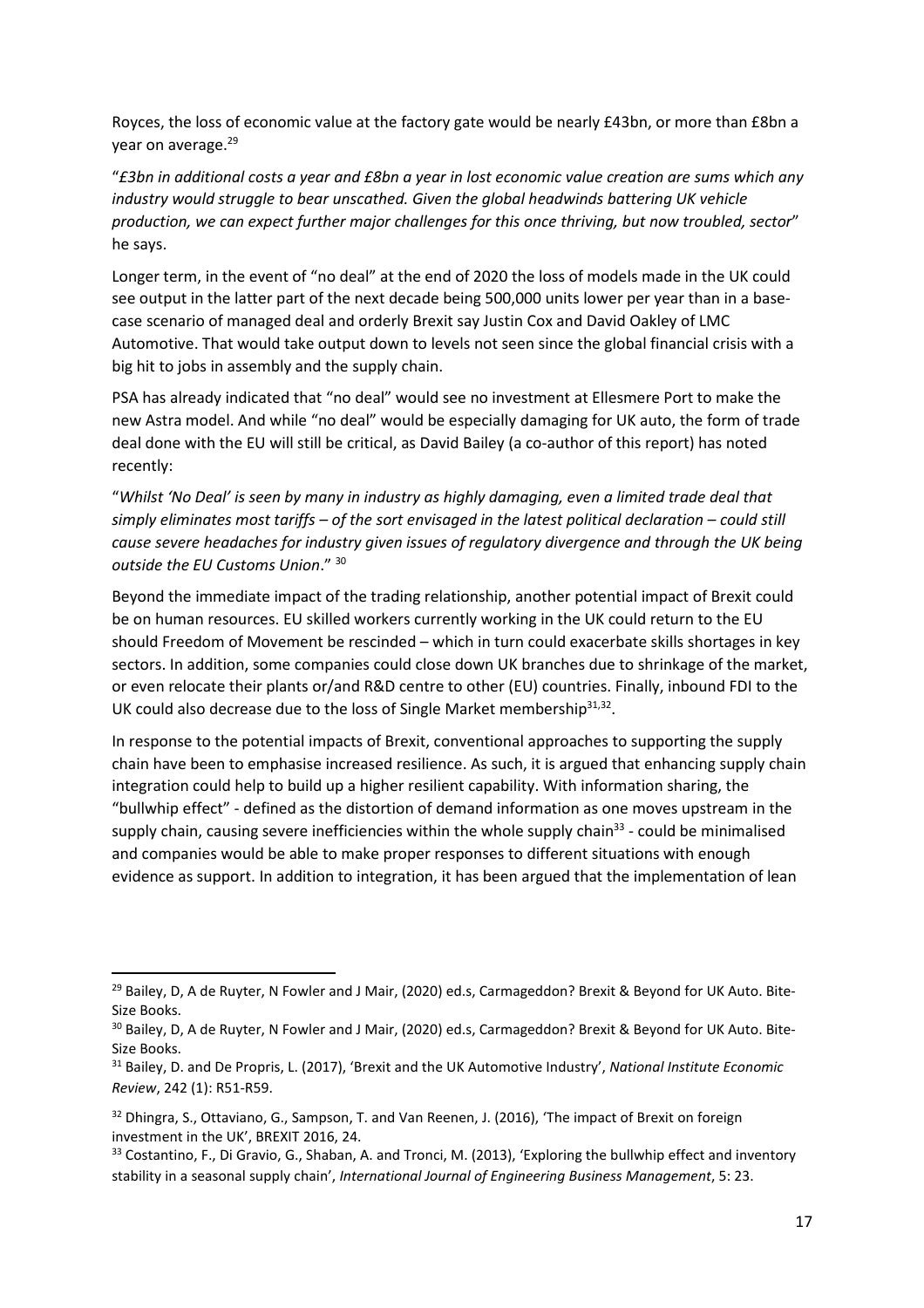Royces, the loss of economic value at the factory gate would be nearly £43bn, or more than £8bn a year on average.[29]

"*£3bn in additional costs a year and £8bn a year in lost economic value creation are sums which any industry would struggle to bear unscathed. Given the global headwinds battering UK vehicle production, we can expect further major challenges for this once thriving, but now troubled, sector*" he says.

Longer term, in the event of "no deal" at the end of 2020 the loss of models made in the UK could see output in the latter part of the next decade being 500,000 units lower per year than in a base-case scenario of managed deal and orderly Brexit say Justin Cox and David Oakley of LMC Automotive. That would take output down to levels not seen since the global financial crisis with a big hit to jobs in assembly and the supply chain.

PSA has already indicated that "no deal" would see no investment at Ellesmere Port to make the new Astra model. And while "no deal" would be especially damaging for UK auto, the form of trade deal done with the EU will still be critical, as David Bailey (a co-author of this report) has noted recently:

"*Whilst 'No Deal' is seen by many in industry as highly damaging, even a limited trade deal that simply eliminates most tariffs – of the sort envisaged in the latest political declaration – could still cause severe headaches for industry given issues of regulatory divergence and through the UK being outside the EU Customs Union*." [30]

Beyond the immediate impact of the trading relationship, another potential impact of Brexit could be on human resources. EU skilled workers currently working in the UK could return to the EU should Freedom of Movement be rescinded – which in turn could exacerbate skills shortages in key sectors. In addition, some companies could close down UK branches due to shrinkage of the market, or even relocate their plants or/and R&D centre to other (EU) countries. Finally, inbound FDI to the UK could also decrease due to the loss of Single Market membership[31,32].

In response to the potential impacts of Brexit, conventional approaches to supporting the supply chain have been to emphasise increased resilience. As such, it is argued that enhancing supply chain integration could help to build up a higher resilient capability. With information sharing, the "bullwhip effect" - defined as the distortion of demand information as one moves upstream in the supply chain, causing severe inefficiencies within the whole supply chain[33] - could be minimalised and companies would be able to make proper responses to different situations with enough evidence as support. In addition to integration, it has been argued that the implementation of lean

---

[29] Bailey, D, A de Ruyter, N Fowler and J Mair, (2020) ed.s, Carmageddon? Brexit & Beyond for UK Auto. Bite-Size Books.

[30] Bailey, D, A de Ruyter, N Fowler and J Mair, (2020) ed.s, Carmageddon? Brexit & Beyond for UK Auto. Bite-Size Books.

[31] Bailey, D. and De Propris, L. (2017), 'Brexit and the UK Automotive Industry', *National Institute Economic Review*, 242 (1): R51-R59.

[32] Dhingra, S., Ottaviano, G., Sampson, T. and Van Reenen, J. (2016), 'The impact of Brexit on foreign investment in the UK', BREXIT 2016, 24.

[33] Costantino, F., Di Gravio, G., Shaban, A. and Tronci, M. (2013), 'Exploring the bullwhip effect and inventory stability in a seasonal supply chain', *International Journal of Engineering Business Management*, 5: 23.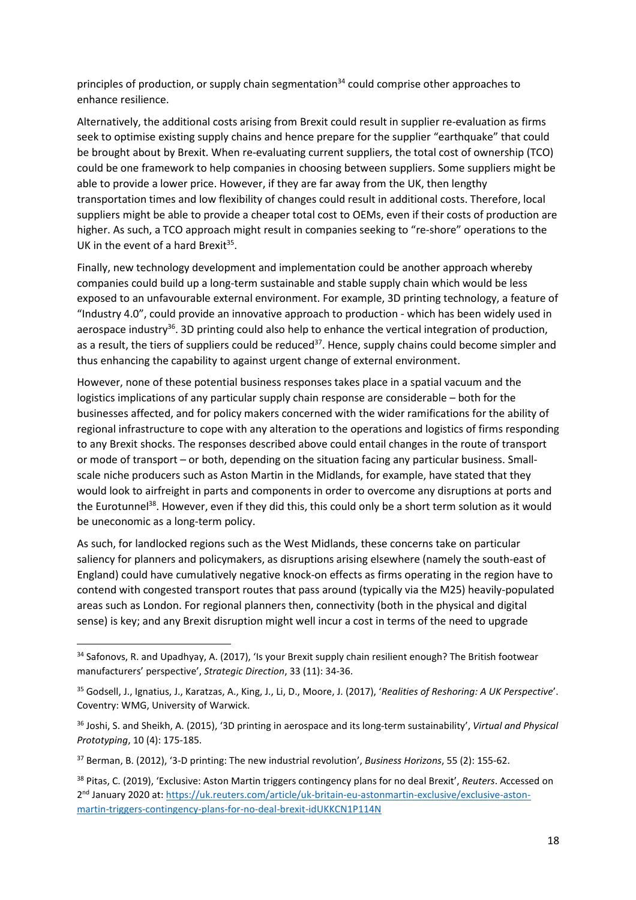principles of production, or supply chain segmentation[34] could comprise other approaches to enhance resilience.

Alternatively, the additional costs arising from Brexit could result in supplier re-evaluation as firms seek to optimise existing supply chains and hence prepare for the supplier "earthquake" that could be brought about by Brexit. When re-evaluating current suppliers, the total cost of ownership (TCO) could be one framework to help companies in choosing between suppliers. Some suppliers might be able to provide a lower price. However, if they are far away from the UK, then lengthy transportation times and low flexibility of changes could result in additional costs. Therefore, local suppliers might be able to provide a cheaper total cost to OEMs, even if their costs of production are higher. As such, a TCO approach might result in companies seeking to "re-shore" operations to the UK in the event of a hard Brexit[35].

Finally, new technology development and implementation could be another approach whereby companies could build up a long-term sustainable and stable supply chain which would be less exposed to an unfavourable external environment. For example, 3D printing technology, a feature of "Industry 4.0", could provide an innovative approach to production - which has been widely used in aerospace industry[36]. 3D printing could also help to enhance the vertical integration of production, as a result, the tiers of suppliers could be reduced[37]. Hence, supply chains could become simpler and thus enhancing the capability to against urgent change of external environment.

However, none of these potential business responses takes place in a spatial vacuum and the logistics implications of any particular supply chain response are considerable – both for the businesses affected, and for policy makers concerned with the wider ramifications for the ability of regional infrastructure to cope with any alteration to the operations and logistics of firms responding to any Brexit shocks. The responses described above could entail changes in the route of transport or mode of transport – or both, depending on the situation facing any particular business. Small-scale niche producers such as Aston Martin in the Midlands, for example, have stated that they would look to airfreight in parts and components in order to overcome any disruptions at ports and the Eurotunnel[38]. However, even if they did this, this could only be a short term solution as it would be uneconomic as a long-term policy.

As such, for landlocked regions such as the West Midlands, these concerns take on particular saliency for planners and policymakers, as disruptions arising elsewhere (namely the south-east of England) could have cumulatively negative knock-on effects as firms operating in the region have to contend with congested transport routes that pass around (typically via the M25) heavily-populated areas such as London. For regional planners then, connectivity (both in the physical and digital sense) is key; and any Brexit disruption might well incur a cost in terms of the need to upgrade

---

[34] Safonovs, R. and Upadhyay, A. (2017), 'Is your Brexit supply chain resilient enough? The British footwear manufacturers' perspective', *Strategic Direction*, 33 (11): 34-36.

[35] Godsell, J., Ignatius, J., Karatzas, A., King, J., Li, D., Moore, J. (2017), '*Realities of Reshoring: A UK Perspective*'. Coventry: WMG, University of Warwick.

[36] Joshi, S. and Sheikh, A. (2015), '3D printing in aerospace and its long-term sustainability', *Virtual and Physical Prototyping*, 10 (4): 175-185.

[37] Berman, B. (2012), '3-D printing: The new industrial revolution', *Business Horizons*, 55 (2): 155-62.

[38] Pitas, C. (2019), 'Exclusive: Aston Martin triggers contingency plans for no deal Brexit', *Reuters*. Accessed on 2nd January 2020 at: https://uk.reuters.com/article/uk-britain-eu-astonmartin-exclusive/exclusive-aston-martin-triggers-contingency-plans-for-no-deal-brexit-idUKKCN1P114N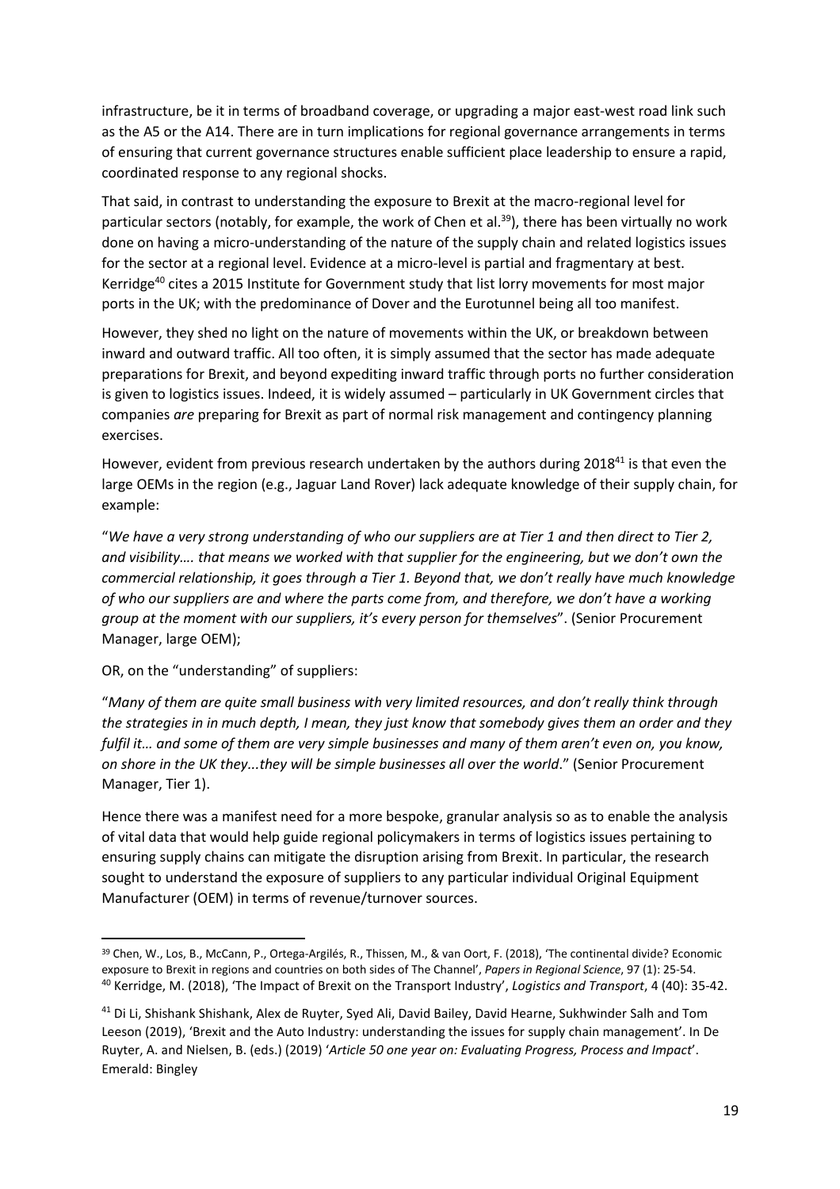infrastructure, be it in terms of broadband coverage, or upgrading a major east-west road link such as the A5 or the A14. There are in turn implications for regional governance arrangements in terms of ensuring that current governance structures enable sufficient place leadership to ensure a rapid, coordinated response to any regional shocks.

That said, in contrast to understanding the exposure to Brexit at the macro-regional level for particular sectors (notably, for example, the work of Chen et al.[39]), there has been virtually no work done on having a micro-understanding of the nature of the supply chain and related logistics issues for the sector at a regional level. Evidence at a micro-level is partial and fragmentary at best. Kerridge[40] cites a 2015 Institute for Government study that list lorry movements for most major ports in the UK; with the predominance of Dover and the Eurotunnel being all too manifest.

However, they shed no light on the nature of movements within the UK, or breakdown between inward and outward traffic. All too often, it is simply assumed that the sector has made adequate preparations for Brexit, and beyond expediting inward traffic through ports no further consideration is given to logistics issues. Indeed, it is widely assumed – particularly in UK Government circles that companies *are* preparing for Brexit as part of normal risk management and contingency planning exercises.

However, evident from previous research undertaken by the authors during 2018[41] is that even the large OEMs in the region (e.g., Jaguar Land Rover) lack adequate knowledge of their supply chain, for example:

"*We have a very strong understanding of who our suppliers are at Tier 1 and then direct to Tier 2, and visibility…. that means we worked with that supplier for the engineering, but we don't own the commercial relationship, it goes through a Tier 1. Beyond that, we don't really have much knowledge of who our suppliers are and where the parts come from, and therefore, we don't have a working group at the moment with our suppliers, it's every person for themselves*". (Senior Procurement Manager, large OEM);

OR, on the "understanding" of suppliers:

"*Many of them are quite small business with very limited resources, and don't really think through the strategies in in much depth, I mean, they just know that somebody gives them an order and they fulfil it… and some of them are very simple businesses and many of them aren't even on, you know, on shore in the UK they...they will be simple businesses all over the world*." (Senior Procurement Manager, Tier 1).

Hence there was a manifest need for a more bespoke, granular analysis so as to enable the analysis of vital data that would help guide regional policymakers in terms of logistics issues pertaining to ensuring supply chains can mitigate the disruption arising from Brexit. In particular, the research sought to understand the exposure of suppliers to any particular individual Original Equipment Manufacturer (OEM) in terms of revenue/turnover sources.

---

[39] Chen, W., Los, B., McCann, P., Ortega-Argilés, R., Thissen, M., & van Oort, F. (2018), 'The continental divide? Economic exposure to Brexit in regions and countries on both sides of The Channel', *Papers in Regional Science*, 97 (1): 25-54.

[40] Kerridge, M. (2018), 'The Impact of Brexit on the Transport Industry', *Logistics and Transport*, 4 (40): 35-42.

[41] Di Li, Shishank Shishank, Alex de Ruyter, Syed Ali, David Bailey, David Hearne, Sukhwinder Salh and Tom Leeson (2019), 'Brexit and the Auto Industry: understanding the issues for supply chain management'. In De Ruyter, A. and Nielsen, B. (eds.) (2019) '*Article 50 one year on: Evaluating Progress, Process and Impact*'. Emerald: Bingley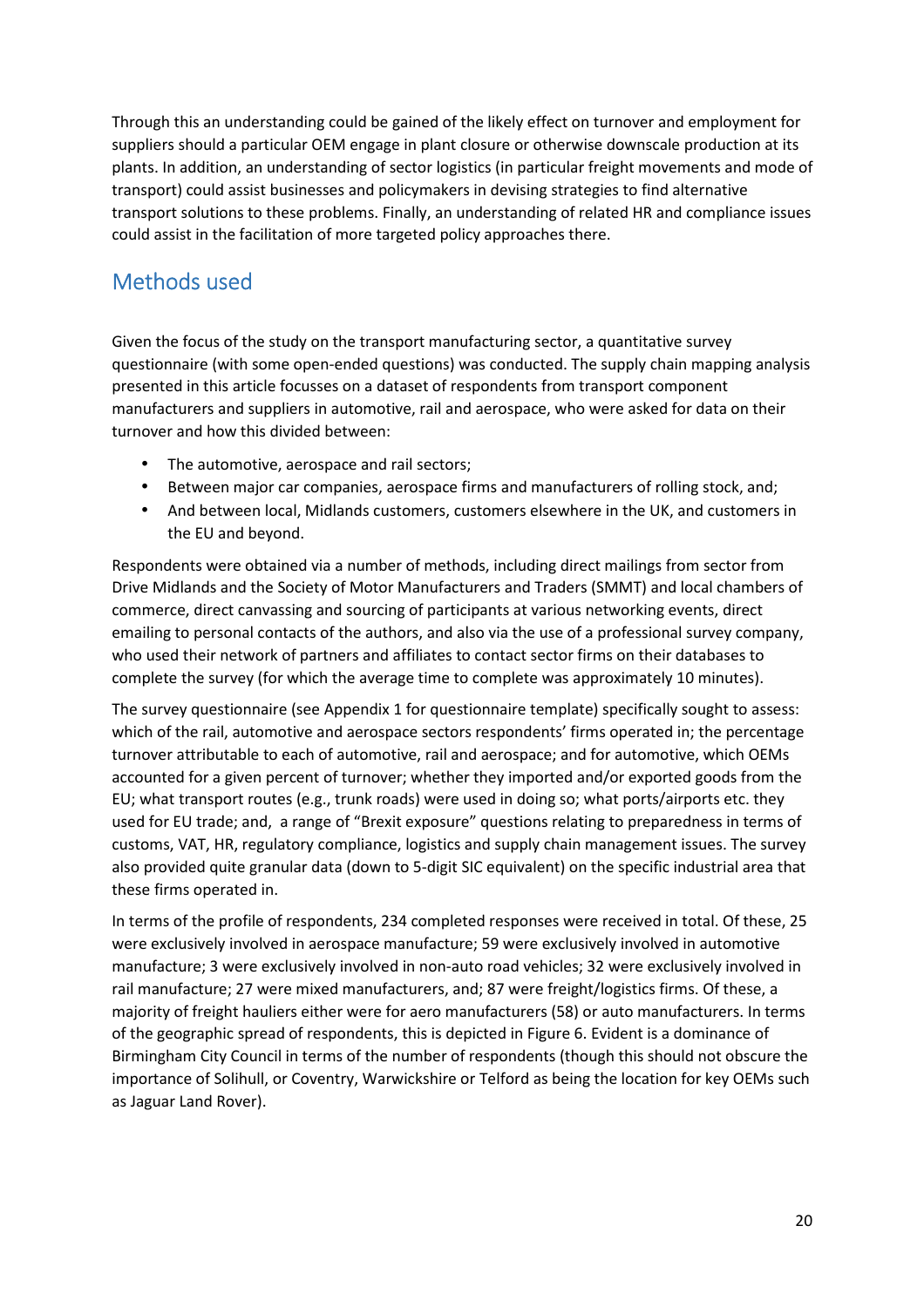Through this an understanding could be gained of the likely effect on turnover and employment for suppliers should a particular OEM engage in plant closure or otherwise downscale production at its plants. In addition, an understanding of sector logistics (in particular freight movements and mode of transport) could assist businesses and policymakers in devising strategies to find alternative transport solutions to these problems. Finally, an understanding of related HR and compliance issues could assist in the facilitation of more targeted policy approaches there.

## Methods used

Given the focus of the study on the transport manufacturing sector, a quantitative survey questionnaire (with some open-ended questions) was conducted. The supply chain mapping analysis presented in this article focusses on a dataset of respondents from transport component manufacturers and suppliers in automotive, rail and aerospace, who were asked for data on their turnover and how this divided between:

- The automotive, aerospace and rail sectors;
- Between major car companies, aerospace firms and manufacturers of rolling stock, and;
- And between local, Midlands customers, customers elsewhere in the UK, and customers in the EU and beyond.

Respondents were obtained via a number of methods, including direct mailings from sector from Drive Midlands and the Society of Motor Manufacturers and Traders (SMMT) and local chambers of commerce, direct canvassing and sourcing of participants at various networking events, direct emailing to personal contacts of the authors, and also via the use of a professional survey company, who used their network of partners and affiliates to contact sector firms on their databases to complete the survey (for which the average time to complete was approximately 10 minutes).

The survey questionnaire (see Appendix 1 for questionnaire template) specifically sought to assess: which of the rail, automotive and aerospace sectors respondents' firms operated in; the percentage turnover attributable to each of automotive, rail and aerospace; and for automotive, which OEMs accounted for a given percent of turnover; whether they imported and/or exported goods from the EU; what transport routes (e.g., trunk roads) were used in doing so; what ports/airports etc. they used for EU trade; and, a range of "Brexit exposure" questions relating to preparedness in terms of customs, VAT, HR, regulatory compliance, logistics and supply chain management issues. The survey also provided quite granular data (down to 5-digit SIC equivalent) on the specific industrial area that these firms operated in.

In terms of the profile of respondents, 234 completed responses were received in total. Of these, 25 were exclusively involved in aerospace manufacture; 59 were exclusively involved in automotive manufacture; 3 were exclusively involved in non-auto road vehicles; 32 were exclusively involved in rail manufacture; 27 were mixed manufacturers, and; 87 were freight/logistics firms. Of these, a majority of freight hauliers either were for aero manufacturers (58) or auto manufacturers. In terms of the geographic spread of respondents, this is depicted in Figure 6. Evident is a dominance of Birmingham City Council in terms of the number of respondents (though this should not obscure the importance of Solihull, or Coventry, Warwickshire or Telford as being the location for key OEMs such as Jaguar Land Rover).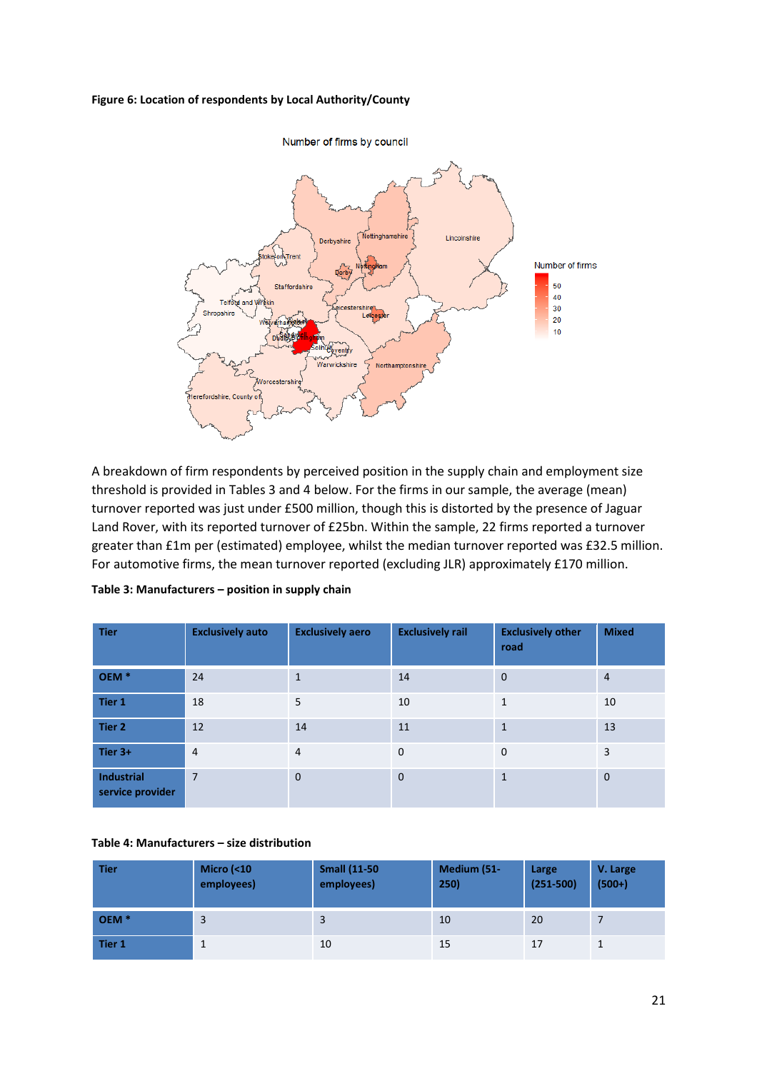**Figure 6: Location of respondents by Local Authority/County**

A breakdown of firm respondents by perceived position in the supply chain and employment size threshold is provided in Tables 3 and 4 below. For the firms in our sample, the average (mean) turnover reported was just under £500 million, though this is distorted by the presence of Jaguar Land Rover, with its reported turnover of £25bn. Within the sample, 22 firms reported a turnover greater than £1m per (estimated) employee, whilst the median turnover reported was £32.5 million. For automotive firms, the mean turnover reported (excluding JLR) approximately £170 million.

**Table 3: Manufacturers – position in supply chain**

| Tier | Exclusively auto | Exclusively aero | Exclusively rail | Exclusively other road | Mixed |
|---|---|---|---|---|---|
| **OEM *** | 24 | 1 | 14 | 0 | 4 |
| **Tier 1** | 18 | 5 | 10 | 1 | 10 |
| **Tier 2** | 12 | 14 | 11 | 1 | 13 |
| **Tier 3+** | 4 | 4 | 0 | 0 | 3 |
| **Industrial service provider** | 7 | 0 | 0 | 1 | 0 |

**Table 4: Manufacturers – size distribution**

| Tier | Micro (<10 employees) | Small (11-50 employees) | Medium (51-250) | Large (251-500) | V. Large (500+) |
|---|---|---|---|---|---|
| **OEM *** | 3 | 3 | 10 | 20 | 7 |
| **Tier 1** | 1 | 10 | 15 | 17 | 1 |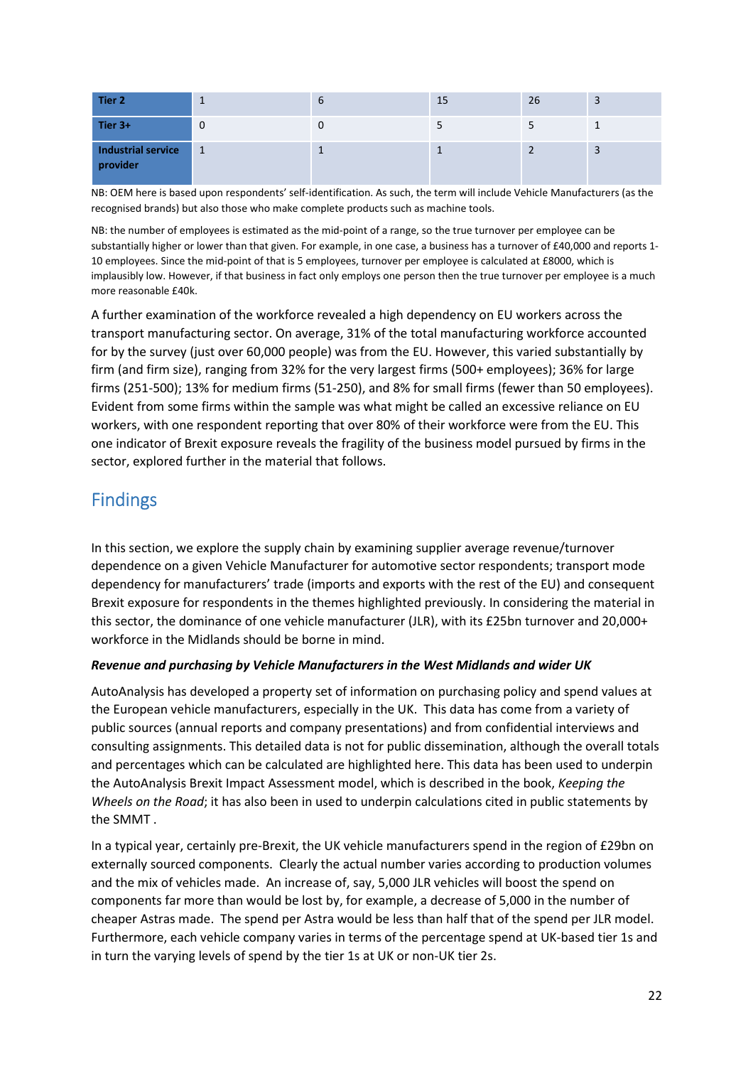| Tier 2 | 1 | 6 | 15 | 26 | 3 |
|---|---|---|---|---|---|
| Tier 3+ | 0 | 0 | 5 | 5 | 1 |
| Industrial service provider | 1 | 1 | 1 | 2 | 3 |

NB: OEM here is based upon respondents' self-identification. As such, the term will include Vehicle Manufacturers (as the recognised brands) but also those who make complete products such as machine tools.

NB: the number of employees is estimated as the mid-point of a range, so the true turnover per employee can be substantially higher or lower than that given. For example, in one case, a business has a turnover of £40,000 and reports 1-10 employees. Since the mid-point of that is 5 employees, turnover per employee is calculated at £8000, which is implausibly low. However, if that business in fact only employs one person then the true turnover per employee is a much more reasonable £40k.

A further examination of the workforce revealed a high dependency on EU workers across the transport manufacturing sector. On average, 31% of the total manufacturing workforce accounted for by the survey (just over 60,000 people) was from the EU. However, this varied substantially by firm (and firm size), ranging from 32% for the very largest firms (500+ employees); 36% for large firms (251-500); 13% for medium firms (51-250), and 8% for small firms (fewer than 50 employees). Evident from some firms within the sample was what might be called an excessive reliance on EU workers, with one respondent reporting that over 80% of their workforce were from the EU. This one indicator of Brexit exposure reveals the fragility of the business model pursued by firms in the sector, explored further in the material that follows.

## Findings

In this section, we explore the supply chain by examining supplier average revenue/turnover dependence on a given Vehicle Manufacturer for automotive sector respondents; transport mode dependency for manufacturers' trade (imports and exports with the rest of the EU) and consequent Brexit exposure for respondents in the themes highlighted previously. In considering the material in this sector, the dominance of one vehicle manufacturer (JLR), with its £25bn turnover and 20,000+ workforce in the Midlands should be borne in mind.

***Revenue and purchasing by Vehicle Manufacturers in the West Midlands and wider UK***

AutoAnalysis has developed a property set of information on purchasing policy and spend values at the European vehicle manufacturers, especially in the UK. This data has come from a variety of public sources (annual reports and company presentations) and from confidential interviews and consulting assignments. This detailed data is not for public dissemination, although the overall totals and percentages which can be calculated are highlighted here. This data has been used to underpin the AutoAnalysis Brexit Impact Assessment model, which is described in the book, *Keeping the Wheels on the Road*; it has also been in used to underpin calculations cited in public statements by the SMMT .

In a typical year, certainly pre-Brexit, the UK vehicle manufacturers spend in the region of £29bn on externally sourced components. Clearly the actual number varies according to production volumes and the mix of vehicles made. An increase of, say, 5,000 JLR vehicles will boost the spend on components far more than would be lost by, for example, a decrease of 5,000 in the number of cheaper Astras made. The spend per Astra would be less than half that of the spend per JLR model. Furthermore, each vehicle company varies in terms of the percentage spend at UK-based tier 1s and in turn the varying levels of spend by the tier 1s at UK or non-UK tier 2s.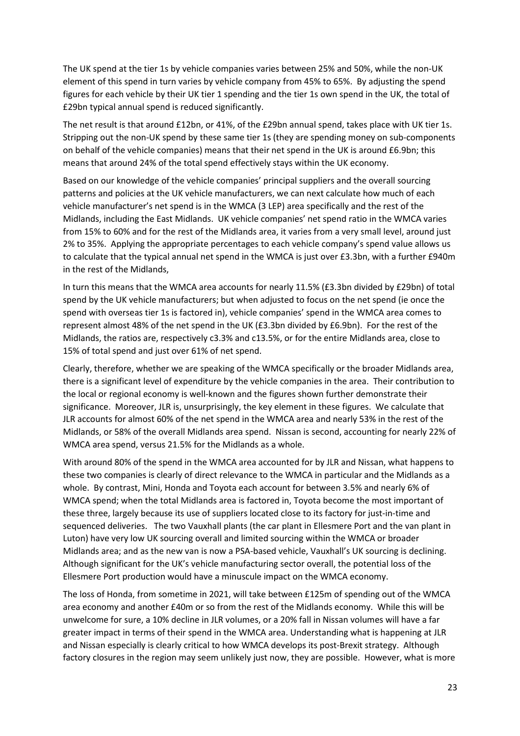The UK spend at the tier 1s by vehicle companies varies between 25% and 50%, while the non-UK element of this spend in turn varies by vehicle company from 45% to 65%. By adjusting the spend figures for each vehicle by their UK tier 1 spending and the tier 1s own spend in the UK, the total of £29bn typical annual spend is reduced significantly.

The net result is that around £12bn, or 41%, of the £29bn annual spend, takes place with UK tier 1s. Stripping out the non-UK spend by these same tier 1s (they are spending money on sub-components on behalf of the vehicle companies) means that their net spend in the UK is around £6.9bn; this means that around 24% of the total spend effectively stays within the UK economy.

Based on our knowledge of the vehicle companies' principal suppliers and the overall sourcing patterns and policies at the UK vehicle manufacturers, we can next calculate how much of each vehicle manufacturer's net spend is in the WMCA (3 LEP) area specifically and the rest of the Midlands, including the East Midlands. UK vehicle companies' net spend ratio in the WMCA varies from 15% to 60% and for the rest of the Midlands area, it varies from a very small level, around just 2% to 35%. Applying the appropriate percentages to each vehicle company's spend value allows us to calculate that the typical annual net spend in the WMCA is just over £3.3bn, with a further £940m in the rest of the Midlands,

In turn this means that the WMCA area accounts for nearly 11.5% (£3.3bn divided by £29bn) of total spend by the UK vehicle manufacturers; but when adjusted to focus on the net spend (ie once the spend with overseas tier 1s is factored in), vehicle companies' spend in the WMCA area comes to represent almost 48% of the net spend in the UK (£3.3bn divided by £6.9bn). For the rest of the Midlands, the ratios are, respectively c3.3% and c13.5%, or for the entire Midlands area, close to 15% of total spend and just over 61% of net spend.

Clearly, therefore, whether we are speaking of the WMCA specifically or the broader Midlands area, there is a significant level of expenditure by the vehicle companies in the area. Their contribution to the local or regional economy is well-known and the figures shown further demonstrate their significance. Moreover, JLR is, unsurprisingly, the key element in these figures. We calculate that JLR accounts for almost 60% of the net spend in the WMCA area and nearly 53% in the rest of the Midlands, or 58% of the overall Midlands area spend. Nissan is second, accounting for nearly 22% of WMCA area spend, versus 21.5% for the Midlands as a whole.

With around 80% of the spend in the WMCA area accounted for by JLR and Nissan, what happens to these two companies is clearly of direct relevance to the WMCA in particular and the Midlands as a whole. By contrast, Mini, Honda and Toyota each account for between 3.5% and nearly 6% of WMCA spend; when the total Midlands area is factored in, Toyota become the most important of these three, largely because its use of suppliers located close to its factory for just-in-time and sequenced deliveries. The two Vauxhall plants (the car plant in Ellesmere Port and the van plant in Luton) have very low UK sourcing overall and limited sourcing within the WMCA or broader Midlands area; and as the new van is now a PSA-based vehicle, Vauxhall's UK sourcing is declining. Although significant for the UK's vehicle manufacturing sector overall, the potential loss of the Ellesmere Port production would have a minuscule impact on the WMCA economy.

The loss of Honda, from sometime in 2021, will take between £125m of spending out of the WMCA area economy and another £40m or so from the rest of the Midlands economy. While this will be unwelcome for sure, a 10% decline in JLR volumes, or a 20% fall in Nissan volumes will have a far greater impact in terms of their spend in the WMCA area. Understanding what is happening at JLR and Nissan especially is clearly critical to how WMCA develops its post-Brexit strategy. Although factory closures in the region may seem unlikely just now, they are possible. However, what is more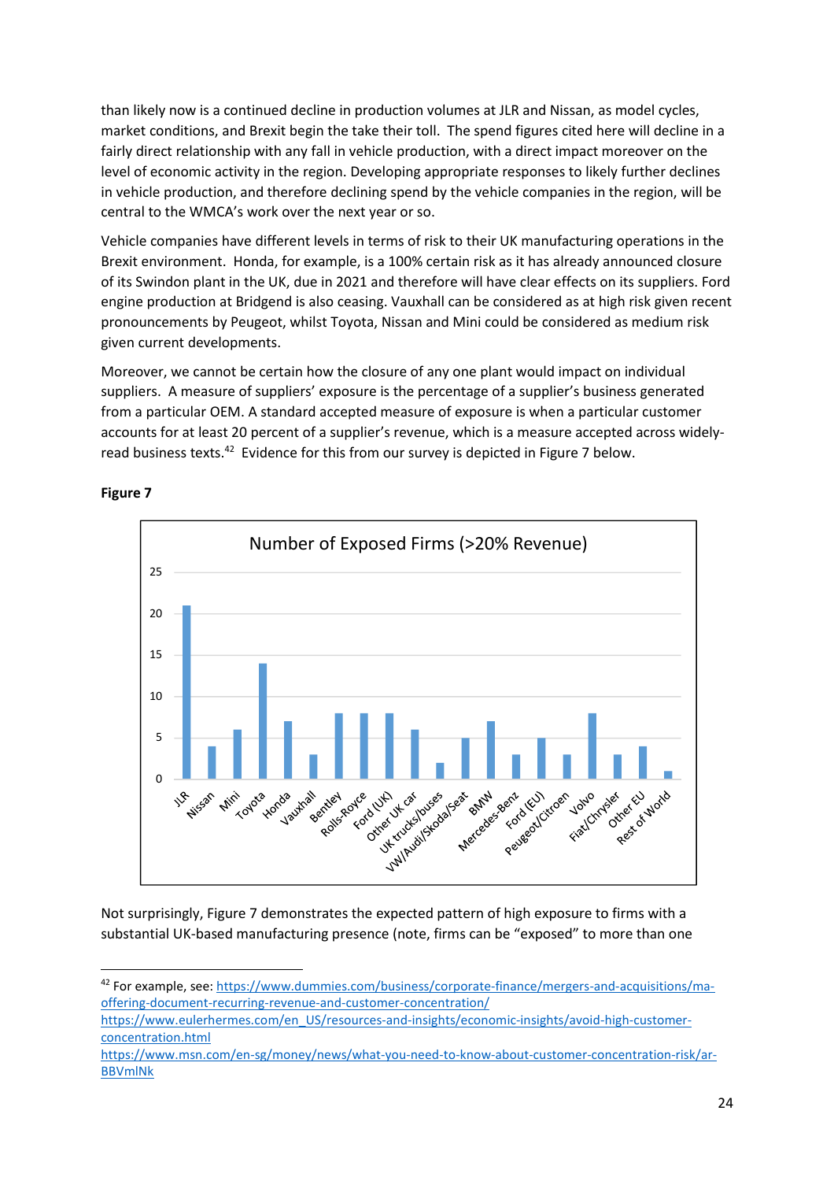than likely now is a continued decline in production volumes at JLR and Nissan, as model cycles, market conditions, and Brexit begin the take their toll. The spend figures cited here will decline in a fairly direct relationship with any fall in vehicle production, with a direct impact moreover on the level of economic activity in the region. Developing appropriate responses to likely further declines in vehicle production, and therefore declining spend by the vehicle companies in the region, will be central to the WMCA's work over the next year or so.

Vehicle companies have different levels in terms of risk to their UK manufacturing operations in the Brexit environment. Honda, for example, is a 100% certain risk as it has already announced closure of its Swindon plant in the UK, due in 2021 and therefore will have clear effects on its suppliers. Ford engine production at Bridgend is also ceasing. Vauxhall can be considered as at high risk given recent pronouncements by Peugeot, whilst Toyota, Nissan and Mini could be considered as medium risk given current developments.

Moreover, we cannot be certain how the closure of any one plant would impact on individual suppliers. A measure of suppliers' exposure is the percentage of a supplier's business generated from a particular OEM. A standard accepted measure of exposure is when a particular customer accounts for at least 20 percent of a supplier's revenue, which is a measure accepted across widely-read business texts.[42] Evidence for this from our survey is depicted in Figure 7 below.

**Figure 7**

Number of Exposed Firms (>20% Revenue)

| OEM | Number of Exposed Firms |
|---|---|
| JLR | 21 |
| Nissan | 4 |
| Mini | 6 |
| Toyota | 14 |
| Honda | 7 |
| Vauxhall | 3 |
| Bentley | 8 |
| Rolls-Royce | 8 |
| Ford (UK) | 8 |
| Other UK car | 6 |
| UK trucks/buses | 2 |
| VW/Audi/Skoda/Seat | 5 |
| BMW | 7 |
| Mercedes-Benz | 3 |
| Ford (EU) | 5 |
| Peugeot/Citroen | 3 |
| Volvo | 8 |
| Fiat/Chrysler | 3 |
| Other EU | 4 |
| Rest of World | 1 |

Not surprisingly, Figure 7 demonstrates the expected pattern of high exposure to firms with a substantial UK-based manufacturing presence (note, firms can be "exposed" to more than one

---

[42] For example, see: https://www.dummies.com/business/corporate-finance/mergers-and-acquisitions/ma-offering-document-recurring-revenue-and-customer-concentration/
https://www.eulerhermes.com/en_US/resources-and-insights/economic-insights/avoid-high-customer-concentration.html
https://www.msn.com/en-sg/money/news/what-you-need-to-know-about-customer-concentration-risk/ar-BBVmlNk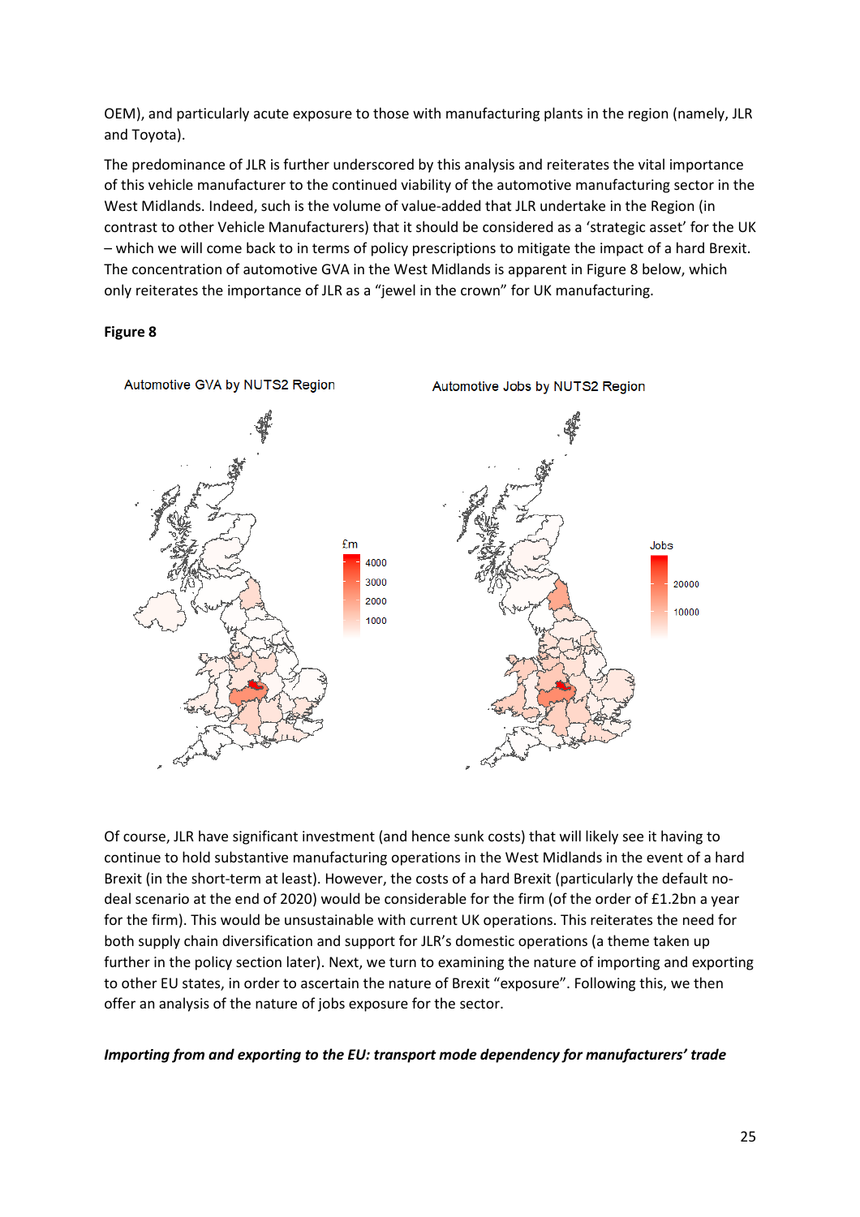OEM), and particularly acute exposure to those with manufacturing plants in the region (namely, JLR and Toyota).

The predominance of JLR is further underscored by this analysis and reiterates the vital importance of this vehicle manufacturer to the continued viability of the automotive manufacturing sector in the West Midlands. Indeed, such is the volume of value-added that JLR undertake in the Region (in contrast to other Vehicle Manufacturers) that it should be considered as a 'strategic asset' for the UK – which we will come back to in terms of policy prescriptions to mitigate the impact of a hard Brexit. The concentration of automotive GVA in the West Midlands is apparent in Figure 8 below, which only reiterates the importance of JLR as a "jewel in the crown" for UK manufacturing.

**Figure 8**

Automotive GVA by NUTS2 Region

Automotive Jobs by NUTS2 Region

Of course, JLR have significant investment (and hence sunk costs) that will likely see it having to continue to hold substantive manufacturing operations in the West Midlands in the event of a hard Brexit (in the short-term at least). However, the costs of a hard Brexit (particularly the default no-deal scenario at the end of 2020) would be considerable for the firm (of the order of £1.2bn a year for the firm). This would be unsustainable with current UK operations. This reiterates the need for both supply chain diversification and support for JLR's domestic operations (a theme taken up further in the policy section later). Next, we turn to examining the nature of importing and exporting to other EU states, in order to ascertain the nature of Brexit "exposure". Following this, we then offer an analysis of the nature of jobs exposure for the sector.

***Importing from and exporting to the EU: transport mode dependency for manufacturers' trade***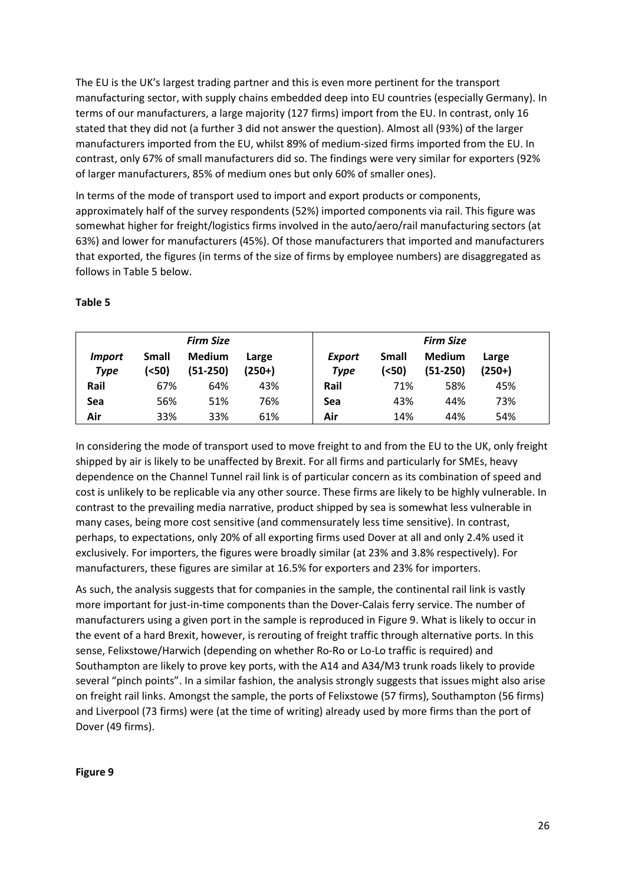The EU is the UK's largest trading partner and this is even more pertinent for the transport manufacturing sector, with supply chains embedded deep into EU countries (especially Germany). In terms of our manufacturers, a large majority (127 firms) import from the EU. In contrast, only 16 stated that they did not (a further 3 did not answer the question). Almost all (93%) of the larger manufacturers imported from the EU, whilst 89% of medium-sized firms imported from the EU. In contrast, only 67% of small manufacturers did so. The findings were very similar for exporters (92% of larger manufacturers, 85% of medium ones but only 60% of smaller ones).

In terms of the mode of transport used to import and export products or components, approximately half of the survey respondents (52%) imported components via rail. This figure was somewhat higher for freight/logistics firms involved in the auto/aero/rail manufacturing sectors (at 63%) and lower for manufacturers (45%). Of those manufacturers that imported and manufacturers that exported, the figures (in terms of the size of firms by employee numbers) are disaggregated as follows in Table 5 below.

**Table 5**

| | *Firm Size* | | | | *Firm Size* | | |
|---|---|---|---|---|---|---|---|
| ***Import Type*** | **Small (<50)** | **Medium (51-250)** | **Large (250+)** | ***Export Type*** | **Small (<50)** | **Medium (51-250)** | **Large (250+)** |
| **Rail** | 67% | 64% | 43% | **Rail** | 71% | 58% | 45% |
| **Sea** | 56% | 51% | 76% | **Sea** | 43% | 44% | 73% |
| **Air** | 33% | 33% | 61% | **Air** | 14% | 44% | 54% |

In considering the mode of transport used to move freight to and from the EU to the UK, only freight shipped by air is likely to be unaffected by Brexit. For all firms and particularly for SMEs, heavy dependence on the Channel Tunnel rail link is of particular concern as its combination of speed and cost is unlikely to be replicable via any other source. These firms are likely to be highly vulnerable. In contrast to the prevailing media narrative, product shipped by sea is somewhat less vulnerable in many cases, being more cost sensitive (and commensurately less time sensitive). In contrast, perhaps, to expectations, only 20% of all exporting firms used Dover at all and only 2.4% used it exclusively. For importers, the figures were broadly similar (at 23% and 3.8% respectively). For manufacturers, these figures are similar at 16.5% for exporters and 23% for importers.

As such, the analysis suggests that for companies in the sample, the continental rail link is vastly more important for just-in-time components than the Dover-Calais ferry service. The number of manufacturers using a given port in the sample is reproduced in Figure 9. What is likely to occur in the event of a hard Brexit, however, is rerouting of freight traffic through alternative ports. In this sense, Felixstowe/Harwich (depending on whether Ro-Ro or Lo-Lo traffic is required) and Southampton are likely to prove key ports, with the A14 and A34/M3 trunk roads likely to provide several "pinch points". In a similar fashion, the analysis strongly suggests that issues might also arise on freight rail links. Amongst the sample, the ports of Felixstowe (57 firms), Southampton (56 firms) and Liverpool (73 firms) were (at the time of writing) already used by more firms than the port of Dover (49 firms).

**Figure 9**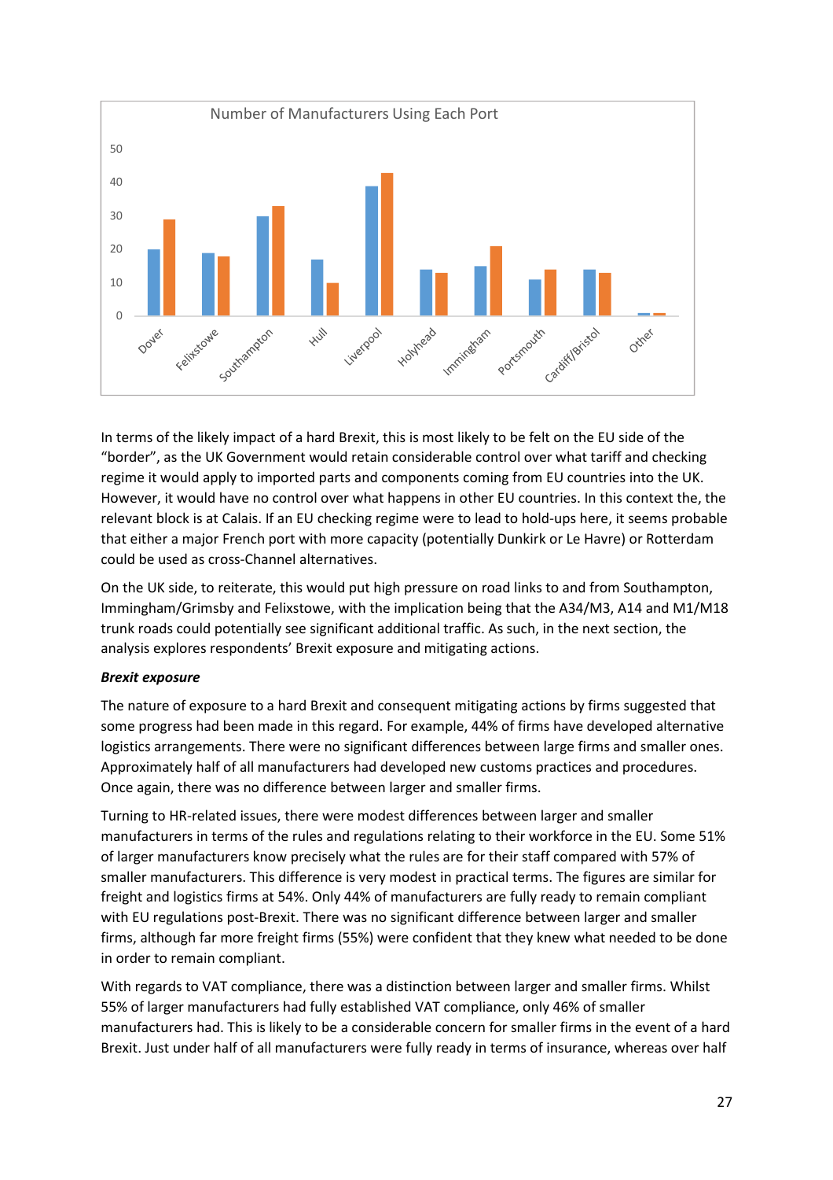Number of Manufacturers Using Each Port

In terms of the likely impact of a hard Brexit, this is most likely to be felt on the EU side of the "border", as the UK Government would retain considerable control over what tariff and checking regime it would apply to imported parts and components coming from EU countries into the UK. However, it would have no control over what happens in other EU countries. In this context the, the relevant block is at Calais. If an EU checking regime were to lead to hold-ups here, it seems probable that either a major French port with more capacity (potentially Dunkirk or Le Havre) or Rotterdam could be used as cross-Channel alternatives.

On the UK side, to reiterate, this would put high pressure on road links to and from Southampton, Immingham/Grimsby and Felixstowe, with the implication being that the A34/M3, A14 and M1/M18 trunk roads could potentially see significant additional traffic. As such, in the next section, the analysis explores respondents' Brexit exposure and mitigating actions.

***Brexit exposure***

The nature of exposure to a hard Brexit and consequent mitigating actions by firms suggested that some progress had been made in this regard. For example, 44% of firms have developed alternative logistics arrangements. There were no significant differences between large firms and smaller ones. Approximately half of all manufacturers had developed new customs practices and procedures. Once again, there was no difference between larger and smaller firms.

Turning to HR-related issues, there were modest differences between larger and smaller manufacturers in terms of the rules and regulations relating to their workforce in the EU. Some 51% of larger manufacturers know precisely what the rules are for their staff compared with 57% of smaller manufacturers. This difference is very modest in practical terms. The figures are similar for freight and logistics firms at 54%. Only 44% of manufacturers are fully ready to remain compliant with EU regulations post-Brexit. There was no significant difference between larger and smaller firms, although far more freight firms (55%) were confident that they knew what needed to be done in order to remain compliant.

With regards to VAT compliance, there was a distinction between larger and smaller firms. Whilst 55% of larger manufacturers had fully established VAT compliance, only 46% of smaller manufacturers had. This is likely to be a considerable concern for smaller firms in the event of a hard Brexit. Just under half of all manufacturers were fully ready in terms of insurance, whereas over half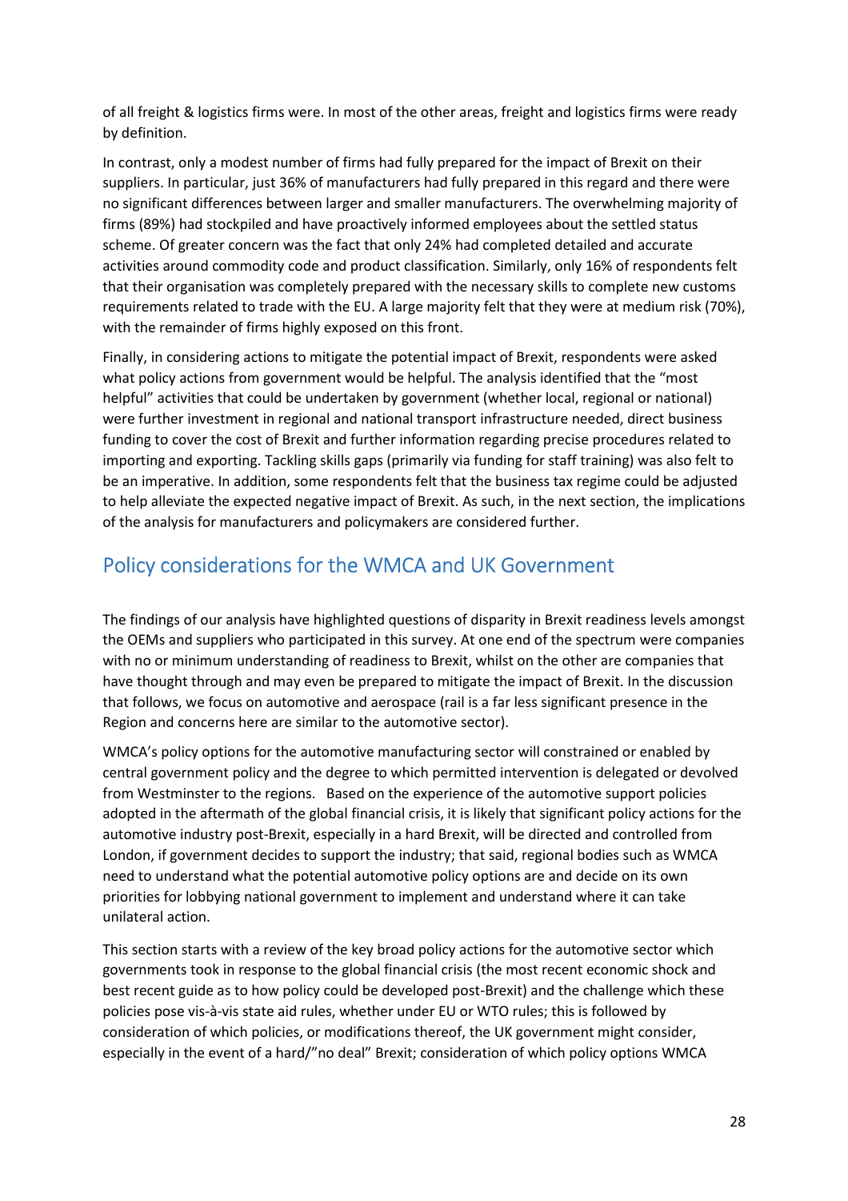of all freight & logistics firms were. In most of the other areas, freight and logistics firms were ready by definition.

In contrast, only a modest number of firms had fully prepared for the impact of Brexit on their suppliers. In particular, just 36% of manufacturers had fully prepared in this regard and there were no significant differences between larger and smaller manufacturers. The overwhelming majority of firms (89%) had stockpiled and have proactively informed employees about the settled status scheme. Of greater concern was the fact that only 24% had completed detailed and accurate activities around commodity code and product classification. Similarly, only 16% of respondents felt that their organisation was completely prepared with the necessary skills to complete new customs requirements related to trade with the EU. A large majority felt that they were at medium risk (70%), with the remainder of firms highly exposed on this front.

Finally, in considering actions to mitigate the potential impact of Brexit, respondents were asked what policy actions from government would be helpful. The analysis identified that the "most helpful" activities that could be undertaken by government (whether local, regional or national) were further investment in regional and national transport infrastructure needed, direct business funding to cover the cost of Brexit and further information regarding precise procedures related to importing and exporting. Tackling skills gaps (primarily via funding for staff training) was also felt to be an imperative. In addition, some respondents felt that the business tax regime could be adjusted to help alleviate the expected negative impact of Brexit. As such, in the next section, the implications of the analysis for manufacturers and policymakers are considered further.

## Policy considerations for the WMCA and UK Government

The findings of our analysis have highlighted questions of disparity in Brexit readiness levels amongst the OEMs and suppliers who participated in this survey. At one end of the spectrum were companies with no or minimum understanding of readiness to Brexit, whilst on the other are companies that have thought through and may even be prepared to mitigate the impact of Brexit. In the discussion that follows, we focus on automotive and aerospace (rail is a far less significant presence in the Region and concerns here are similar to the automotive sector).

WMCA's policy options for the automotive manufacturing sector will constrained or enabled by central government policy and the degree to which permitted intervention is delegated or devolved from Westminster to the regions. Based on the experience of the automotive support policies adopted in the aftermath of the global financial crisis, it is likely that significant policy actions for the automotive industry post-Brexit, especially in a hard Brexit, will be directed and controlled from London, if government decides to support the industry; that said, regional bodies such as WMCA need to understand what the potential automotive policy options are and decide on its own priorities for lobbying national government to implement and understand where it can take unilateral action.

This section starts with a review of the key broad policy actions for the automotive sector which governments took in response to the global financial crisis (the most recent economic shock and best recent guide as to how policy could be developed post-Brexit) and the challenge which these policies pose vis-à-vis state aid rules, whether under EU or WTO rules; this is followed by consideration of which policies, or modifications thereof, the UK government might consider, especially in the event of a hard/"no deal" Brexit; consideration of which policy options WMCA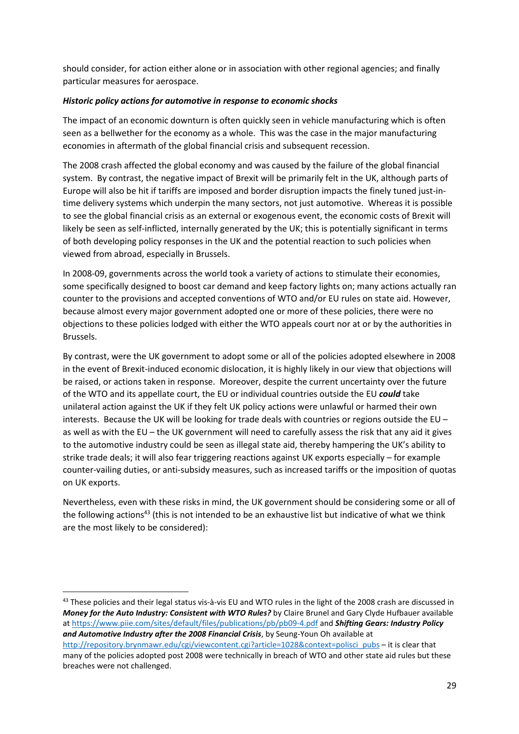should consider, for action either alone or in association with other regional agencies; and finally particular measures for aerospace.

***Historic policy actions for automotive in response to economic shocks***

The impact of an economic downturn is often quickly seen in vehicle manufacturing which is often seen as a bellwether for the economy as a whole. This was the case in the major manufacturing economies in aftermath of the global financial crisis and subsequent recession.

The 2008 crash affected the global economy and was caused by the failure of the global financial system. By contrast, the negative impact of Brexit will be primarily felt in the UK, although parts of Europe will also be hit if tariffs are imposed and border disruption impacts the finely tuned just-in-time delivery systems which underpin the many sectors, not just automotive. Whereas it is possible to see the global financial crisis as an external or exogenous event, the economic costs of Brexit will likely be seen as self-inflicted, internally generated by the UK; this is potentially significant in terms of both developing policy responses in the UK and the potential reaction to such policies when viewed from abroad, especially in Brussels.

In 2008-09, governments across the world took a variety of actions to stimulate their economies, some specifically designed to boost car demand and keep factory lights on; many actions actually ran counter to the provisions and accepted conventions of WTO and/or EU rules on state aid. However, because almost every major government adopted one or more of these policies, there were no objections to these policies lodged with either the WTO appeals court nor at or by the authorities in Brussels.

By contrast, were the UK government to adopt some or all of the policies adopted elsewhere in 2008 in the event of Brexit-induced economic dislocation, it is highly likely in our view that objections will be raised, or actions taken in response. Moreover, despite the current uncertainty over the future of the WTO and its appellate court, the EU or individual countries outside the EU ***could*** take unilateral action against the UK if they felt UK policy actions were unlawful or harmed their own interests. Because the UK will be looking for trade deals with countries or regions outside the EU – as well as with the EU – the UK government will need to carefully assess the risk that any aid it gives to the automotive industry could be seen as illegal state aid, thereby hampering the UK's ability to strike trade deals; it will also fear triggering reactions against UK exports especially – for example counter-vailing duties, or anti-subsidy measures, such as increased tariffs or the imposition of quotas on UK exports.

Nevertheless, even with these risks in mind, the UK government should be considering some or all of the following actions[43] (this is not intended to be an exhaustive list but indicative of what we think are the most likely to be considered):

---

[43] These policies and their legal status vis-à-vis EU and WTO rules in the light of the 2008 crash are discussed in ***Money for the Auto Industry: Consistent with WTO Rules?*** by Claire Brunel and Gary Clyde Hufbauer available at https://www.piie.com/sites/default/files/publications/pb/pb09-4.pdf and ***Shifting Gears: Industry Policy and Automotive Industry after the 2008 Financial Crisis***, by Seung-Youn Oh available at http://repository.brynmawr.edu/cgi/viewcontent.cgi?article=1028&context=polisci_pubs – it is clear that many of the policies adopted post 2008 were technically in breach of WTO and other state aid rules but these breaches were not challenged.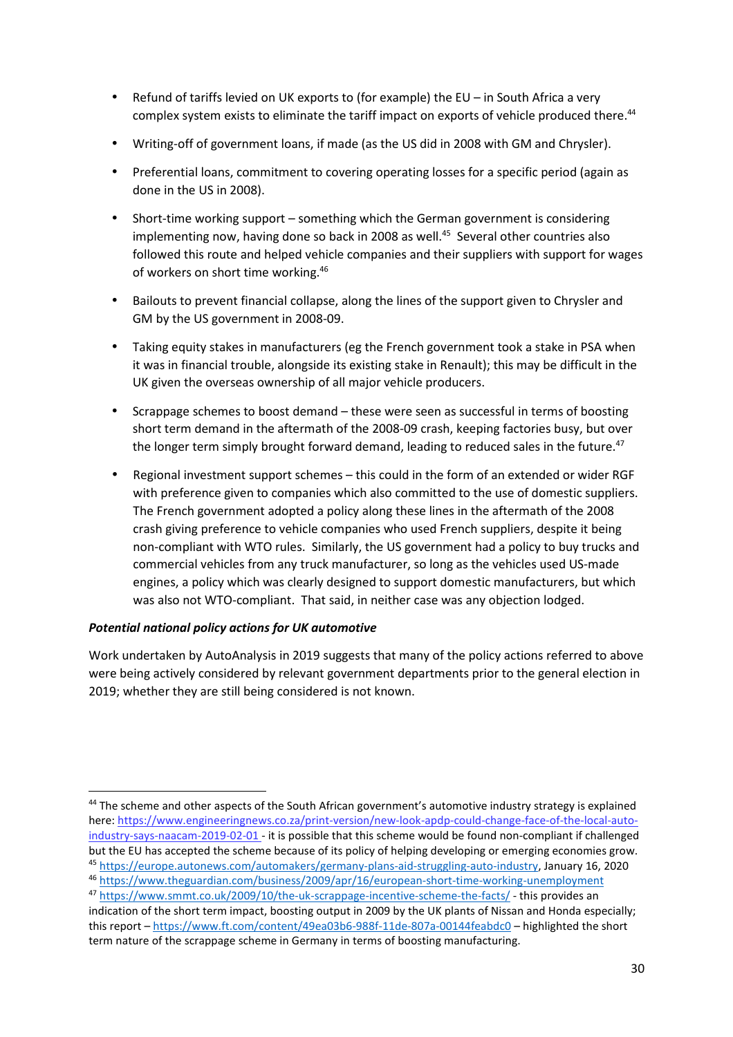- Refund of tariffs levied on UK exports to (for example) the EU – in South Africa a very complex system exists to eliminate the tariff impact on exports of vehicle produced there.[44]

- Writing-off of government loans, if made (as the US did in 2008 with GM and Chrysler).

- Preferential loans, commitment to covering operating losses for a specific period (again as done in the US in 2008).

- Short-time working support – something which the German government is considering implementing now, having done so back in 2008 as well.[45] Several other countries also followed this route and helped vehicle companies and their suppliers with support for wages of workers on short time working.[46]

- Bailouts to prevent financial collapse, along the lines of the support given to Chrysler and GM by the US government in 2008-09.

- Taking equity stakes in manufacturers (eg the French government took a stake in PSA when it was in financial trouble, alongside its existing stake in Renault); this may be difficult in the UK given the overseas ownership of all major vehicle producers.

- Scrappage schemes to boost demand – these were seen as successful in terms of boosting short term demand in the aftermath of the 2008-09 crash, keeping factories busy, but over the longer term simply brought forward demand, leading to reduced sales in the future.[47]

- Regional investment support schemes – this could in the form of an extended or wider RGF with preference given to companies which also committed to the use of domestic suppliers. The French government adopted a policy along these lines in the aftermath of the 2008 crash giving preference to vehicle companies who used French suppliers, despite it being non-compliant with WTO rules. Similarly, the US government had a policy to buy trucks and commercial vehicles from any truck manufacturer, so long as the vehicles used US-made engines, a policy which was clearly designed to support domestic manufacturers, but which was also not WTO-compliant. That said, in neither case was any objection lodged.

***Potential national policy actions for UK automotive***

Work undertaken by AutoAnalysis in 2019 suggests that many of the policy actions referred to above were being actively considered by relevant government departments prior to the general election in 2019; whether they are still being considered is not known.

---

[44] The scheme and other aspects of the South African government's automotive industry strategy is explained here: https://www.engineeringnews.co.za/print-version/new-look-apdp-could-change-face-of-the-local-auto-industry-says-naacam-2019-02-01 - it is possible that this scheme would be found non-compliant if challenged but the EU has accepted the scheme because of its policy of helping developing or emerging economies grow.

[45] https://europe.autonews.com/automakers/germany-plans-aid-struggling-auto-industry, January 16, 2020

[46] https://www.theguardian.com/business/2009/apr/16/european-short-time-working-unemployment

[47] https://www.smmt.co.uk/2009/10/the-uk-scrappage-incentive-scheme-the-facts/ - this provides an indication of the short term impact, boosting output in 2009 by the UK plants of Nissan and Honda especially; this report – https://www.ft.com/content/49ea03b6-988f-11de-807a-00144feabdc0 – highlighted the short term nature of the scrappage scheme in Germany in terms of boosting manufacturing.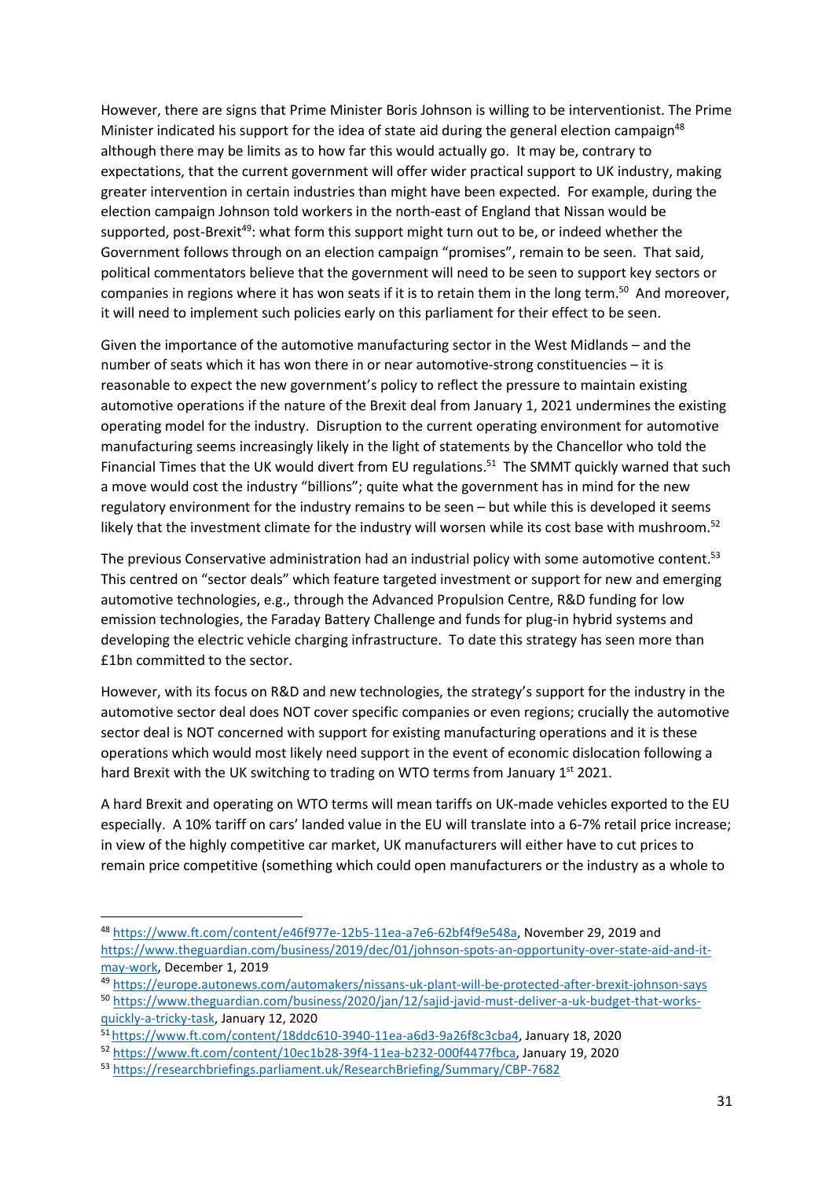However, there are signs that Prime Minister Boris Johnson is willing to be interventionist. The Prime Minister indicated his support for the idea of state aid during the general election campaign[48] although there may be limits as to how far this would actually go. It may be, contrary to expectations, that the current government will offer wider practical support to UK industry, making greater intervention in certain industries than might have been expected. For example, during the election campaign Johnson told workers in the north-east of England that Nissan would be supported, post-Brexit[49]: what form this support might turn out to be, or indeed whether the Government follows through on an election campaign "promises", remain to be seen. That said, political commentators believe that the government will need to be seen to support key sectors or companies in regions where it has won seats if it is to retain them in the long term.[50] And moreover, it will need to implement such policies early on this parliament for their effect to be seen.

Given the importance of the automotive manufacturing sector in the West Midlands – and the number of seats which it has won there in or near automotive-strong constituencies – it is reasonable to expect the new government's policy to reflect the pressure to maintain existing automotive operations if the nature of the Brexit deal from January 1, 2021 undermines the existing operating model for the industry. Disruption to the current operating environment for automotive manufacturing seems increasingly likely in the light of statements by the Chancellor who told the Financial Times that the UK would divert from EU regulations.[51] The SMMT quickly warned that such a move would cost the industry "billions"; quite what the government has in mind for the new regulatory environment for the industry remains to be seen – but while this is developed it seems likely that the investment climate for the industry will worsen while its cost base with mushroom.[52]

The previous Conservative administration had an industrial policy with some automotive content.[53] This centred on "sector deals" which feature targeted investment or support for new and emerging automotive technologies, e.g., through the Advanced Propulsion Centre, R&D funding for low emission technologies, the Faraday Battery Challenge and funds for plug-in hybrid systems and developing the electric vehicle charging infrastructure. To date this strategy has seen more than £1bn committed to the sector.

However, with its focus on R&D and new technologies, the strategy's support for the industry in the automotive sector deal does NOT cover specific companies or even regions; crucially the automotive sector deal is NOT concerned with support for existing manufacturing operations and it is these operations which would most likely need support in the event of economic dislocation following a hard Brexit with the UK switching to trading on WTO terms from January 1st 2021.

A hard Brexit and operating on WTO terms will mean tariffs on UK-made vehicles exported to the EU especially. A 10% tariff on cars' landed value in the EU will translate into a 6-7% retail price increase; in view of the highly competitive car market, UK manufacturers will either have to cut prices to remain price competitive (something which could open manufacturers or the industry as a whole to

---

[48] https://www.ft.com/content/e46f977e-12b5-11ea-a7e6-62bf4f9e548a, November 29, 2019 and https://www.theguardian.com/business/2019/dec/01/johnson-spots-an-opportunity-over-state-aid-and-it-may-work, December 1, 2019

[49] https://europe.autonews.com/automakers/nissans-uk-plant-will-be-protected-after-brexit-johnson-says

[50] https://www.theguardian.com/business/2020/jan/12/sajid-javid-must-deliver-a-uk-budget-that-works-quickly-a-tricky-task, January 12, 2020

[51] https://www.ft.com/content/18ddc610-3940-11ea-a6d3-9a26f8c3cba4, January 18, 2020

[52] https://www.ft.com/content/10ec1b28-39f4-11ea-b232-000f4477fbca, January 19, 2020

[53] https://researchbriefings.parliament.uk/ResearchBriefing/Summary/CBP-7682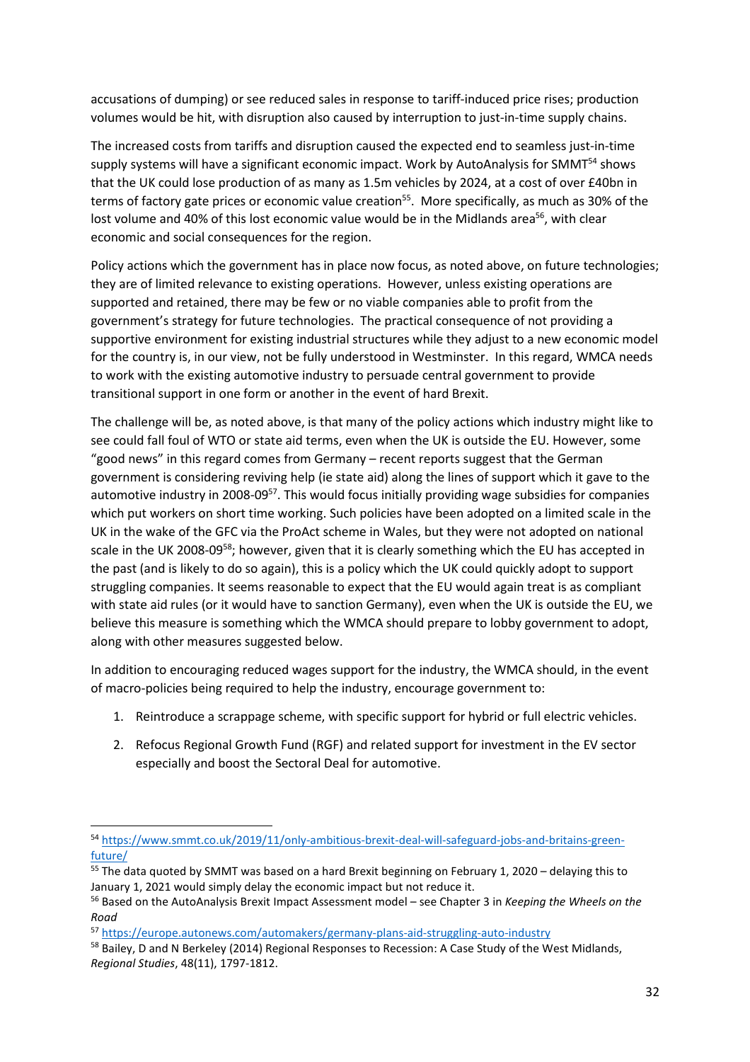accusations of dumping) or see reduced sales in response to tariff-induced price rises; production volumes would be hit, with disruption also caused by interruption to just-in-time supply chains.

The increased costs from tariffs and disruption caused the expected end to seamless just-in-time supply systems will have a significant economic impact. Work by AutoAnalysis for SMMT[54] shows that the UK could lose production of as many as 1.5m vehicles by 2024, at a cost of over £40bn in terms of factory gate prices or economic value creation[55]. More specifically, as much as 30% of the lost volume and 40% of this lost economic value would be in the Midlands area[56], with clear economic and social consequences for the region.

Policy actions which the government has in place now focus, as noted above, on future technologies; they are of limited relevance to existing operations. However, unless existing operations are supported and retained, there may be few or no viable companies able to profit from the government's strategy for future technologies. The practical consequence of not providing a supportive environment for existing industrial structures while they adjust to a new economic model for the country is, in our view, not be fully understood in Westminster. In this regard, WMCA needs to work with the existing automotive industry to persuade central government to provide transitional support in one form or another in the event of hard Brexit.

The challenge will be, as noted above, is that many of the policy actions which industry might like to see could fall foul of WTO or state aid terms, even when the UK is outside the EU. However, some "good news" in this regard comes from Germany – recent reports suggest that the German government is considering reviving help (ie state aid) along the lines of support which it gave to the automotive industry in 2008-09[57]. This would focus initially providing wage subsidies for companies which put workers on short time working. Such policies have been adopted on a limited scale in the UK in the wake of the GFC via the ProAct scheme in Wales, but they were not adopted on national scale in the UK 2008-09[58]; however, given that it is clearly something which the EU has accepted in the past (and is likely to do so again), this is a policy which the UK could quickly adopt to support struggling companies. It seems reasonable to expect that the EU would again treat is as compliant with state aid rules (or it would have to sanction Germany), even when the UK is outside the EU, we believe this measure is something which the WMCA should prepare to lobby government to adopt, along with other measures suggested below.

In addition to encouraging reduced wages support for the industry, the WMCA should, in the event of macro-policies being required to help the industry, encourage government to:

1. Reintroduce a scrappage scheme, with specific support for hybrid or full electric vehicles.
2. Refocus Regional Growth Fund (RGF) and related support for investment in the EV sector especially and boost the Sectoral Deal for automotive.

---

[54] https://www.smmt.co.uk/2019/11/only-ambitious-brexit-deal-will-safeguard-jobs-and-britains-green-future/

[55] The data quoted by SMMT was based on a hard Brexit beginning on February 1, 2020 – delaying this to January 1, 2021 would simply delay the economic impact but not reduce it.

[56] Based on the AutoAnalysis Brexit Impact Assessment model – see Chapter 3 in *Keeping the Wheels on the Road*

[57] https://europe.autonews.com/automakers/germany-plans-aid-struggling-auto-industry

[58] Bailey, D and N Berkeley (2014) Regional Responses to Recession: A Case Study of the West Midlands, *Regional Studies*, 48(11), 1797-1812.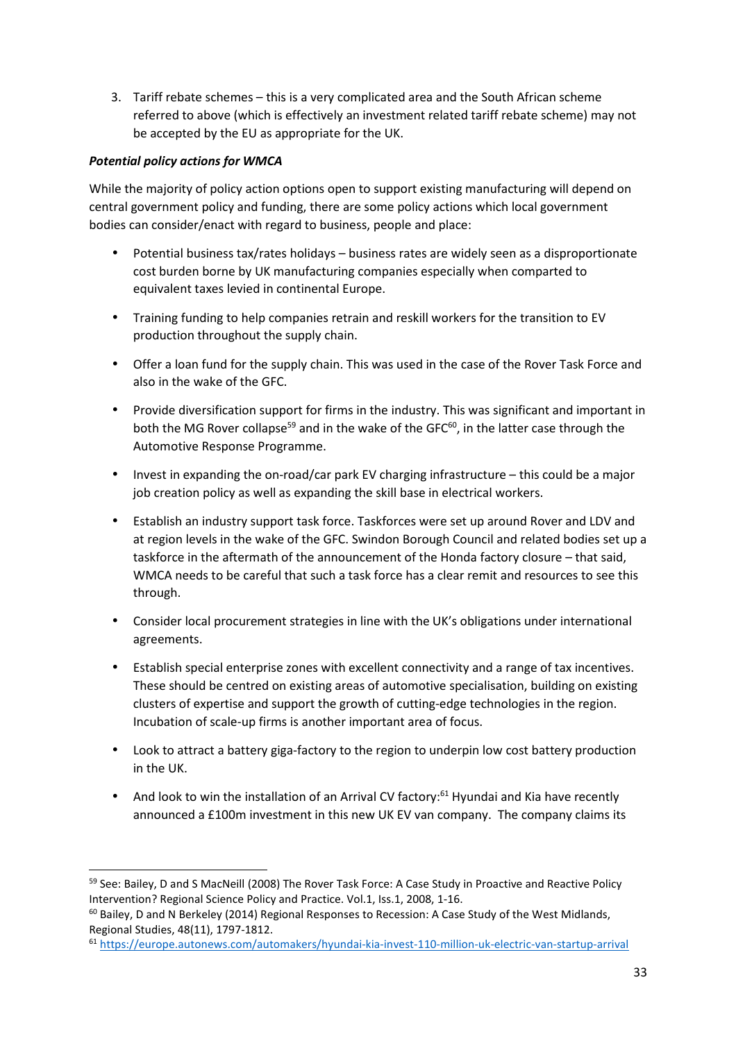3. Tariff rebate schemes – this is a very complicated area and the South African scheme referred to above (which is effectively an investment related tariff rebate scheme) may not be accepted by the EU as appropriate for the UK.

***Potential policy actions for WMCA***

While the majority of policy action options open to support existing manufacturing will depend on central government policy and funding, there are some policy actions which local government bodies can consider/enact with regard to business, people and place:

- Potential business tax/rates holidays – business rates are widely seen as a disproportionate cost burden borne by UK manufacturing companies especially when comparted to equivalent taxes levied in continental Europe.
- Training funding to help companies retrain and reskill workers for the transition to EV production throughout the supply chain.
- Offer a loan fund for the supply chain. This was used in the case of the Rover Task Force and also in the wake of the GFC.
- Provide diversification support for firms in the industry. This was significant and important in both the MG Rover collapse[59] and in the wake of the GFC[60], in the latter case through the Automotive Response Programme.
- Invest in expanding the on-road/car park EV charging infrastructure – this could be a major job creation policy as well as expanding the skill base in electrical workers.
- Establish an industry support task force. Taskforces were set up around Rover and LDV and at region levels in the wake of the GFC. Swindon Borough Council and related bodies set up a taskforce in the aftermath of the announcement of the Honda factory closure – that said, WMCA needs to be careful that such a task force has a clear remit and resources to see this through.
- Consider local procurement strategies in line with the UK's obligations under international agreements.
- Establish special enterprise zones with excellent connectivity and a range of tax incentives. These should be centred on existing areas of automotive specialisation, building on existing clusters of expertise and support the growth of cutting-edge technologies in the region. Incubation of scale-up firms is another important area of focus.
- Look to attract a battery giga-factory to the region to underpin low cost battery production in the UK.
- And look to win the installation of an Arrival CV factory:[61] Hyundai and Kia have recently announced a £100m investment in this new UK EV van company. The company claims its

---

[59] See: Bailey, D and S MacNeill (2008) The Rover Task Force: A Case Study in Proactive and Reactive Policy Intervention? Regional Science Policy and Practice. Vol.1, Iss.1, 2008, 1-16.

[60] Bailey, D and N Berkeley (2014) Regional Responses to Recession: A Case Study of the West Midlands, Regional Studies, 48(11), 1797-1812.

[61] https://europe.autonews.com/automakers/hyundai-kia-invest-110-million-uk-electric-van-startup-arrival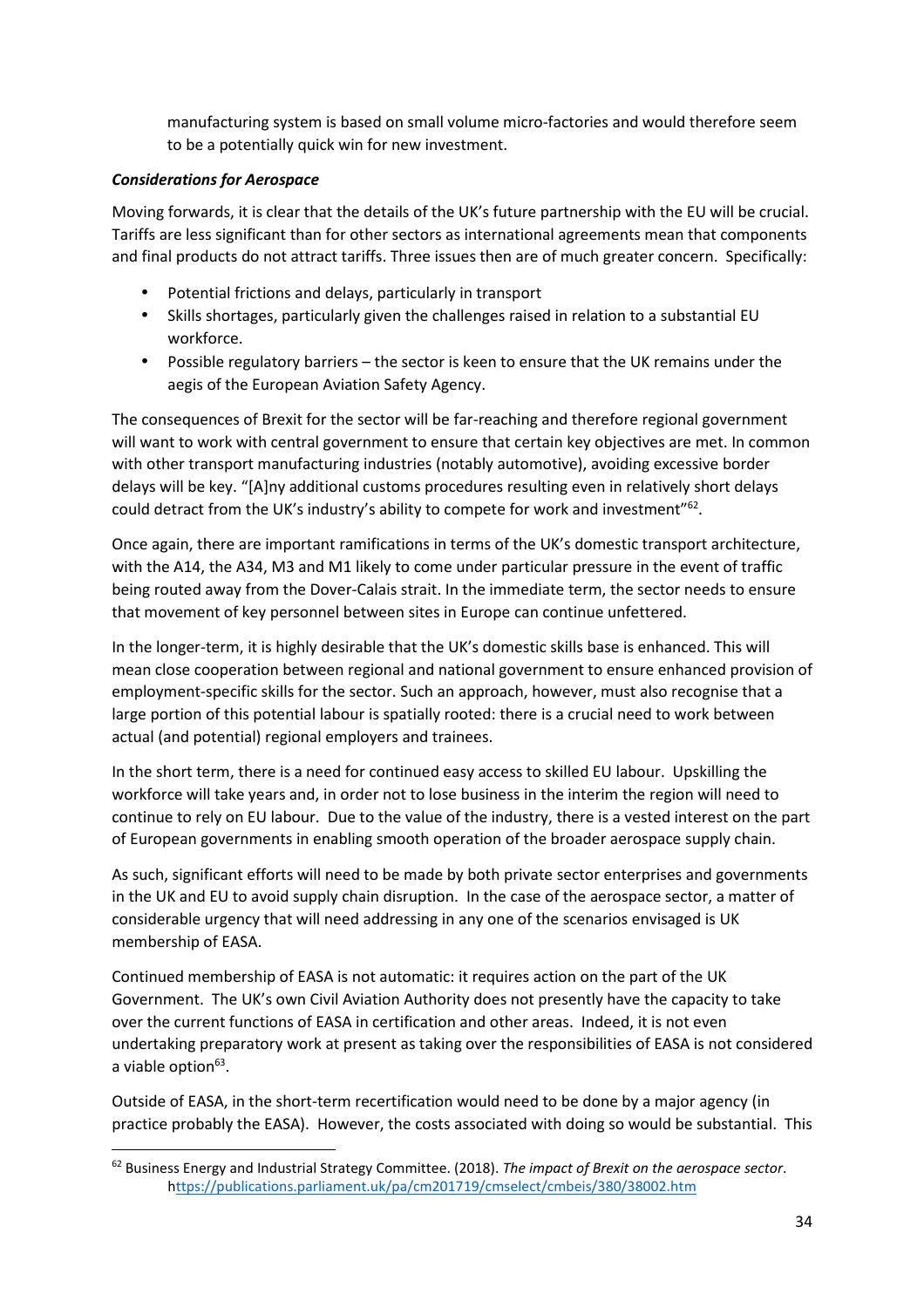manufacturing system is based on small volume micro-factories and would therefore seem to be a potentially quick win for new investment.

***Considerations for Aerospace***

Moving forwards, it is clear that the details of the UK's future partnership with the EU will be crucial. Tariffs are less significant than for other sectors as international agreements mean that components and final products do not attract tariffs. Three issues then are of much greater concern. Specifically:

- Potential frictions and delays, particularly in transport
- Skills shortages, particularly given the challenges raised in relation to a substantial EU workforce.
- Possible regulatory barriers – the sector is keen to ensure that the UK remains under the aegis of the European Aviation Safety Agency.

The consequences of Brexit for the sector will be far-reaching and therefore regional government will want to work with central government to ensure that certain key objectives are met. In common with other transport manufacturing industries (notably automotive), avoiding excessive border delays will be key. "[A]ny additional customs procedures resulting even in relatively short delays could detract from the UK's industry's ability to compete for work and investment"[62].

Once again, there are important ramifications in terms of the UK's domestic transport architecture, with the A14, the A34, M3 and M1 likely to come under particular pressure in the event of traffic being routed away from the Dover-Calais strait. In the immediate term, the sector needs to ensure that movement of key personnel between sites in Europe can continue unfettered.

In the longer-term, it is highly desirable that the UK's domestic skills base is enhanced. This will mean close cooperation between regional and national government to ensure enhanced provision of employment-specific skills for the sector. Such an approach, however, must also recognise that a large portion of this potential labour is spatially rooted: there is a crucial need to work between actual (and potential) regional employers and trainees.

In the short term, there is a need for continued easy access to skilled EU labour. Upskilling the workforce will take years and, in order not to lose business in the interim the region will need to continue to rely on EU labour. Due to the value of the industry, there is a vested interest on the part of European governments in enabling smooth operation of the broader aerospace supply chain.

As such, significant efforts will need to be made by both private sector enterprises and governments in the UK and EU to avoid supply chain disruption. In the case of the aerospace sector, a matter of considerable urgency that will need addressing in any one of the scenarios envisaged is UK membership of EASA.

Continued membership of EASA is not automatic: it requires action on the part of the UK Government. The UK's own Civil Aviation Authority does not presently have the capacity to take over the current functions of EASA in certification and other areas. Indeed, it is not even undertaking preparatory work at present as taking over the responsibilities of EASA is not considered a viable option[63].

Outside of EASA, in the short-term recertification would need to be done by a major agency (in practice probably the EASA). However, the costs associated with doing so would be substantial. This

[62] Business Energy and Industrial Strategy Committee. (2018). *The impact of Brexit on the aerospace sector*. https://publications.parliament.uk/pa/cm201719/cmselect/cmbeis/380/38002.htm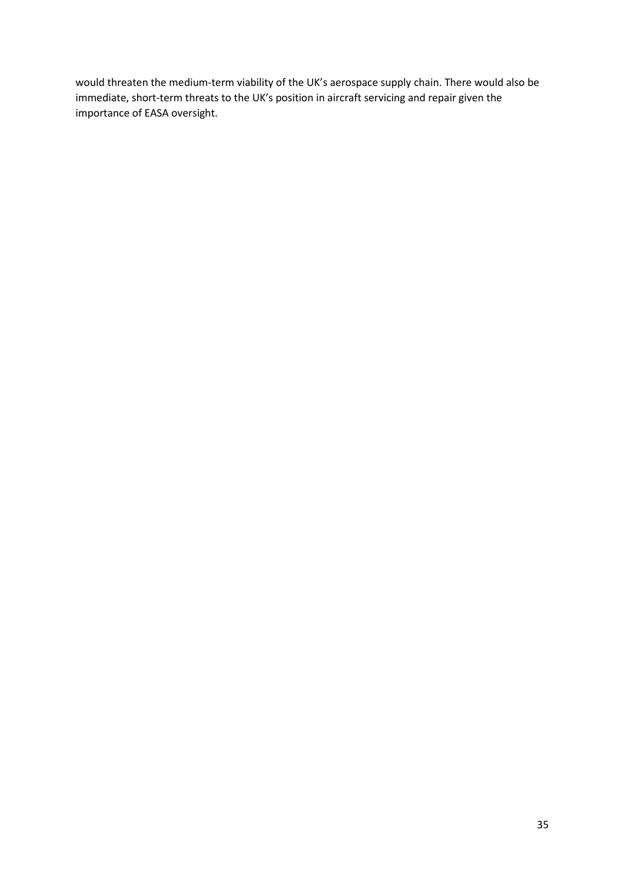would threaten the medium-term viability of the UK's aerospace supply chain. There would also be immediate, short-term threats to the UK's position in aircraft servicing and repair given the importance of EASA oversight.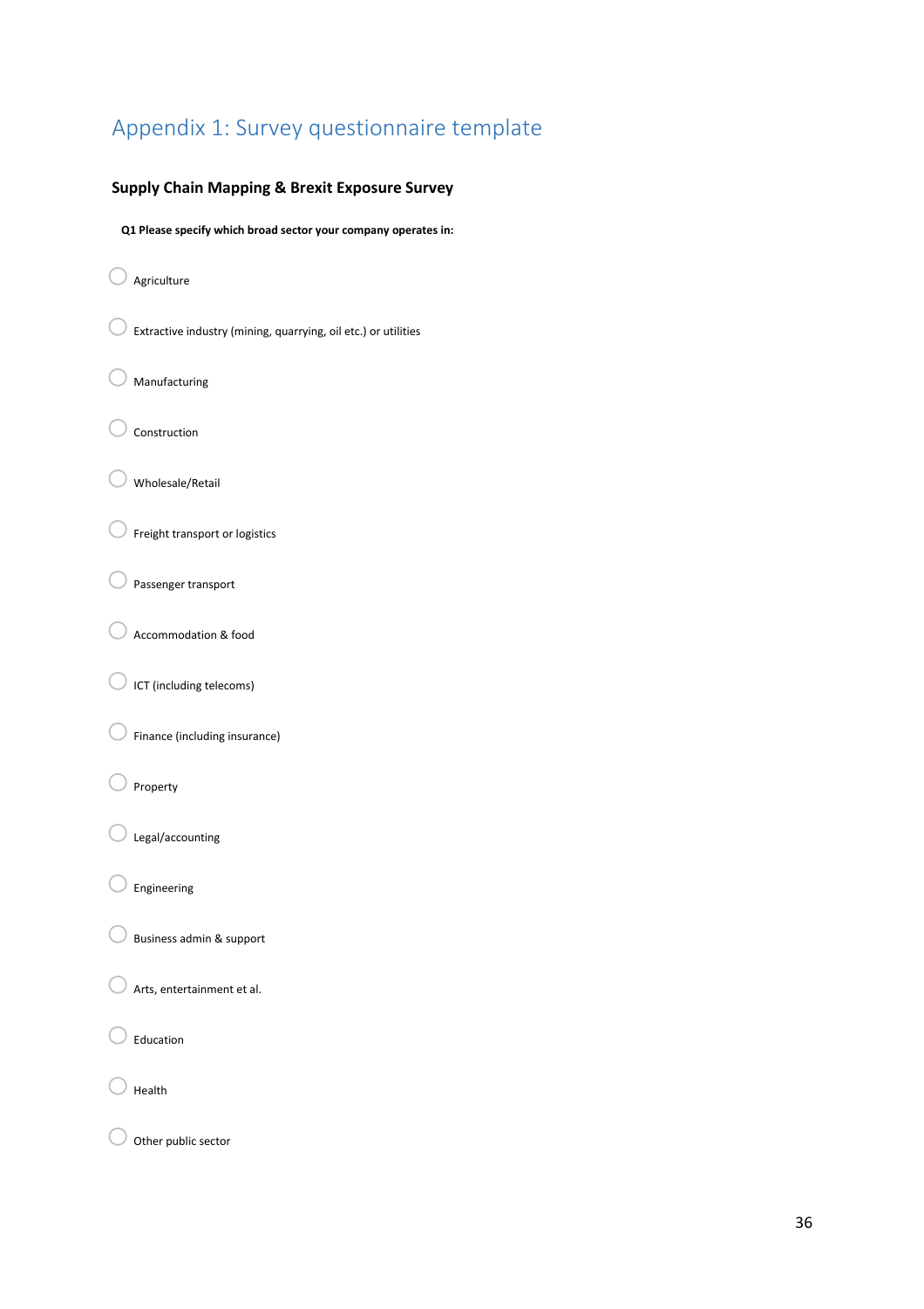# Appendix 1: Survey questionnaire template

### Supply Chain Mapping & Brexit Exposure Survey

**Q1 Please specify which broad sector your company operates in:**

- ◯ Agriculture
- ◯ Extractive industry (mining, quarrying, oil etc.) or utilities
- ◯ Manufacturing
- ◯ Construction
- ◯ Wholesale/Retail
- ◯ Freight transport or logistics
- ◯ Passenger transport
- ◯ Accommodation & food
- ◯ ICT (including telecoms)
- ◯ Finance (including insurance)
- ◯ Property
- ◯ Legal/accounting
- ◯ Engineering
- ◯ Business admin & support
- ◯ Arts, entertainment et al.
- ◯ Education
- ◯ Health
- ◯ Other public sector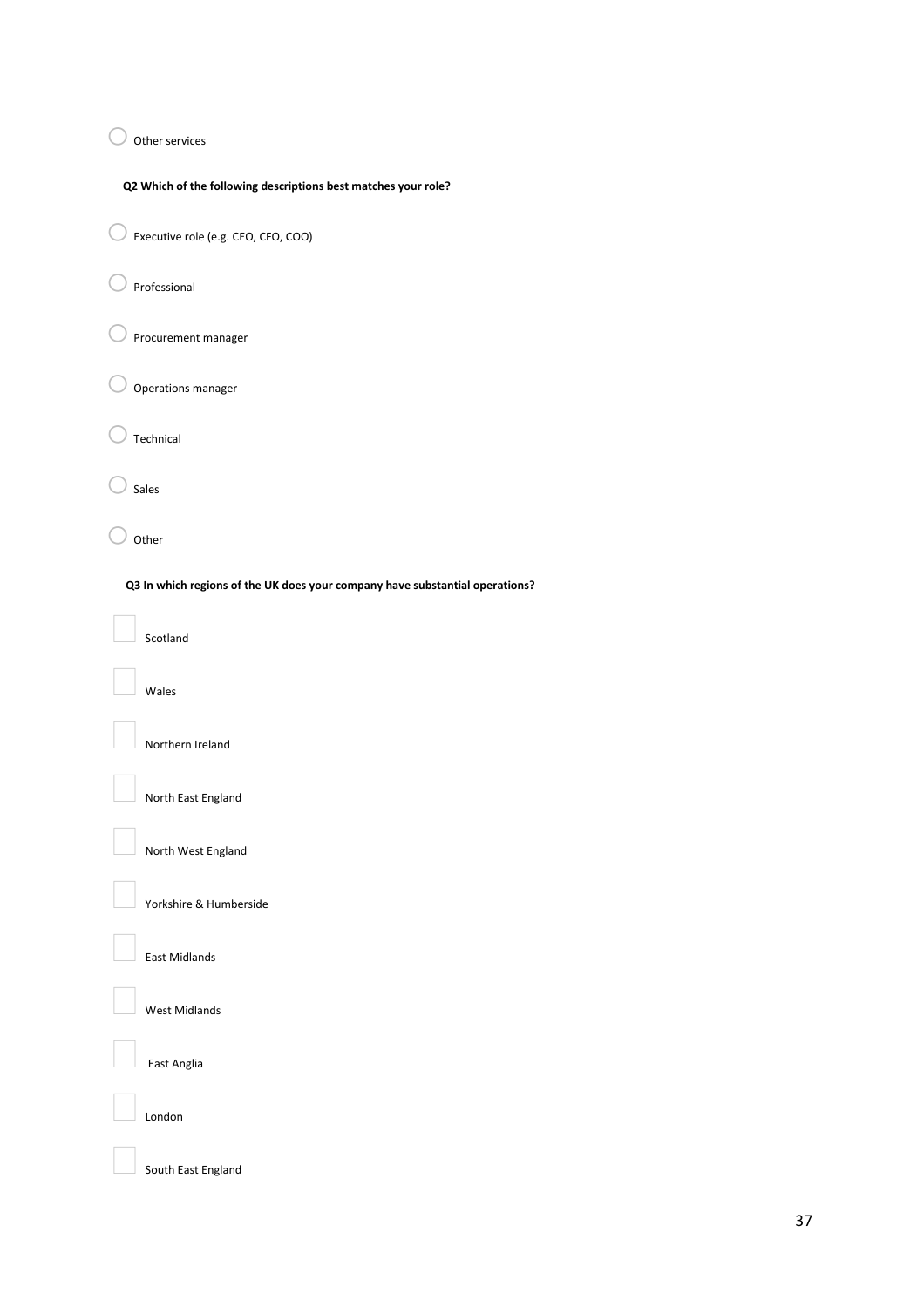○ Other services

**Q2 Which of the following descriptions best matches your role?**

○ Executive role (e.g. CEO, CFO, COO)

○ Professional

○ Procurement manager

○ Operations manager

○ Technical

○ Sales

○ Other

**Q3 In which regions of the UK does your company have substantial operations?**

☐ Scotland

☐ Wales

☐ Northern Ireland

☐ North East England

☐ North West England

☐ Yorkshire & Humberside

☐ East Midlands

☐ West Midlands

☐ East Anglia

☐ London

☐ South East England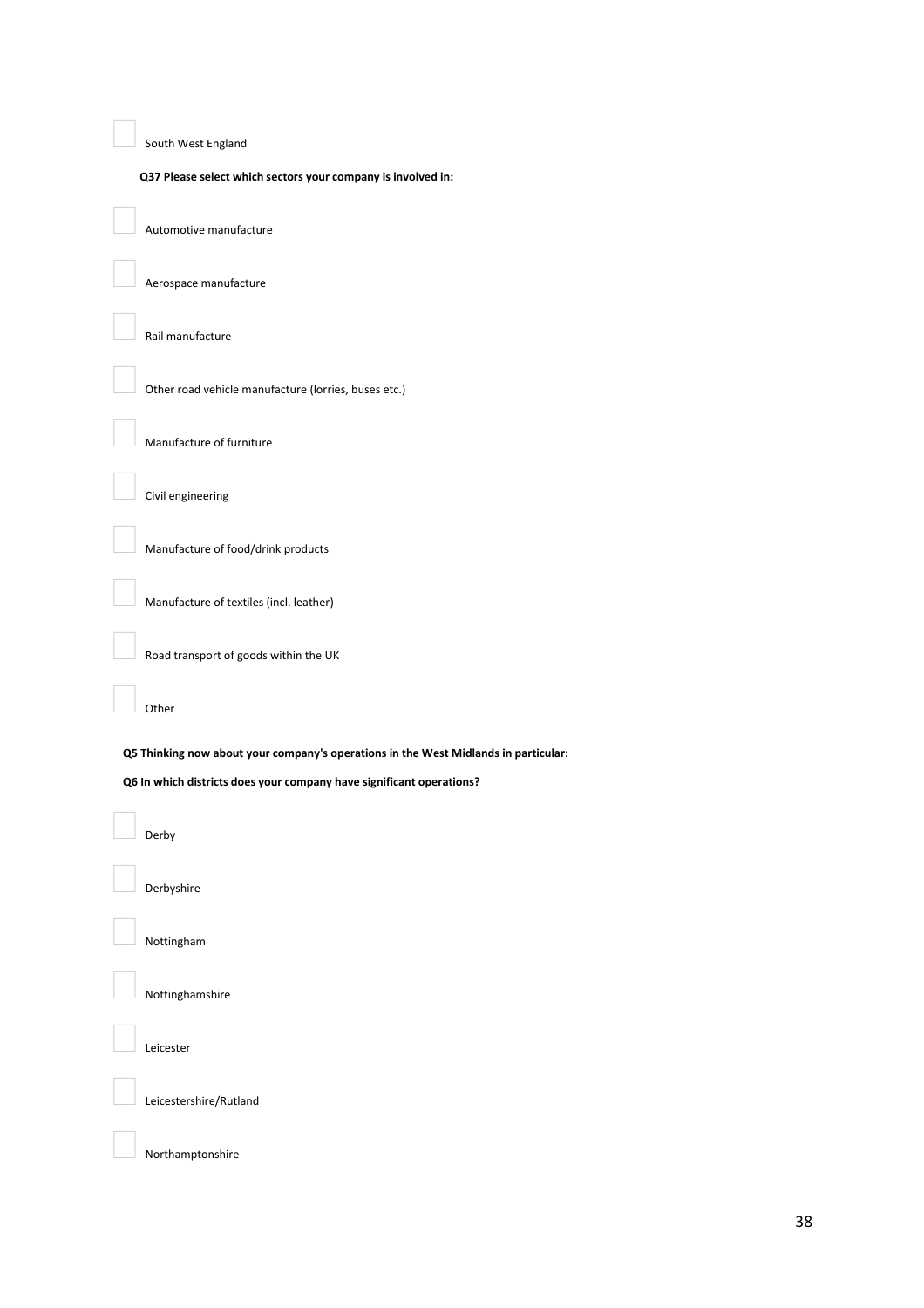- [ ] South West England

**Q37 Please select which sectors your company is involved in:**

- [ ] Automotive manufacture
- [ ] Aerospace manufacture
- [ ] Rail manufacture
- [ ] Other road vehicle manufacture (lorries, buses etc.)
- [ ] Manufacture of furniture
- [ ] Civil engineering
- [ ] Manufacture of food/drink products
- [ ] Manufacture of textiles (incl. leather)
- [ ] Road transport of goods within the UK
- [ ] Other

**Q5 Thinking now about your company's operations in the West Midlands in particular:**

**Q6 In which districts does your company have significant operations?**

- [ ] Derby
- [ ] Derbyshire
- [ ] Nottingham
- [ ] Nottinghamshire
- [ ] Leicester
- [ ] Leicestershire/Rutland
- [ ] Northamptonshire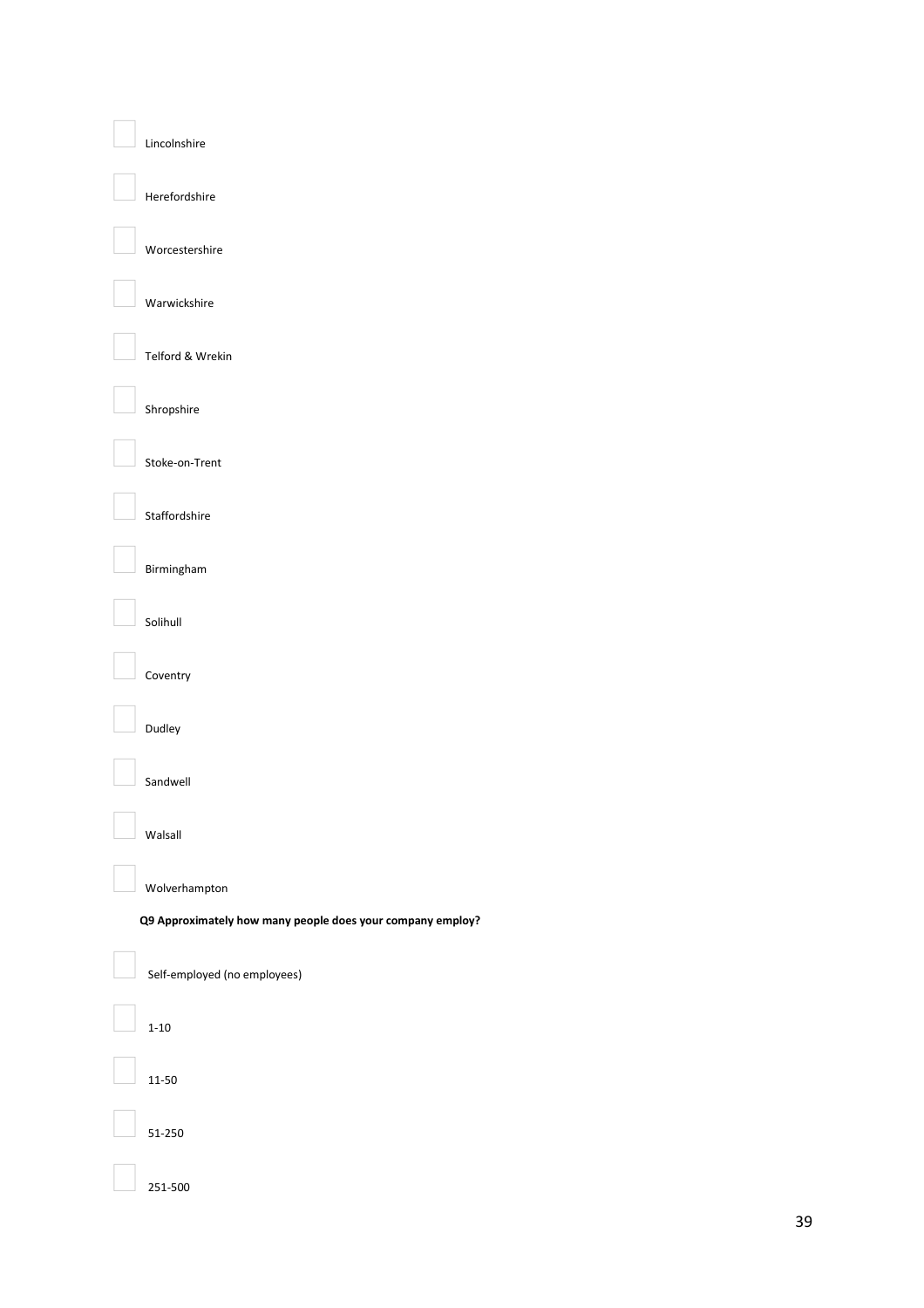- [ ] Lincolnshire
- [ ] Herefordshire
- [ ] Worcestershire
- [ ] Warwickshire
- [ ] Telford & Wrekin
- [ ] Shropshire
- [ ] Stoke-on-Trent
- [ ] Staffordshire
- [ ] Birmingham
- [ ] Solihull
- [ ] Coventry
- [ ] Dudley
- [ ] Sandwell
- [ ] Walsall
- [ ] Wolverhampton

**Q9 Approximately how many people does your company employ?**

- [ ] Self-employed (no employees)
- [ ] 1-10
- [ ] 11-50
- [ ] 51-250
- [ ] 251-500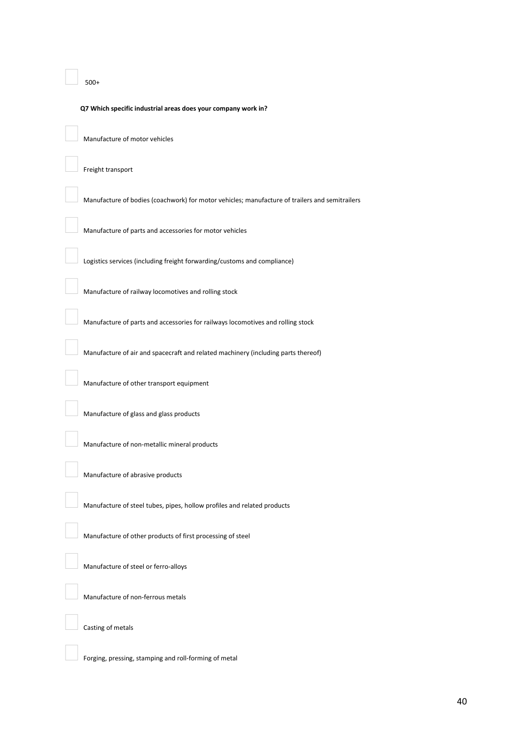- [ ] 500+

**Q7 Which specific industrial areas does your company work in?**

- [ ] Manufacture of motor vehicles
- [ ] Freight transport
- [ ] Manufacture of bodies (coachwork) for motor vehicles; manufacture of trailers and semitrailers
- [ ] Manufacture of parts and accessories for motor vehicles
- [ ] Logistics services (including freight forwarding/customs and compliance)
- [ ] Manufacture of railway locomotives and rolling stock
- [ ] Manufacture of parts and accessories for railways locomotives and rolling stock
- [ ] Manufacture of air and spacecraft and related machinery (including parts thereof)
- [ ] Manufacture of other transport equipment
- [ ] Manufacture of glass and glass products
- [ ] Manufacture of non-metallic mineral products
- [ ] Manufacture of abrasive products
- [ ] Manufacture of steel tubes, pipes, hollow profiles and related products
- [ ] Manufacture of other products of first processing of steel
- [ ] Manufacture of steel or ferro-alloys
- [ ] Manufacture of non-ferrous metals
- [ ] Casting of metals
- [ ] Forging, pressing, stamping and roll-forming of metal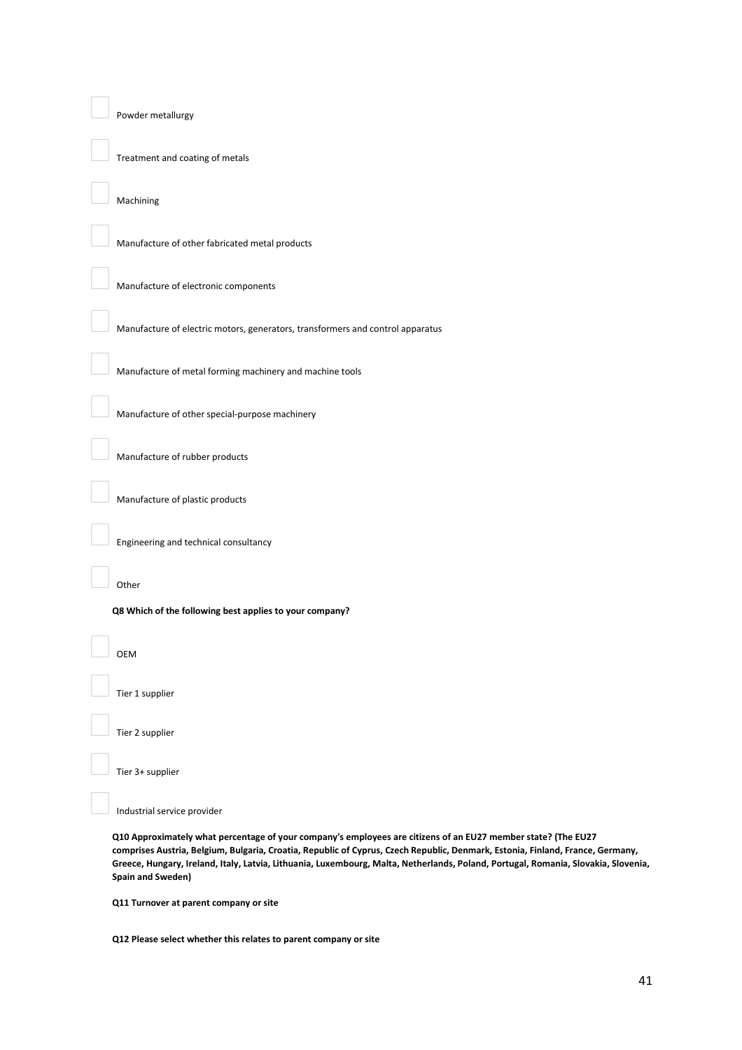- [ ] Powder metallurgy
- [ ] Treatment and coating of metals
- [ ] Machining
- [ ] Manufacture of other fabricated metal products
- [ ] Manufacture of electronic components
- [ ] Manufacture of electric motors, generators, transformers and control apparatus
- [ ] Manufacture of metal forming machinery and machine tools
- [ ] Manufacture of other special-purpose machinery
- [ ] Manufacture of rubber products
- [ ] Manufacture of plastic products
- [ ] Engineering and technical consultancy
- [ ] Other

**Q8 Which of the following best applies to your company?**

- [ ] OEM
- [ ] Tier 1 supplier
- [ ] Tier 2 supplier
- [ ] Tier 3+ supplier
- [ ] Industrial service provider

**Q10 Approximately what percentage of your company's employees are citizens of an EU27 member state? (The EU27 comprises Austria, Belgium, Bulgaria, Croatia, Republic of Cyprus, Czech Republic, Denmark, Estonia, Finland, France, Germany, Greece, Hungary, Ireland, Italy, Latvia, Lithuania, Luxembourg, Malta, Netherlands, Poland, Portugal, Romania, Slovakia, Slovenia, Spain and Sweden)**

**Q11 Turnover at parent company or site**

**Q12 Please select whether this relates to parent company or site**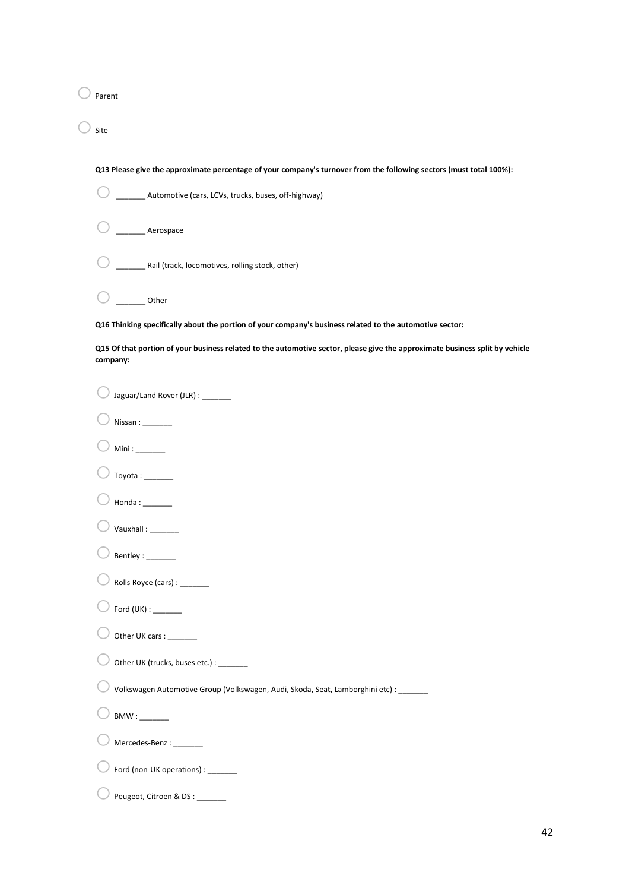○ Parent

○ Site

**Q13 Please give the approximate percentage of your company's turnover from the following sectors (must total 100%):**

○ _______ Automotive (cars, LCVs, trucks, buses, off-highway)

○ _______ Aerospace

○ _______ Rail (track, locomotives, rolling stock, other)

○ _______ Other

**Q16 Thinking specifically about the portion of your company's business related to the automotive sector:**

**Q15 Of that portion of your business related to the automotive sector, please give the approximate business split by vehicle company:**

○ Jaguar/Land Rover (JLR) : _______

○ Nissan : _______

○ Mini : _______

○ Toyota : _______

○ Honda : _______

○ Vauxhall : _______

○ Bentley : _______

○ Rolls Royce (cars) : _______

○ Ford (UK) : _______

○ Other UK cars : _______

○ Other UK (trucks, buses etc.) : _______

○ Volkswagen Automotive Group (Volkswagen, Audi, Skoda, Seat, Lamborghini etc) : _______

○ BMW : _______

○ Mercedes-Benz : _______

○ Ford (non-UK operations) : _______

○ Peugeot, Citroen & DS : _______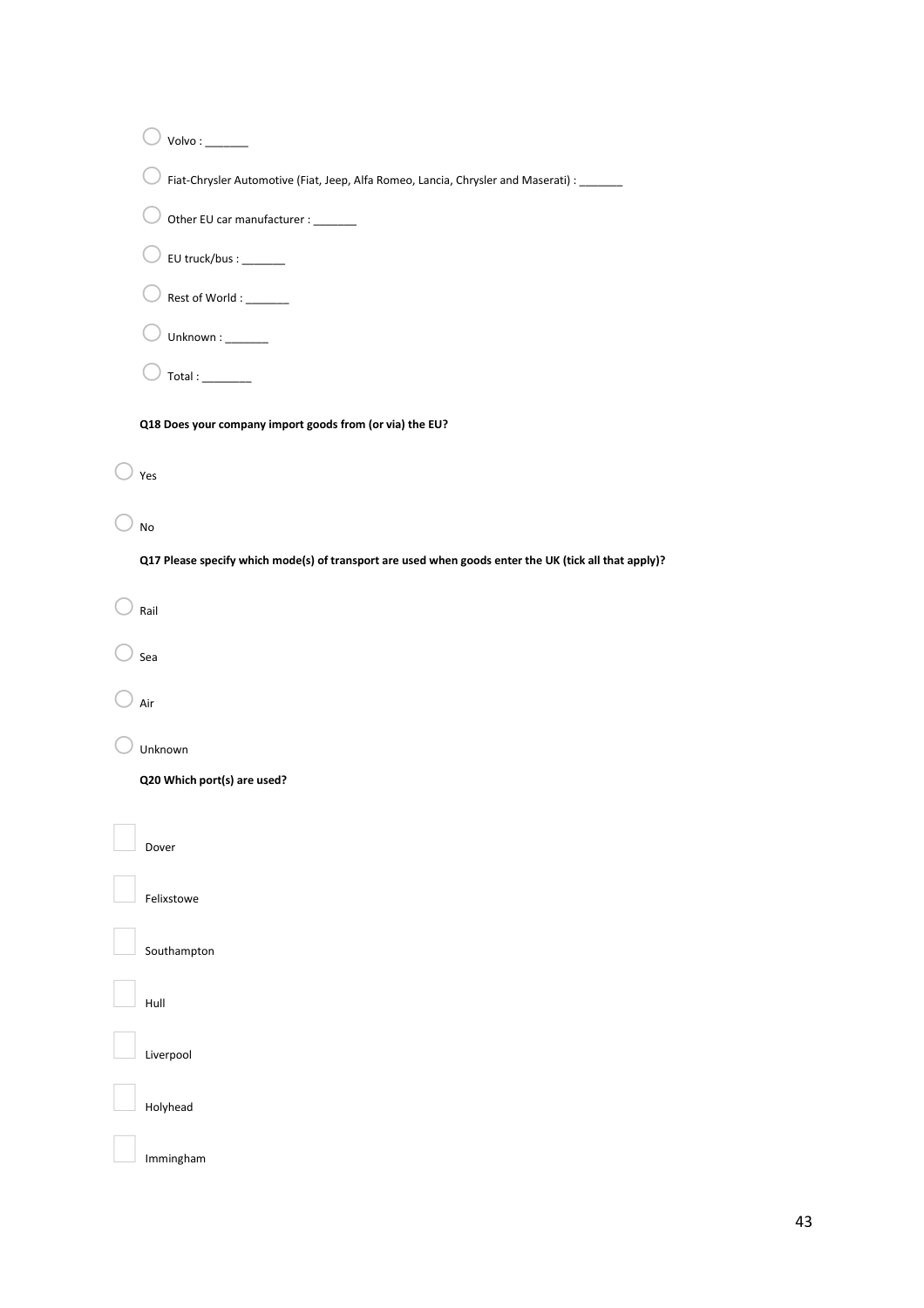- Volvo : _______
- Fiat-Chrysler Automotive (Fiat, Jeep, Alfa Romeo, Lancia, Chrysler and Maserati) : _______
- Other EU car manufacturer : _______
- EU truck/bus : _______
- Rest of World : _______
- Unknown : _______
- Total : ________

**Q18 Does your company import goods from (or via) the EU?**

- Yes
- No

**Q17 Please specify which mode(s) of transport are used when goods enter the UK (tick all that apply)?**

- Rail
- Sea
- Air
- Unknown

**Q20 Which port(s) are used?**

- [ ] Dover
- [ ] Felixstowe
- [ ] Southampton
- [ ] Hull
- [ ] Liverpool
- [ ] Holyhead
- [ ] Immingham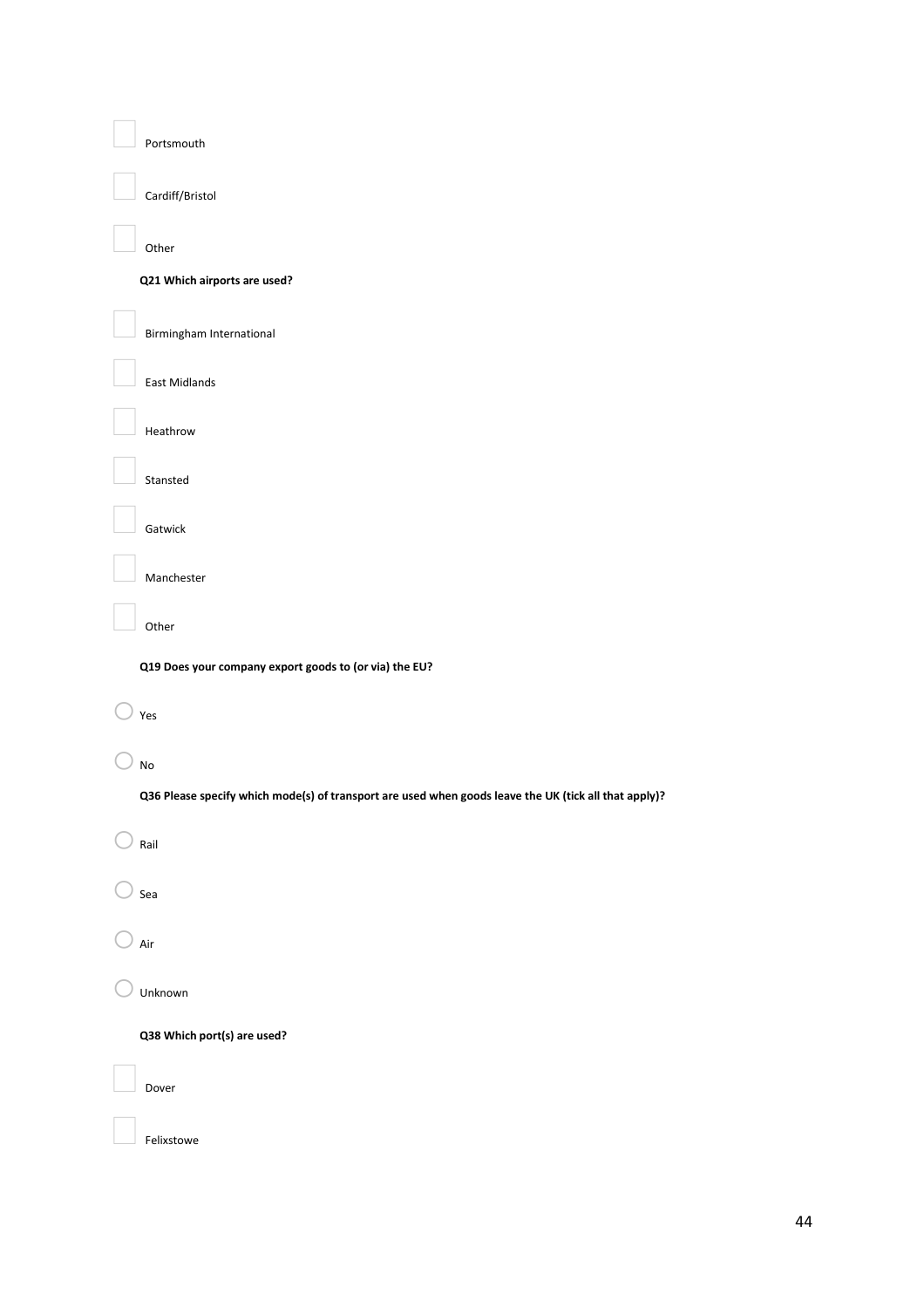- [ ] Portsmouth
- [ ] Cardiff/Bristol
- [ ] Other

**Q21 Which airports are used?**

- [ ] Birmingham International
- [ ] East Midlands
- [ ] Heathrow
- [ ] Stansted
- [ ] Gatwick
- [ ] Manchester
- [ ] Other

**Q19 Does your company export goods to (or via) the EU?**

○ Yes

○ No

**Q36 Please specify which mode(s) of transport are used when goods leave the UK (tick all that apply)?**

○ Rail

○ Sea

○ Air

○ Unknown

**Q38 Which port(s) are used?**

- [ ] Dover
- [ ] Felixstowe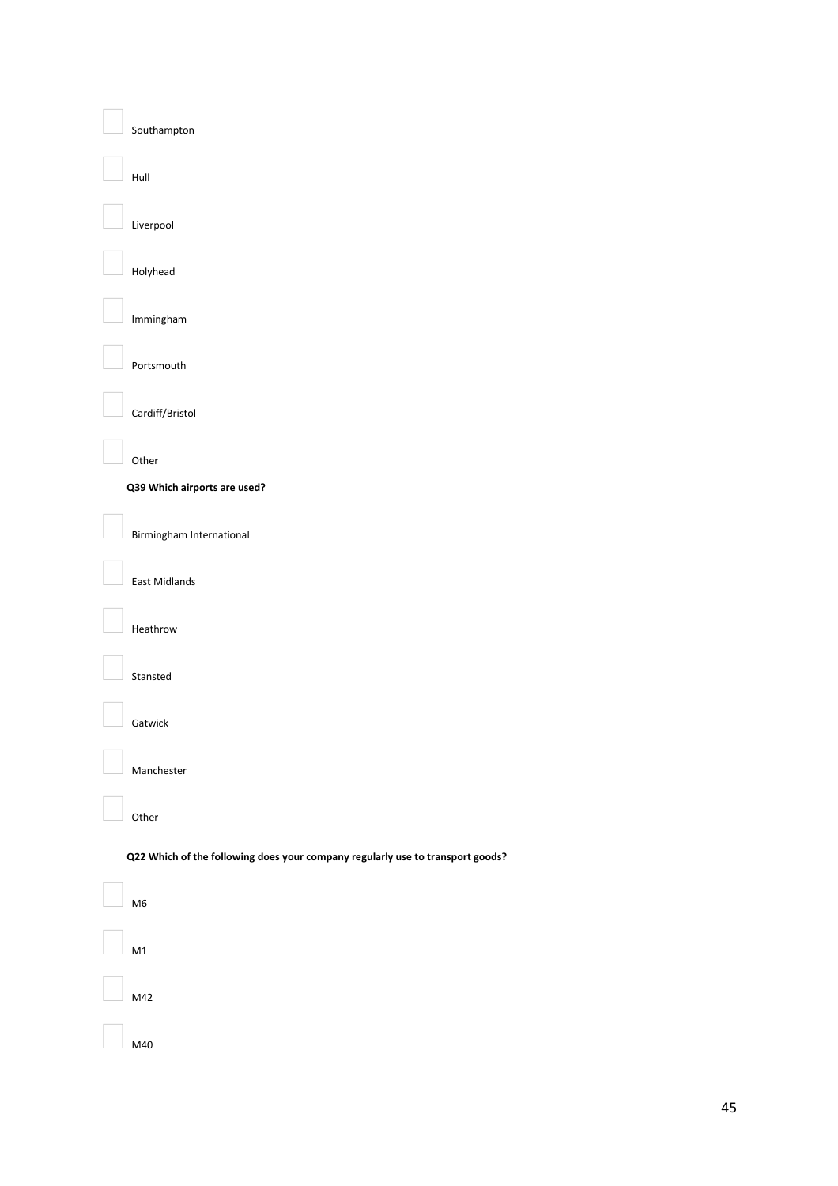- [ ] Southampton
- [ ] Hull
- [ ] Liverpool
- [ ] Holyhead
- [ ] Immingham
- [ ] Portsmouth
- [ ] Cardiff/Bristol
- [ ] Other

**Q39 Which airports are used?**

- [ ] Birmingham International
- [ ] East Midlands
- [ ] Heathrow
- [ ] Stansted
- [ ] Gatwick
- [ ] Manchester
- [ ] Other

**Q22 Which of the following does your company regularly use to transport goods?**

- [ ] M6
- [ ] M1
- [ ] M42
- [ ] M40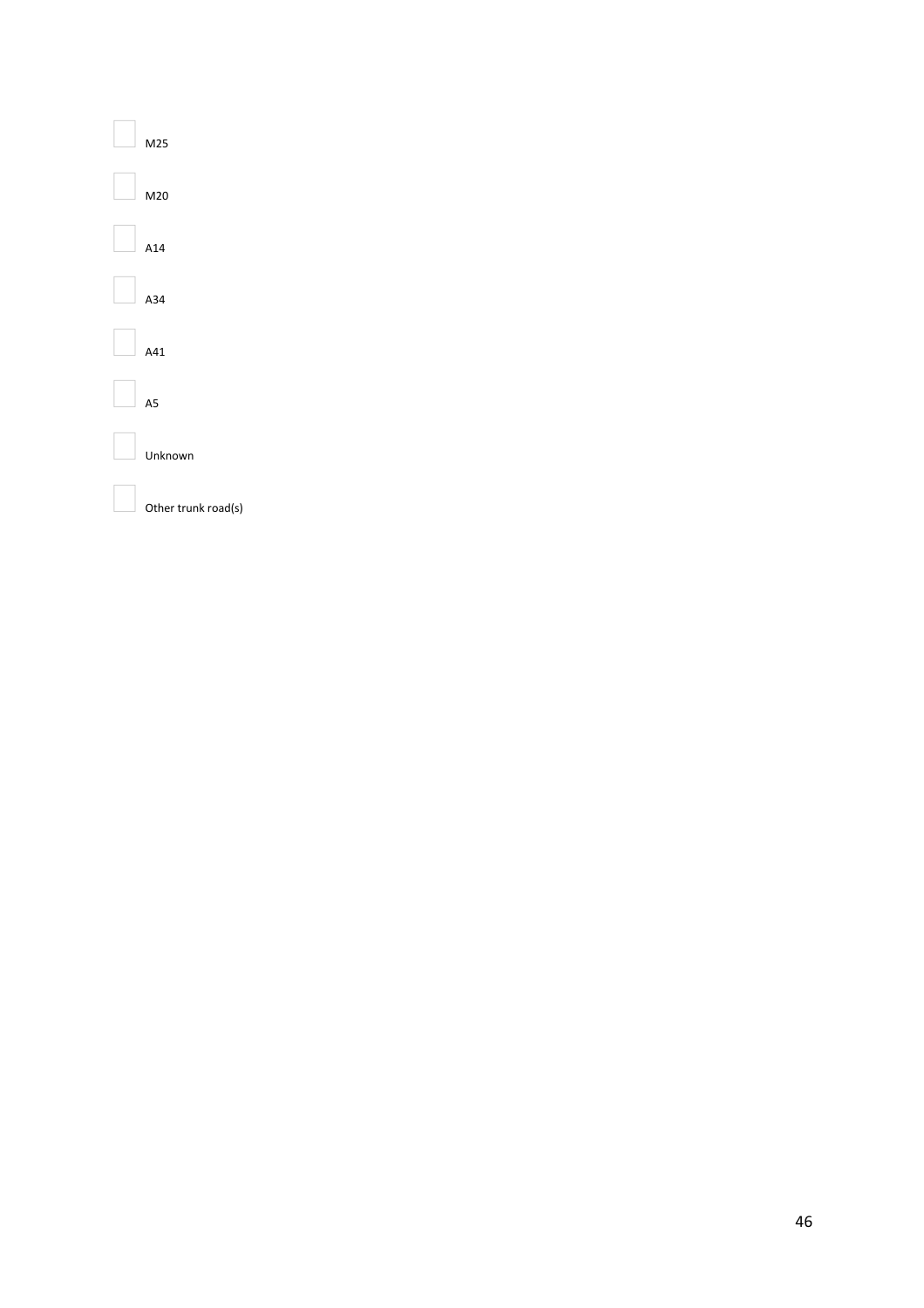- [ ] M25
- [ ] M20
- [ ] A14
- [ ] A34
- [ ] A41
- [ ] A5
- [ ] Unknown
- [ ] Other trunk road(s)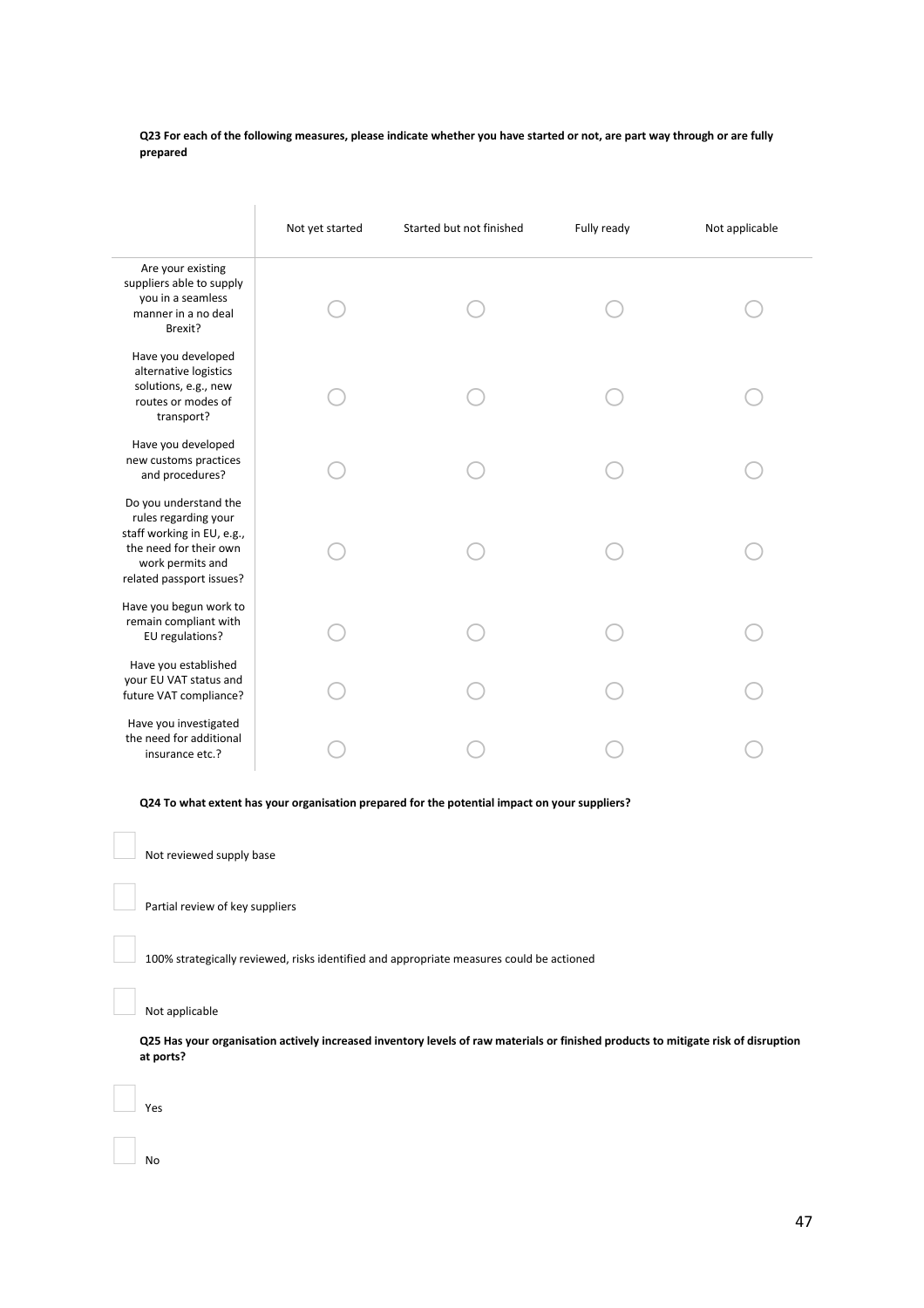**Q23 For each of the following measures, please indicate whether you have started or not, are part way through or are fully prepared**

| | Not yet started | Started but not finished | Fully ready | Not applicable |
|---|---|---|---|---|
| Are your existing suppliers able to supply you in a seamless manner in a no deal Brexit? | ◯ | ◯ | ◯ | ◯ |
| Have you developed alternative logistics solutions, e.g., new routes or modes of transport? | ◯ | ◯ | ◯ | ◯ |
| Have you developed new customs practices and procedures? | ◯ | ◯ | ◯ | ◯ |
| Do you understand the rules regarding your staff working in EU, e.g., the need for their own work permits and related passport issues? | ◯ | ◯ | ◯ | ◯ |
| Have you begun work to remain compliant with EU regulations? | ◯ | ◯ | ◯ | ◯ |
| Have you established your EU VAT status and future VAT compliance? | ◯ | ◯ | ◯ | ◯ |
| Have you investigated the need for additional insurance etc.? | ◯ | ◯ | ◯ | ◯ |

**Q24 To what extent has your organisation prepared for the potential impact on your suppliers?**

- ☐ Not reviewed supply base
- ☐ Partial review of key suppliers
- ☐ 100% strategically reviewed, risks identified and appropriate measures could be actioned
- ☐ Not applicable

**Q25 Has your organisation actively increased inventory levels of raw materials or finished products to mitigate risk of disruption at ports?**

- ☐ Yes
- ☐ No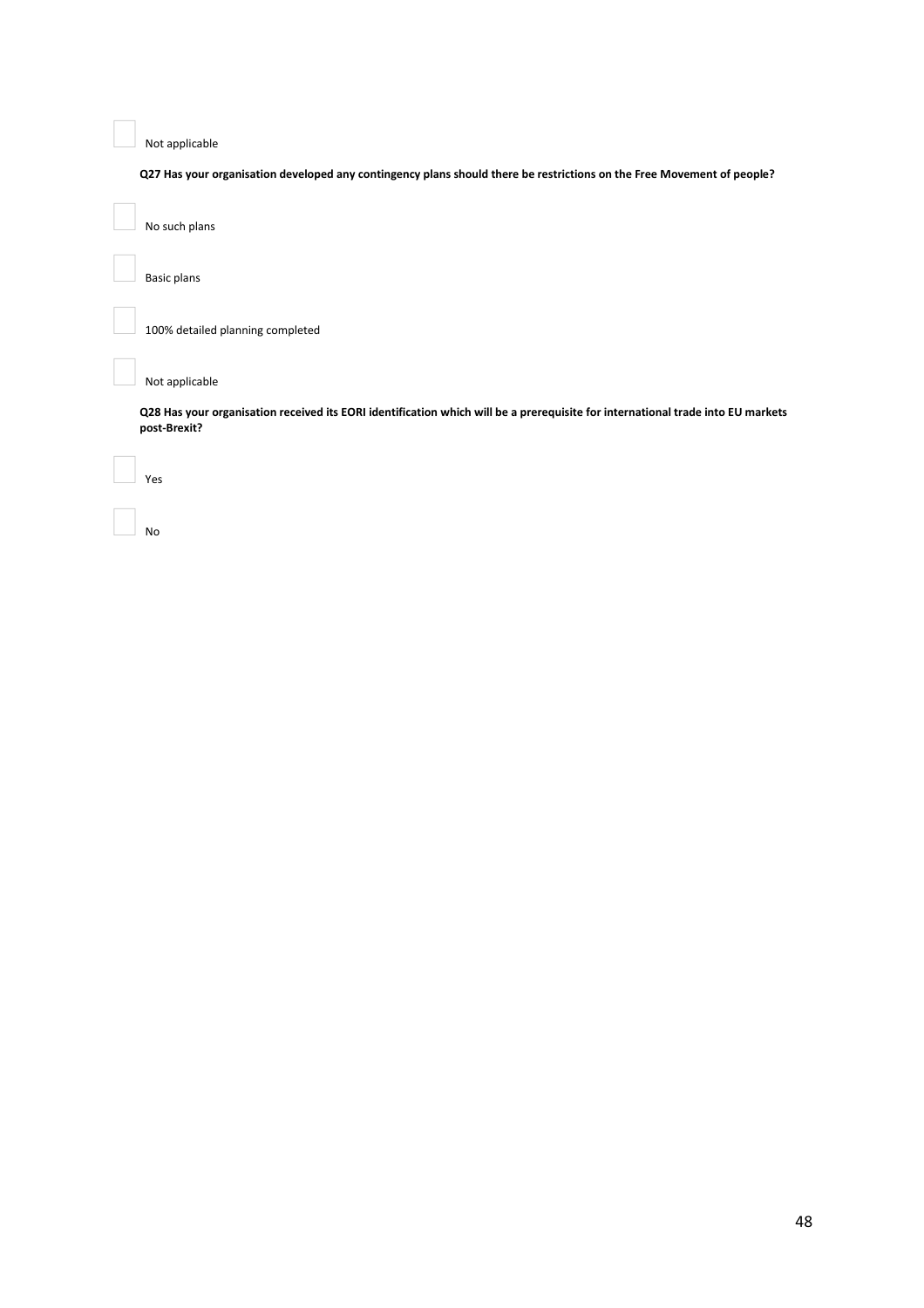- [ ] Not applicable

**Q27 Has your organisation developed any contingency plans should there be restrictions on the Free Movement of people?**

- [ ] No such plans

- [ ] Basic plans

- [ ] 100% detailed planning completed

- [ ] Not applicable

**Q28 Has your organisation received its EORI identification which will be a prerequisite for international trade into EU markets post-Brexit?**

- [ ] Yes

- [ ] No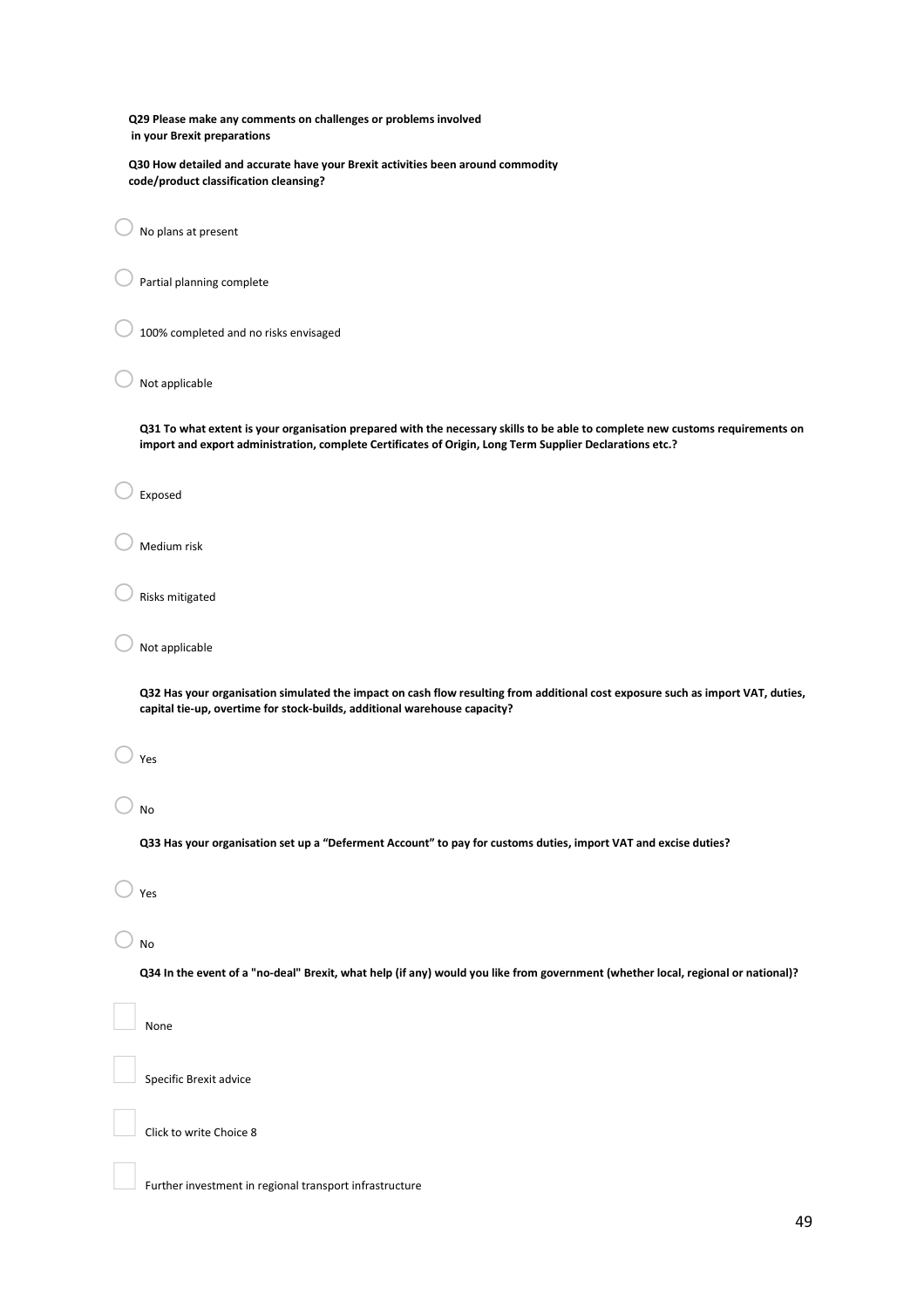**Q29 Please make any comments on challenges or problems involved in your Brexit preparations**

**Q30 How detailed and accurate have your Brexit activities been around commodity code/product classification cleansing?**

- ○ No plans at present
- ○ Partial planning complete
- ○ 100% completed and no risks envisaged
- ○ Not applicable

**Q31 To what extent is your organisation prepared with the necessary skills to be able to complete new customs requirements on import and export administration, complete Certificates of Origin, Long Term Supplier Declarations etc.?**

- ○ Exposed
- ○ Medium risk
- ○ Risks mitigated
- ○ Not applicable

**Q32 Has your organisation simulated the impact on cash flow resulting from additional cost exposure such as import VAT, duties, capital tie-up, overtime for stock-builds, additional warehouse capacity?**

- ○ Yes
- ○ No

**Q33 Has your organisation set up a "Deferment Account" to pay for customs duties, import VAT and excise duties?**

- ○ Yes
- ○ No

**Q34 In the event of a "no-deal" Brexit, what help (if any) would you like from government (whether local, regional or national)?**

- ☐ None
- ☐ Specific Brexit advice
- ☐ Click to write Choice 8
- ☐ Further investment in regional transport infrastructure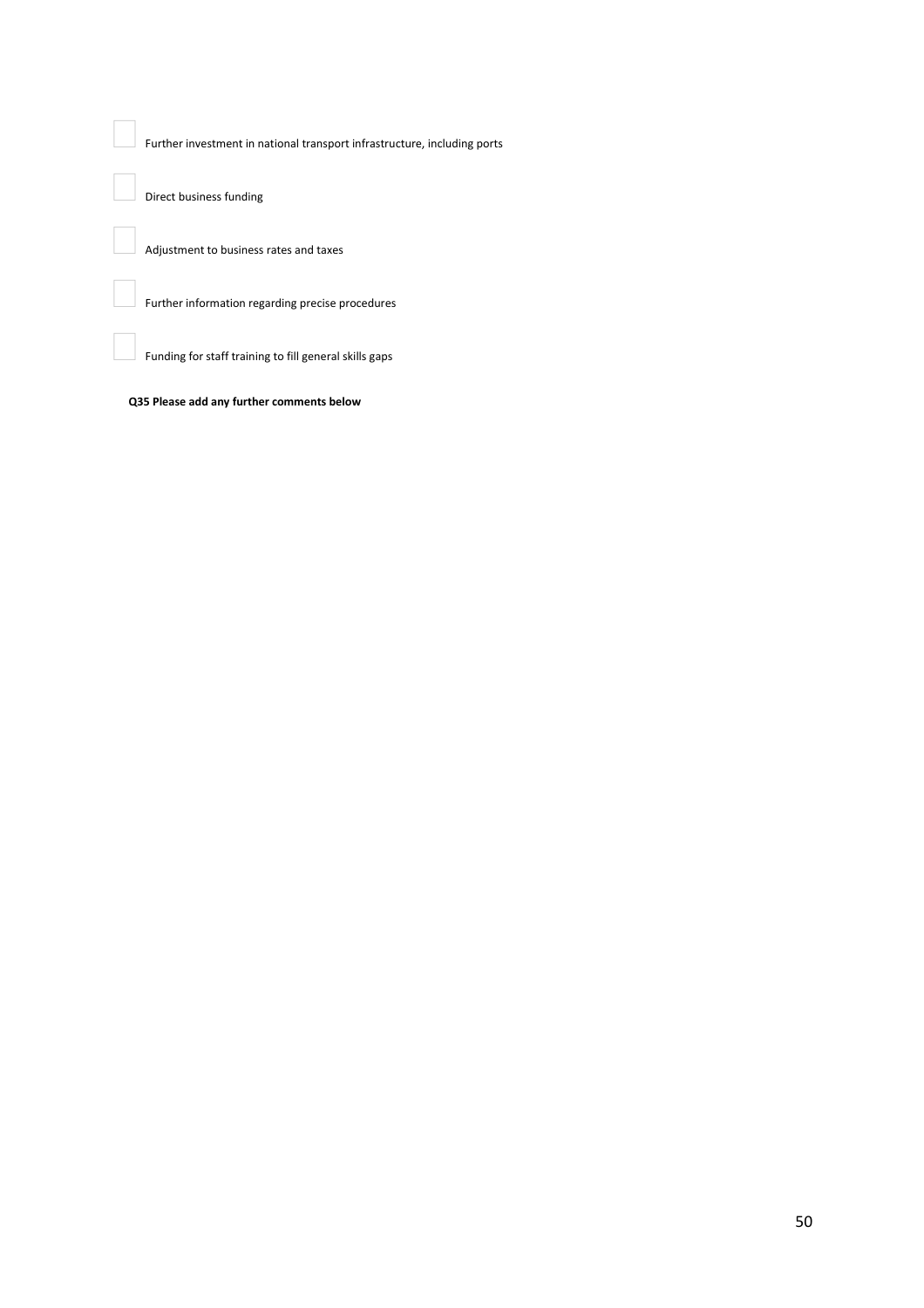- [ ] Further investment in national transport infrastructure, including ports
- [ ] Direct business funding
- [ ] Adjustment to business rates and taxes
- [ ] Further information regarding precise procedures
- [ ] Funding for staff training to fill general skills gaps

**Q35 Please add any further comments below**